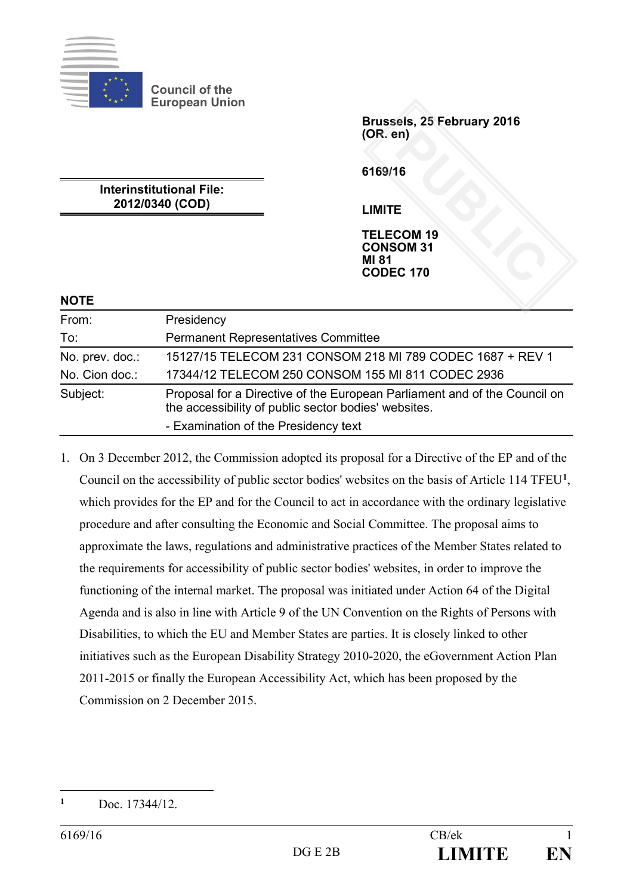Council of the European Union

Brussels, 25 February 2016
(OR. en)

6169/16

LIMITE

TELECOM 19
CONSOM 31
MI 81
CODEC 170

**Interinstitutional File:**
**2012/0340 (COD)**

## NOTE

| | |
|---|---|
| From: | Presidency |
| To: | Permanent Representatives Committee |
| No. prev. doc.: | 15127/15 TELECOM 231 CONSOM 218 MI 789 CODEC 1687 + REV 1 |
| No. Cion doc.: | 17344/12 TELECOM 250 CONSOM 155 MI 811 CODEC 2936 |
| Subject: | Proposal for a Directive of the European Parliament and of the Council on the accessibility of public sector bodies' websites. <br> - Examination of the Presidency text |

1. On 3 December 2012, the Commission adopted its proposal for a Directive of the EP and of the Council on the accessibility of public sector bodies' websites on the basis of Article 114 TFEU[1], which provides for the EP and for the Council to act in accordance with the ordinary legislative procedure and after consulting the Economic and Social Committee. The proposal aims to approximate the laws, regulations and administrative practices of the Member States related to the requirements for accessibility of public sector bodies' websites, in order to improve the functioning of the internal market. The proposal was initiated under Action 64 of the Digital Agenda and is also in line with Article 9 of the UN Convention on the Rights of Persons with Disabilities, to which the EU and Member States are parties. It is closely linked to other initiatives such as the European Disability Strategy 2010-2020, the eGovernment Action Plan 2011-2015 or finally the European Accessibility Act, which has been proposed by the Commission on 2 December 2015.

[1] Doc. 17344/12.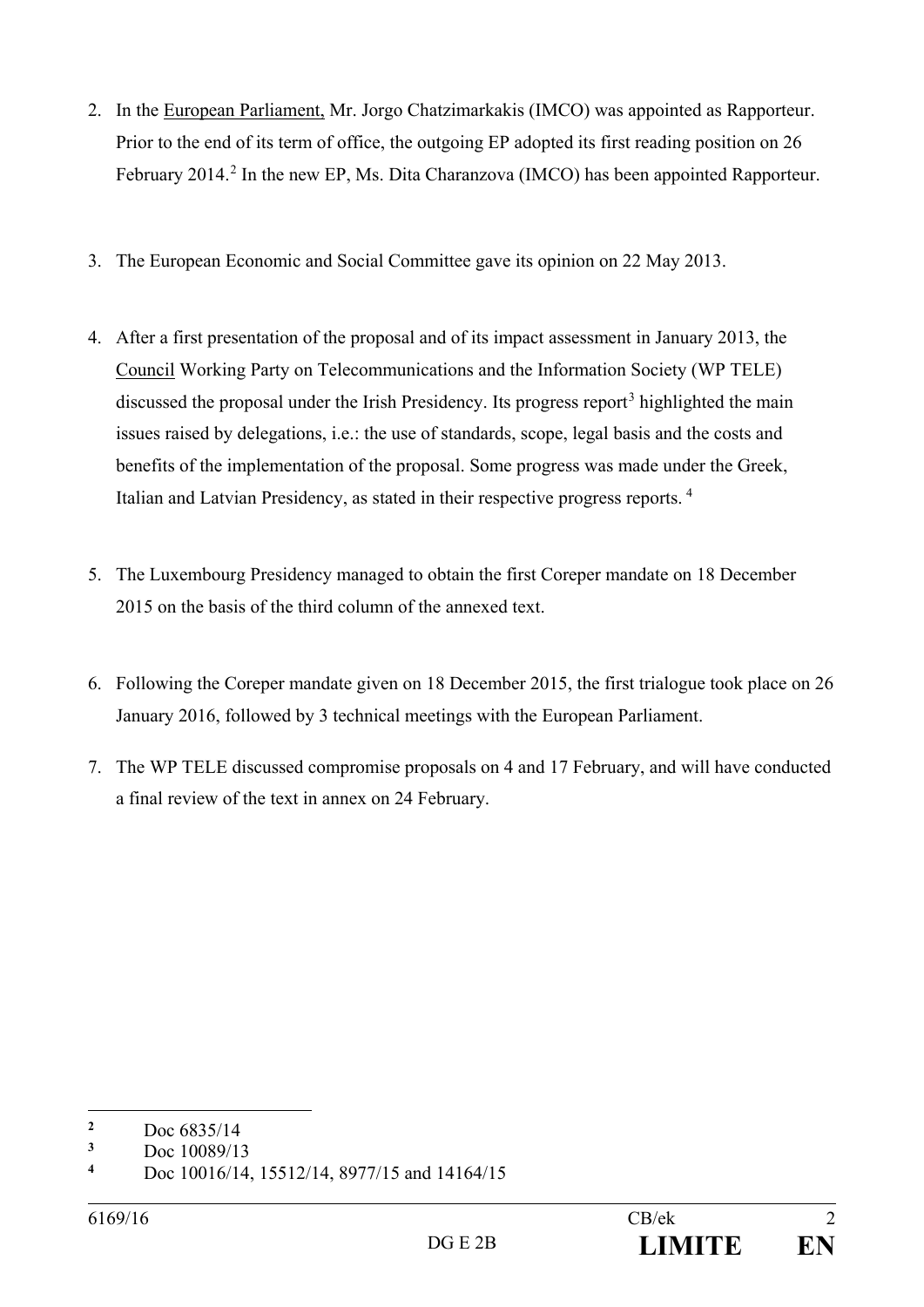2. In the European Parliament, Mr. Jorgo Chatzimarkakis (IMCO) was appointed as Rapporteur. Prior to the end of its term of office, the outgoing EP adopted its first reading position on 26 February 2014.[2] In the new EP, Ms. Dita Charanzova (IMCO) has been appointed Rapporteur.

3. The European Economic and Social Committee gave its opinion on 22 May 2013.

4. After a first presentation of the proposal and of its impact assessment in January 2013, the Council Working Party on Telecommunications and the Information Society (WP TELE) discussed the proposal under the Irish Presidency. Its progress report[3] highlighted the main issues raised by delegations, i.e.: the use of standards, scope, legal basis and the costs and benefits of the implementation of the proposal. Some progress was made under the Greek, Italian and Latvian Presidency, as stated in their respective progress reports.[4]

5. The Luxembourg Presidency managed to obtain the first Coreper mandate on 18 December 2015 on the basis of the third column of the annexed text.

6. Following the Coreper mandate given on 18 December 2015, the first trialogue took place on 26 January 2016, followed by 3 technical meetings with the European Parliament.

7. The WP TELE discussed compromise proposals on 4 and 17 February, and will have conducted a final review of the text in annex on 24 February.

---

[2] Doc 6835/14

[3] Doc 10089/13

[4] Doc 10016/14, 15512/14, 8977/15 and 14164/15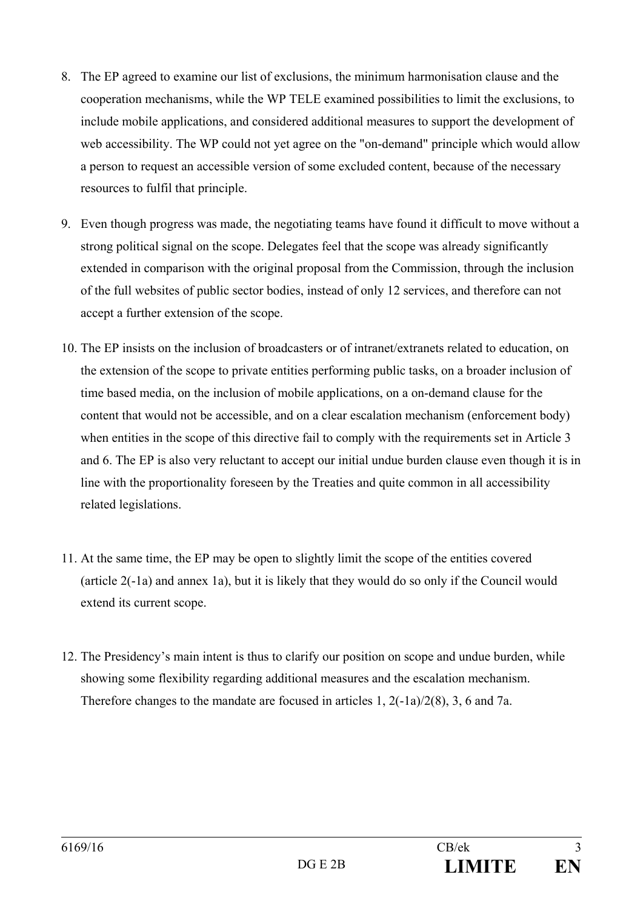8. The EP agreed to examine our list of exclusions, the minimum harmonisation clause and the cooperation mechanisms, while the WP TELE examined possibilities to limit the exclusions, to include mobile applications, and considered additional measures to support the development of web accessibility. The WP could not yet agree on the "on-demand" principle which would allow a person to request an accessible version of some excluded content, because of the necessary resources to fulfil that principle.

9. Even though progress was made, the negotiating teams have found it difficult to move without a strong political signal on the scope. Delegates feel that the scope was already significantly extended in comparison with the original proposal from the Commission, through the inclusion of the full websites of public sector bodies, instead of only 12 services, and therefore can not accept a further extension of the scope.

10. The EP insists on the inclusion of broadcasters or of intranet/extranets related to education, on the extension of the scope to private entities performing public tasks, on a broader inclusion of time based media, on the inclusion of mobile applications, on a on-demand clause for the content that would not be accessible, and on a clear escalation mechanism (enforcement body) when entities in the scope of this directive fail to comply with the requirements set in Article 3 and 6. The EP is also very reluctant to accept our initial undue burden clause even though it is in line with the proportionality foreseen by the Treaties and quite common in all accessibility related legislations.

11. At the same time, the EP may be open to slightly limit the scope of the entities covered (article 2(-1a) and annex 1a), but it is likely that they would do so only if the Council would extend its current scope.

12. The Presidency's main intent is thus to clarify our position on scope and undue burden, while showing some flexibility regarding additional measures and the escalation mechanism. Therefore changes to the mandate are focused in articles 1, 2(-1a)/2(8), 3, 6 and 7a.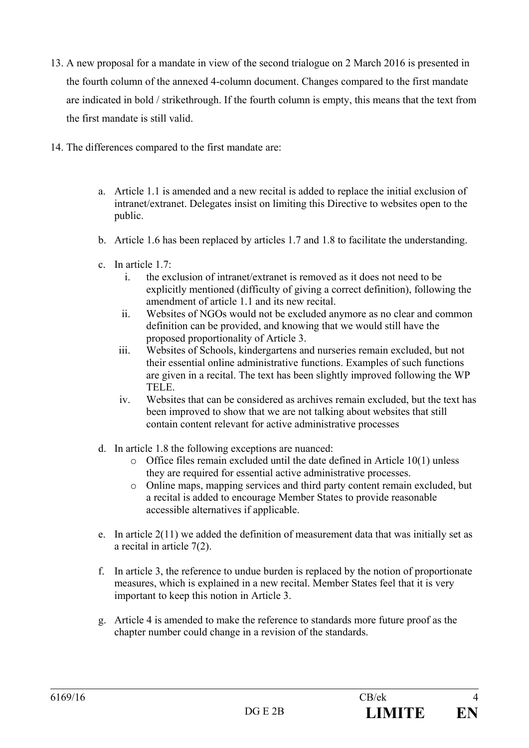13. A new proposal for a mandate in view of the second trialogue on 2 March 2016 is presented in the fourth column of the annexed 4-column document. Changes compared to the first mandate are indicated in bold / strikethrough. If the fourth column is empty, this means that the text from the first mandate is still valid.

14. The differences compared to the first mandate are:

    a. Article 1.1 is amended and a new recital is added to replace the initial exclusion of intranet/extranet. Delegates insist on limiting this Directive to websites open to the public.

    b. Article 1.6 has been replaced by articles 1.7 and 1.8 to facilitate the understanding.

    c. In article 1.7:
        i. the exclusion of intranet/extranet is removed as it does not need to be explicitly mentioned (difficulty of giving a correct definition), following the amendment of article 1.1 and its new recital.
        ii. Websites of NGOs would not be excluded anymore as no clear and common definition can be provided, and knowing that we would still have the proposed proportionality of Article 3.
        iii. Websites of Schools, kindergartens and nurseries remain excluded, but not their essential online administrative functions. Examples of such functions are given in a recital. The text has been slightly improved following the WP TELE.
        iv. Websites that can be considered as archives remain excluded, but the text has been improved to show that we are not talking about websites that still contain content relevant for active administrative processes

    d. In article 1.8 the following exceptions are nuanced:
        - Office files remain excluded until the date defined in Article 10(1) unless they are required for essential active administrative processes.
        - Online maps, mapping services and third party content remain excluded, but a recital is added to encourage Member States to provide reasonable accessible alternatives if applicable.

    e. In article 2(11) we added the definition of measurement data that was initially set as a recital in article 7(2).

    f. In article 3, the reference to undue burden is replaced by the notion of proportionate measures, which is explained in a new recital. Member States feel that it is very important to keep this notion in Article 3.

    g. Article 4 is amended to make the reference to standards more future proof as the chapter number could change in a revision of the standards.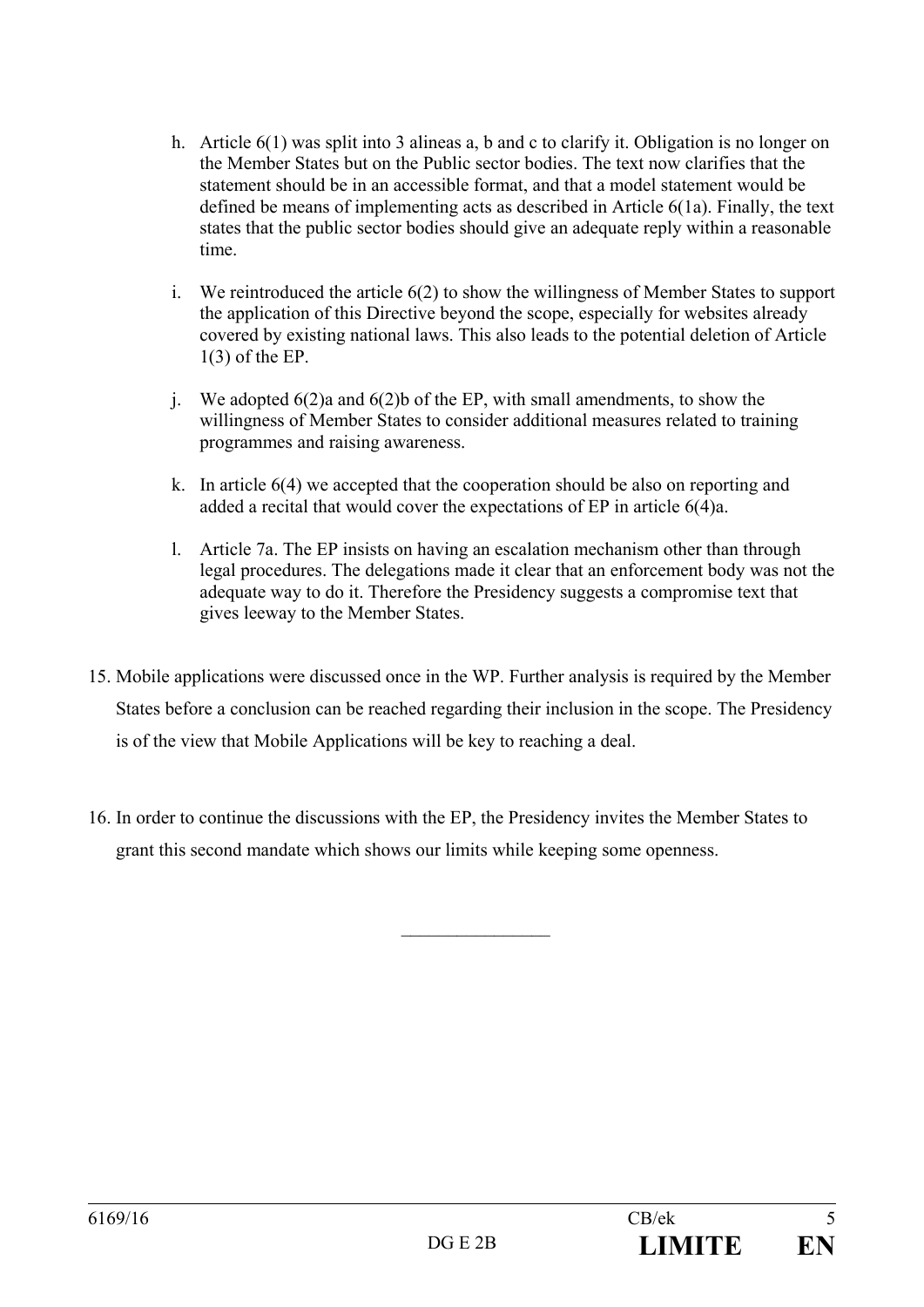h. Article 6(1) was split into 3 alineas a, b and c to clarify it. Obligation is no longer on the Member States but on the Public sector bodies. The text now clarifies that the statement should be in an accessible format, and that a model statement would be defined be means of implementing acts as described in Article 6(1a). Finally, the text states that the public sector bodies should give an adequate reply within a reasonable time.

i. We reintroduced the article 6(2) to show the willingness of Member States to support the application of this Directive beyond the scope, especially for websites already covered by existing national laws. This also leads to the potential deletion of Article 1(3) of the EP.

j. We adopted 6(2)a and 6(2)b of the EP, with small amendments, to show the willingness of Member States to consider additional measures related to training programmes and raising awareness.

k. In article 6(4) we accepted that the cooperation should be also on reporting and added a recital that would cover the expectations of EP in article 6(4)a.

l. Article 7a. The EP insists on having an escalation mechanism other than through legal procedures. The delegations made it clear that an enforcement body was not the adequate way to do it. Therefore the Presidency suggests a compromise text that gives leeway to the Member States.

15. Mobile applications were discussed once in the WP. Further analysis is required by the Member States before a conclusion can be reached regarding their inclusion in the scope. The Presidency is of the view that Mobile Applications will be key to reaching a deal.

16. In order to continue the discussions with the EP, the Presidency invites the Member States to grant this second mandate which shows our limits while keeping some openness.

________________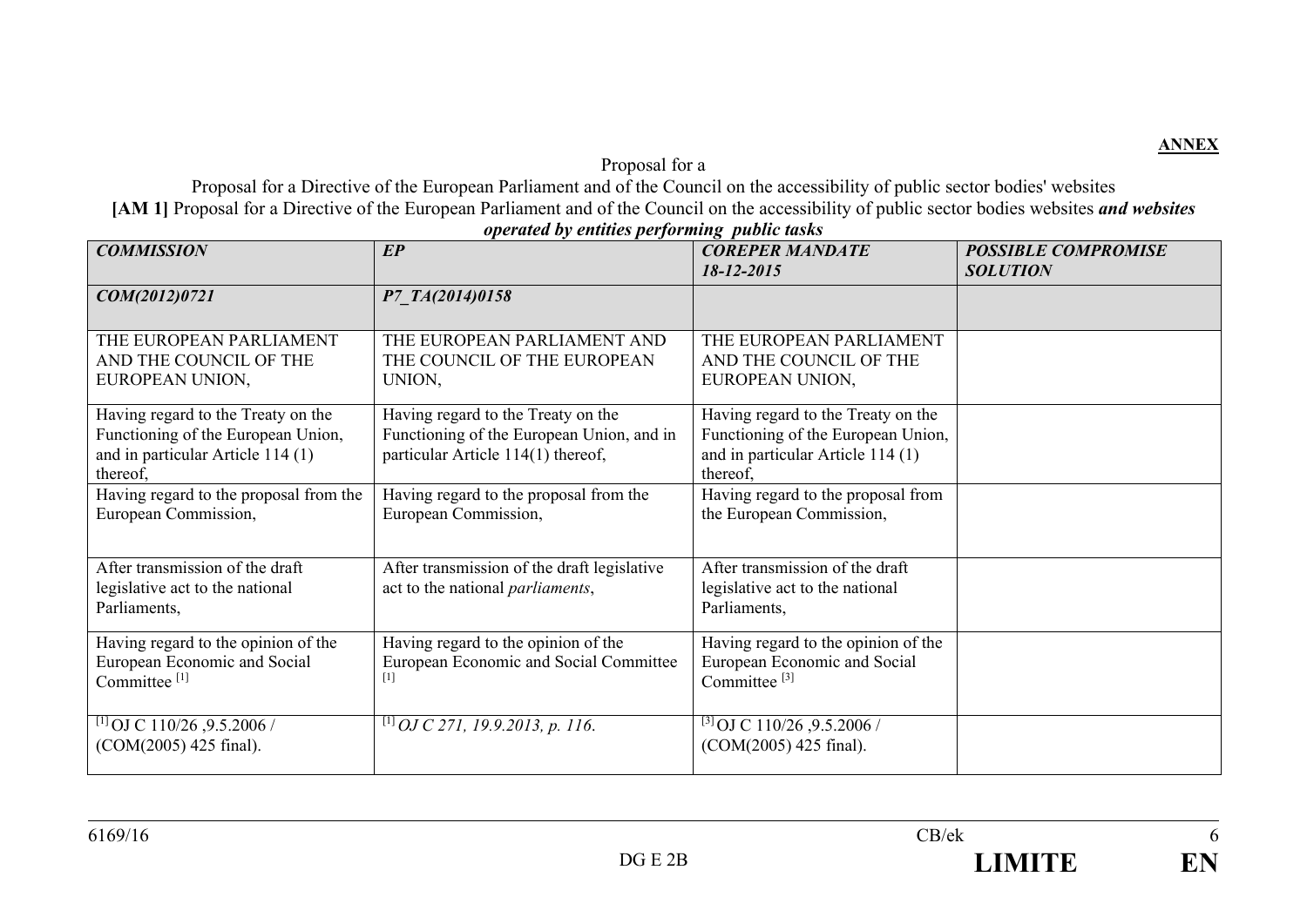**ANNEX**

Proposal for a

Proposal for a Directive of the European Parliament and of the Council on the accessibility of public sector bodies' websites

**[AM 1]** Proposal for a Directive of the European Parliament and of the Council on the accessibility of public sector bodies websites ***and websites operated by entities performing public tasks***

| ***COMMISSION*** | ***EP*** | ***COREPER MANDATE 18-12-2015*** | ***POSSIBLE COMPROMISE SOLUTION*** |
|---|---|---|---|
| ***COM(2012)0721*** | ***P7_TA(2014)0158*** | | |
| THE EUROPEAN PARLIAMENT AND THE COUNCIL OF THE EUROPEAN UNION, | THE EUROPEAN PARLIAMENT AND THE COUNCIL OF THE EUROPEAN UNION, | THE EUROPEAN PARLIAMENT AND THE COUNCIL OF THE EUROPEAN UNION, | |
| Having regard to the Treaty on the Functioning of the European Union, and in particular Article 114 (1) thereof, | Having regard to the Treaty on the Functioning of the European Union, and in particular Article 114(1) thereof, | Having regard to the Treaty on the Functioning of the European Union, and in particular Article 114 (1) thereof, | |
| Having regard to the proposal from the European Commission, | Having regard to the proposal from the European Commission, | Having regard to the proposal from the European Commission, | |
| After transmission of the draft legislative act to the national Parliaments, | After transmission of the draft legislative act to the national *parliaments*, | After transmission of the draft legislative act to the national Parliaments, | |
| Having regard to the opinion of the European Economic and Social Committee [1] | Having regard to the opinion of the European Economic and Social Committee [1] | Having regard to the opinion of the European Economic and Social Committee [3] | |
| [1] OJ C 110/26 ,9.5.2006 / (COM(2005) 425 final). | [1] *OJ C 271, 19.9.2013, p. 116.* | [3] OJ C 110/26 ,9.5.2006 / (COM(2005) 425 final). | |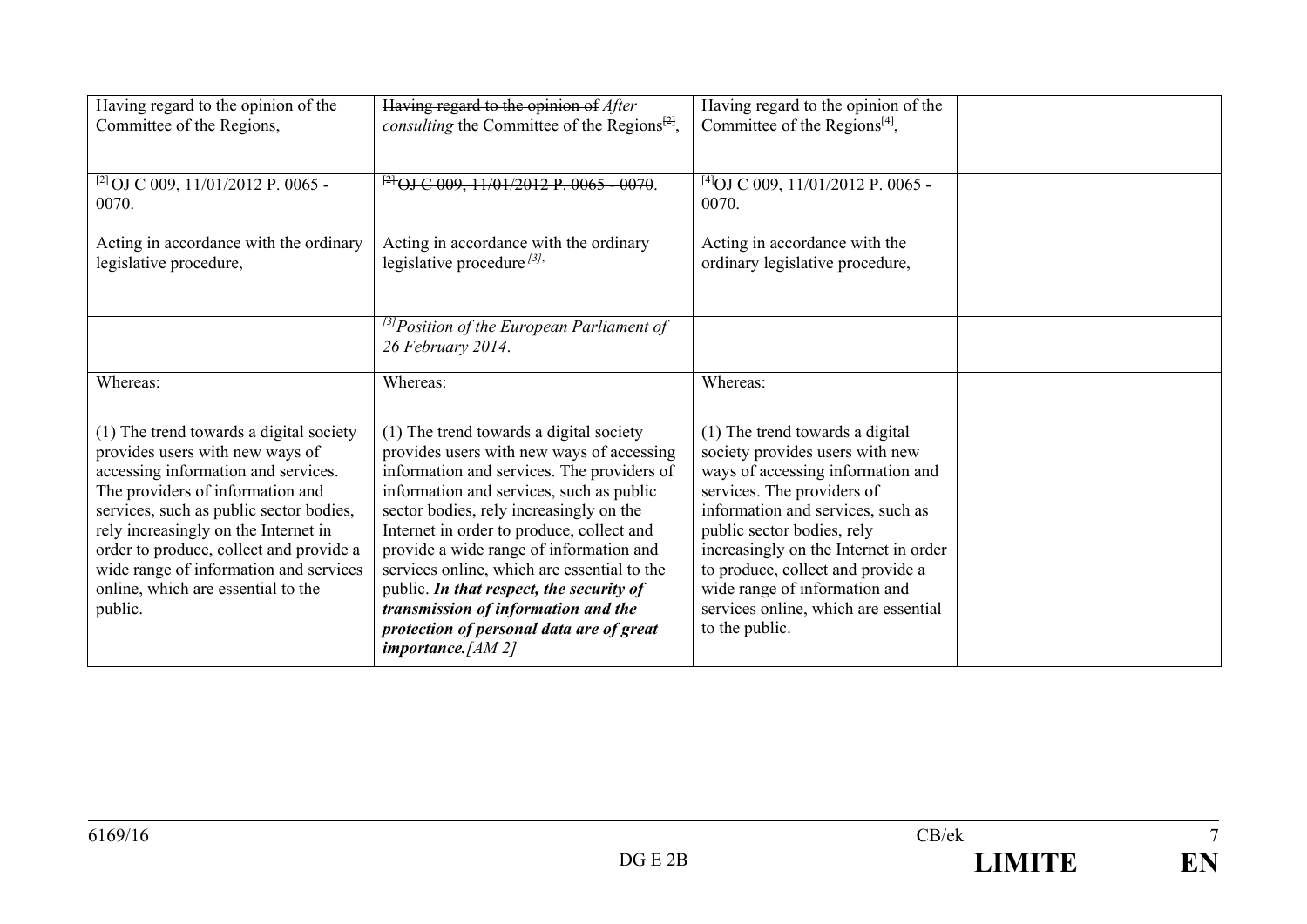| | | | |
|---|---|---|---|
| Having regard to the opinion of the Committee of the Regions, | ~~Having regard to the opinion of~~ *After consulting* the Committee of the Regions~~[2]~~, | Having regard to the opinion of the Committee of the Regions[4], | |
| [2] OJ C 009, 11/01/2012 P. 0065 - 0070. | ~~[2] OJ C 009, 11/01/2012 P. 0065 - 0070~~. | [4]OJ C 009, 11/01/2012 P. 0065 - 0070. | |
| Acting in accordance with the ordinary legislative procedure, | Acting in accordance with the ordinary legislative procedure *[3],* | Acting in accordance with the ordinary legislative procedure, | |
| | *[3]Position of the European Parliament of 26 February 2014.* | | |
| Whereas: | Whereas: | Whereas: | |
| (1) The trend towards a digital society provides users with new ways of accessing information and services. The providers of information and services, such as public sector bodies, rely increasingly on the Internet in order to produce, collect and provide a wide range of information and services online, which are essential to the public. | (1) The trend towards a digital society provides users with new ways of accessing information and services. The providers of information and services, such as public sector bodies, rely increasingly on the Internet in order to produce, collect and provide a wide range of information and services online, which are essential to the public. ***In that respect, the security of transmission of information and the protection of personal data are of great importance.****[AM 2]* | (1) The trend towards a digital society provides users with new ways of accessing information and services. The providers of information and services, such as public sector bodies, rely increasingly on the Internet in order to produce, collect and provide a wide range of information and services online, which are essential to the public. | |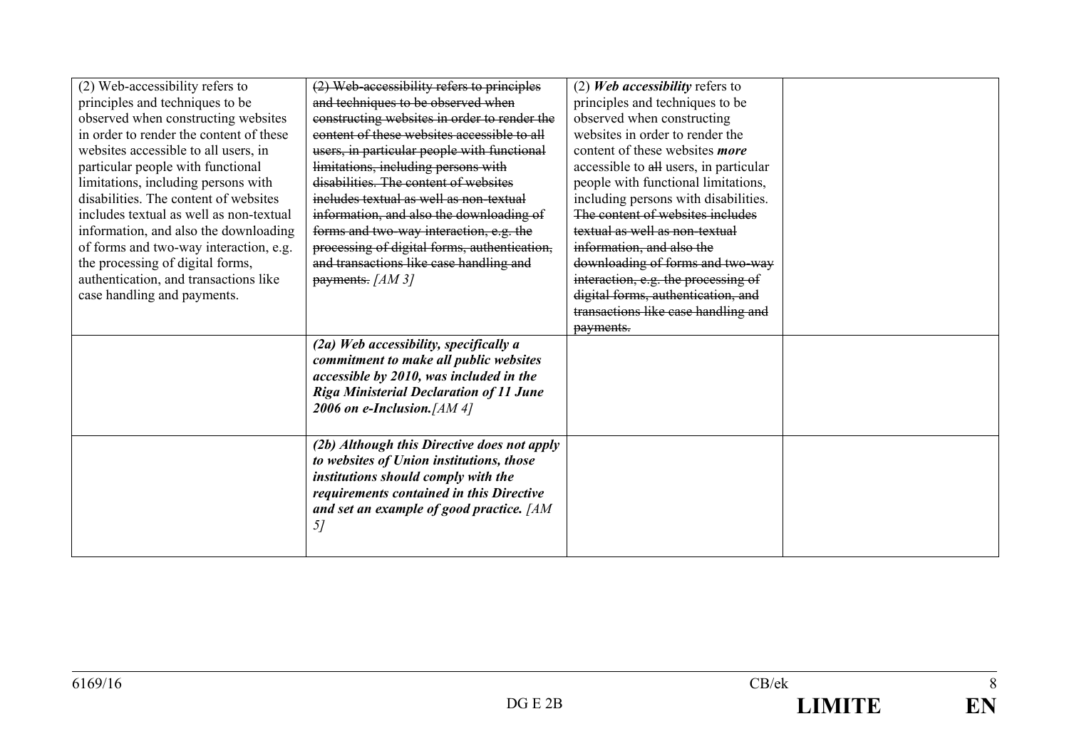| | | | |
|---|---|---|---|
| (2) Web-accessibility refers to principles and techniques to be observed when constructing websites in order to render the content of these websites accessible to all users, in particular people with functional limitations, including persons with disabilities. The content of websites includes textual as well as non-textual information, and also the downloading of forms and two-way interaction, e.g. the processing of digital forms, authentication, and transactions like case handling and payments. | ~~(2) Web-accessibility refers to principles and techniques to be observed when constructing websites in order to render the content of these websites accessible to all users, in particular people with functional limitations, including persons with disabilities. The content of websites includes textual as well as non-textual information, and also the downloading of forms and two-way interaction, e.g. the processing of digital forms, authentication, and transactions like case handling and payments.~~ *[AM 3]* | (2) ***Web accessibility*** refers to principles and techniques to be observed when constructing websites in order to render the content of these websites ***more*** accessible to ~~all~~ users, in particular people with functional limitations, including persons with disabilities. ~~The content of websites includes textual as well as non-textual information, and also the downloading of forms and two-way interaction, e.g. the processing of digital forms, authentication, and transactions like case handling and payments.~~ | |
| | ***(2a) Web accessibility, specifically a commitment to make all public websites accessible by 2010, was included in the Riga Ministerial Declaration of 11 June 2006 on e-Inclusion.*** *[AM 4]* | | |
| | ***(2b) Although this Directive does not apply to websites of Union institutions, those institutions should comply with the requirements contained in this Directive and set an example of good practice.*** *[AM 5]* | | |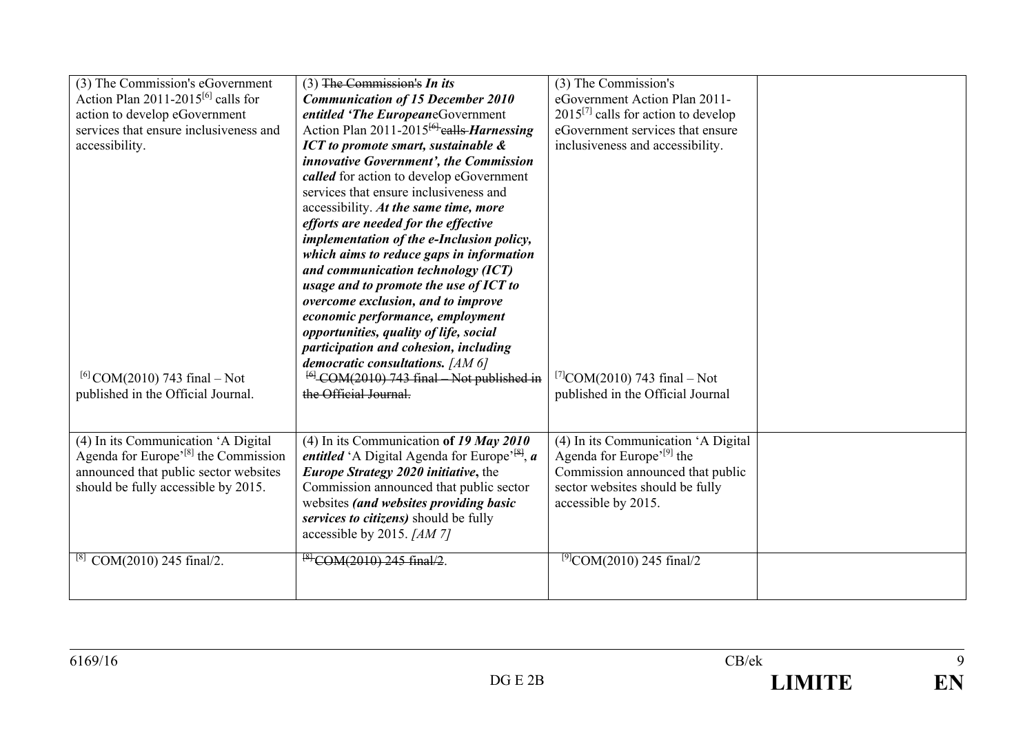| | | | |
|---|---|---|---|
| (3) The Commission's eGovernment Action Plan 2011-2015[6] calls for action to develop eGovernment services that ensure inclusiveness and accessibility. | (3) ~~The Commission's~~ ***In its Communication of 15 December 2010 entitled 'The European***eGovernment Action Plan 2011-2015~~[6] calls~~ ***Harnessing ICT to promote smart, sustainable & innovative Government', the Commission called*** for action to develop eGovernment services that ensure inclusiveness and accessibility. ***At the same time, more efforts are needed for the effective implementation of the e-Inclusion policy, which aims to reduce gaps in information and communication technology (ICT) usage and to promote the use of ICT to overcome exclusion, and to improve economic performance, employment opportunities, quality of life, social participation and cohesion, including democratic consultations.*** *[AM 6]* | (3) The Commission's eGovernment Action Plan 2011-2015[7] calls for action to develop eGovernment services that ensure inclusiveness and accessibility. | |
| [6] COM(2010) 743 final – Not published in the Official Journal. | ~~[6] COM(2010) 743 final – Not published in the Official Journal.~~ | [7]COM(2010) 743 final – Not published in the Official Journal | |
| (4) In its Communication 'A Digital Agenda for Europe'[8] the Commission announced that public sector websites should be fully accessible by 2015. | (4) In its Communication **of *19 May 2010 entitled*** 'A Digital Agenda for Europe'~~[8]~~, ***a Europe Strategy 2020 initiative*****,** the Commission announced that public sector websites ***(and websites providing basic services to citizens)*** should be fully accessible by 2015. *[AM 7]* | (4) In its Communication 'A Digital Agenda for Europe'[9] the Commission announced that public sector websites should be fully accessible by 2015. | |
| [8] COM(2010) 245 final/2. | ~~[8] COM(2010) 245 final/2~~. | [9]COM(2010) 245 final/2 | |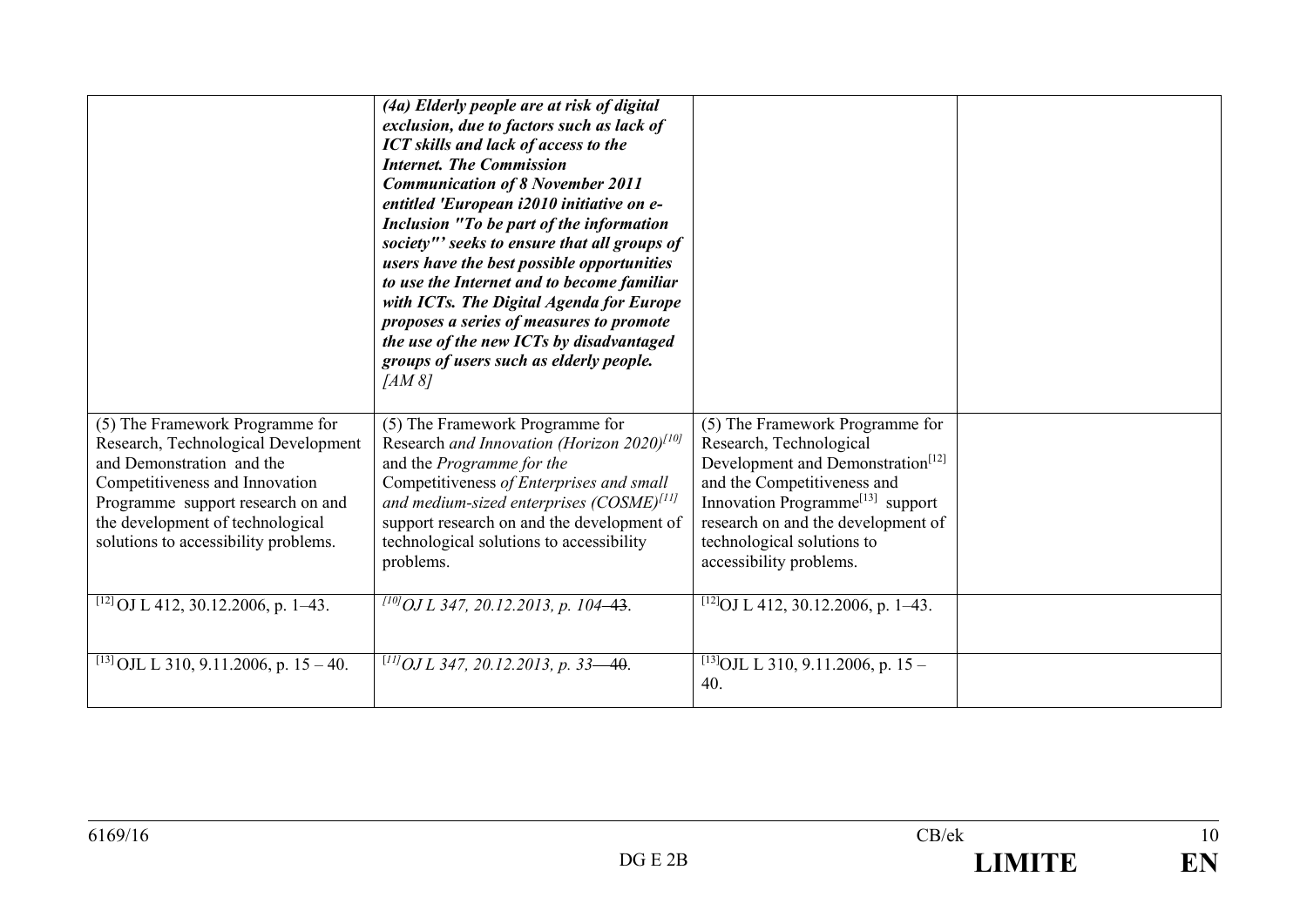| | | | |
|---|---|---|---|
| | ***(4a) Elderly people are at risk of digital exclusion, due to factors such as lack of ICT skills and lack of access to the Internet. The Commission Communication of 8 November 2011 entitled 'European i2010 initiative on e-Inclusion "To be part of the information society"' seeks to ensure that all groups of users have the best possible opportunities to use the Internet and to become familiar with ICTs. The Digital Agenda for Europe proposes a series of measures to promote the use of the new ICTs by disadvantaged groups of users such as elderly people.*** *[AM 8]* | | |
| (5) The Framework Programme for Research, Technological Development and Demonstration and the Competitiveness and Innovation Programme support research on and the development of technological solutions to accessibility problems. | (5) The Framework Programme for Research *and Innovation (Horizon 2020)*[10] and the *Programme for the* Competitiveness *of Enterprises and small and medium-sized enterprises (COSME)*[11] support research on and the development of technological solutions to accessibility problems. | (5) The Framework Programme for Research, Technological Development and Demonstration[12] and the Competitiveness and Innovation Programme[13] support research on and the development of technological solutions to accessibility problems. | |
| [12] OJ L 412, 30.12.2006, p. 1–43. | [10] *OJ L 347, 20.12.2013, p. 104–~~43~~.* | [12] OJ L 412, 30.12.2006, p. 1–43. | |
| [13] OJL L 310, 9.11.2006, p. 15 – 40. | [11] *OJ L 347, 20.12.2013, p. 33—~~40~~.* | [13] OJL L 310, 9.11.2006, p. 15 – 40. | |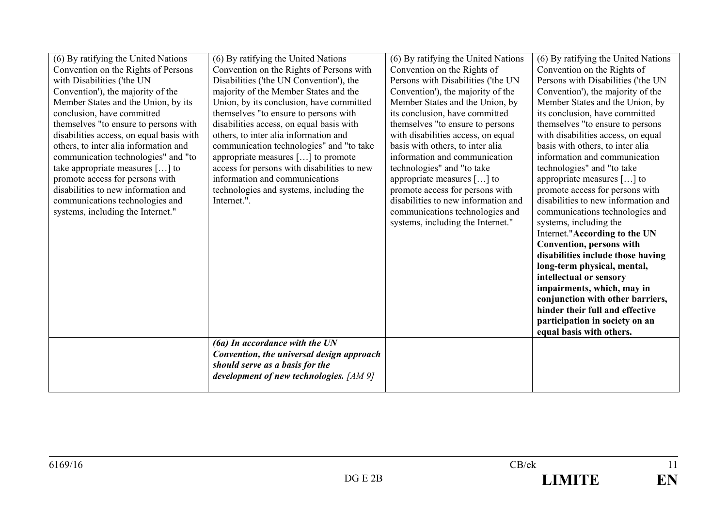| | | | |
|---|---|---|---|
| (6) By ratifying the United Nations Convention on the Rights of Persons with Disabilities ('the UN Convention'), the majority of the Member States and the Union, by its conclusion, have committed themselves "to ensure to persons with disabilities access, on equal basis with others, to inter alia information and communication technologies" and "to take appropriate measures […] to promote access for persons with disabilities to new information and communications technologies and systems, including the Internet." | (6) By ratifying the United Nations Convention on the Rights of Persons with Disabilities ('the UN Convention'), the majority of the Member States and the Union, by its conclusion, have committed themselves "to ensure to persons with disabilities access, on equal basis with others, to inter alia information and communication technologies" and "to take appropriate measures […] to promote access for persons with disabilities to new information and communications technologies and systems, including the Internet.". | (6) By ratifying the United Nations Convention on the Rights of Persons with Disabilities ('the UN Convention'), the majority of the Member States and the Union, by its conclusion, have committed themselves "to ensure to persons with disabilities access, on equal basis with others, to inter alia information and communication technologies" and "to take appropriate measures […] to promote access for persons with disabilities to new information and communications technologies and systems, including the Internet." | (6) By ratifying the United Nations Convention on the Rights of Persons with Disabilities ('the UN Convention'), the majority of the Member States and the Union, by its conclusion, have committed themselves "to ensure to persons with disabilities access, on equal basis with others, to inter alia information and communication technologies" and "to take appropriate measures […] to promote access for persons with disabilities to new information and communications technologies and systems, including the Internet."**According to the UN Convention, persons with disabilities include those having long-term physical, mental, intellectual or sensory impairments, which, may in conjunction with other barriers, hinder their full and effective participation in society on an equal basis with others.** |
| | ***(6a) In accordance with the UN Convention, the universal design approach should serve as a basis for the development of new technologies.*** *[AM 9]* | | |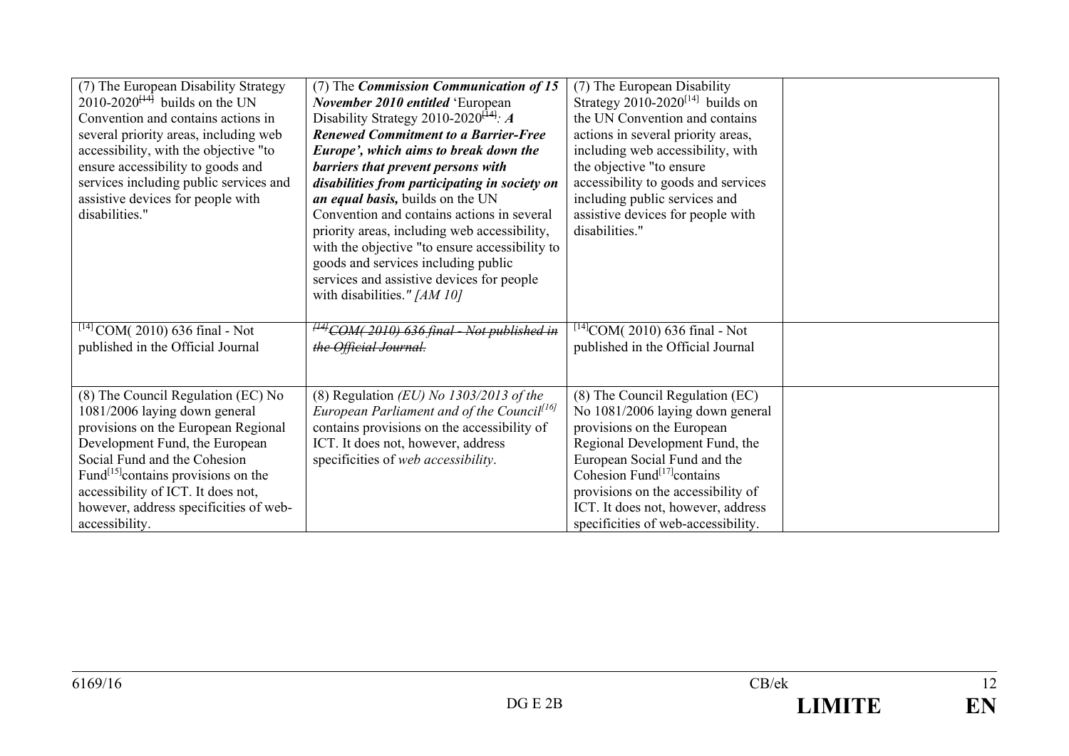| | | | |
|---|---|---|---|
| (7) The European Disability Strategy 2010-2020~~[14]~~ builds on the UN Convention and contains actions in several priority areas, including web accessibility, with the objective "to ensure accessibility to goods and services including public services and assistive devices for people with disabilities." | (7) The ***Commission Communication of 15 November 2010 entitled*** 'European Disability Strategy 2010-2020~~[14]~~: ***A Renewed Commitment to a Barrier-Free Europe', which aims to break down the barriers that prevent persons with disabilities from participating in society on an equal basis,*** builds on the UN Convention and contains actions in several priority areas, including web accessibility, with the objective "to ensure accessibility to goods and services including public services and assistive devices for people with disabilities." *[AM 10]* | (7) The European Disability Strategy 2010-2020[14] builds on the UN Convention and contains actions in several priority areas, including web accessibility, with the objective "to ensure accessibility to goods and services including public services and assistive devices for people with disabilities." | |
| [14] COM( 2010) 636 final - Not published in the Official Journal | ~~*[14] COM( 2010) 636 final - Not published in the Official Journal.*~~ | [14]COM( 2010) 636 final - Not published in the Official Journal | |
| (8) The Council Regulation (EC) No 1081/2006 laying down general provisions on the European Regional Development Fund, the European Social Fund and the Cohesion Fund[15]contains provisions on the accessibility of ICT. It does not, however, address specificities of web-accessibility. | (8) Regulation *(EU) No 1303/2013 of the European Parliament and of the Council[16]* contains provisions on the accessibility of ICT. It does not, however, address specificities of *web accessibility*. | (8) The Council Regulation (EC) No 1081/2006 laying down general provisions on the European Regional Development Fund, the European Social Fund and the Cohesion Fund[17]contains provisions on the accessibility of ICT. It does not, however, address specificities of web-accessibility. | |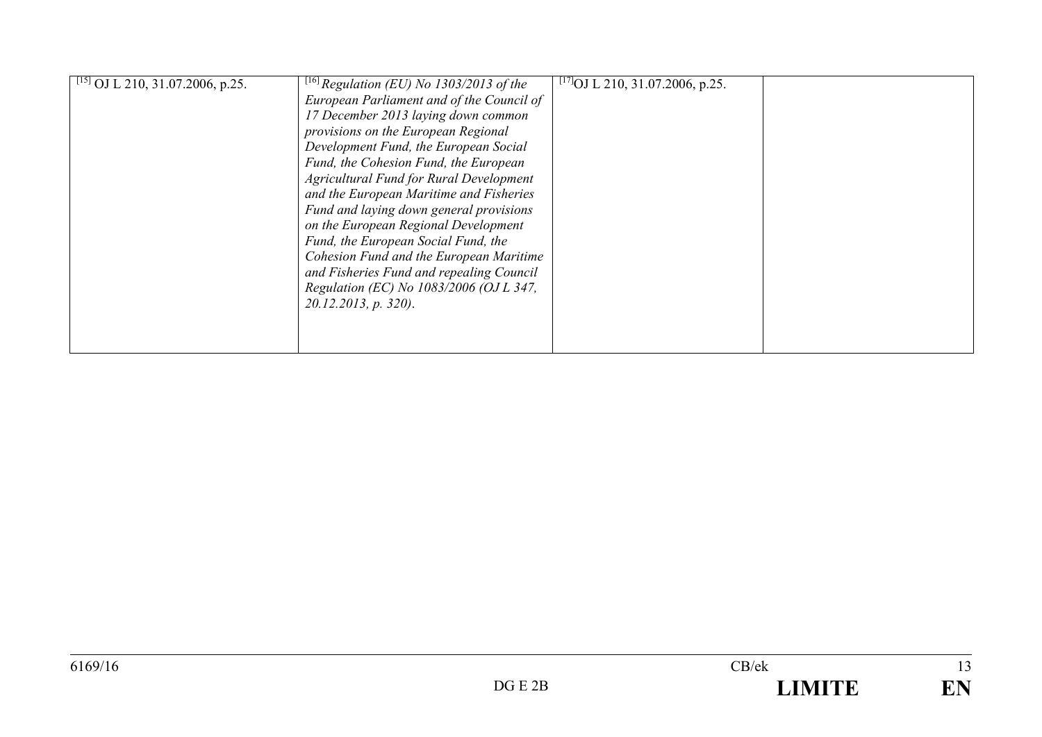| | | | |
|---|---|---|---|
| [15] OJ L 210, 31.07.2006, p.25. | [16] *Regulation (EU) No 1303/2013 of the European Parliament and of the Council of 17 December 2013 laying down common provisions on the European Regional Development Fund, the European Social Fund, the Cohesion Fund, the European Agricultural Fund for Rural Development and the European Maritime and Fisheries Fund and laying down general provisions on the European Regional Development Fund, the European Social Fund, the Cohesion Fund and the European Maritime and Fisheries Fund and repealing Council Regulation (EC) No 1083/2006 (OJ L 347, 20.12.2013, p. 320).* | [17]OJ L 210, 31.07.2006, p.25. | |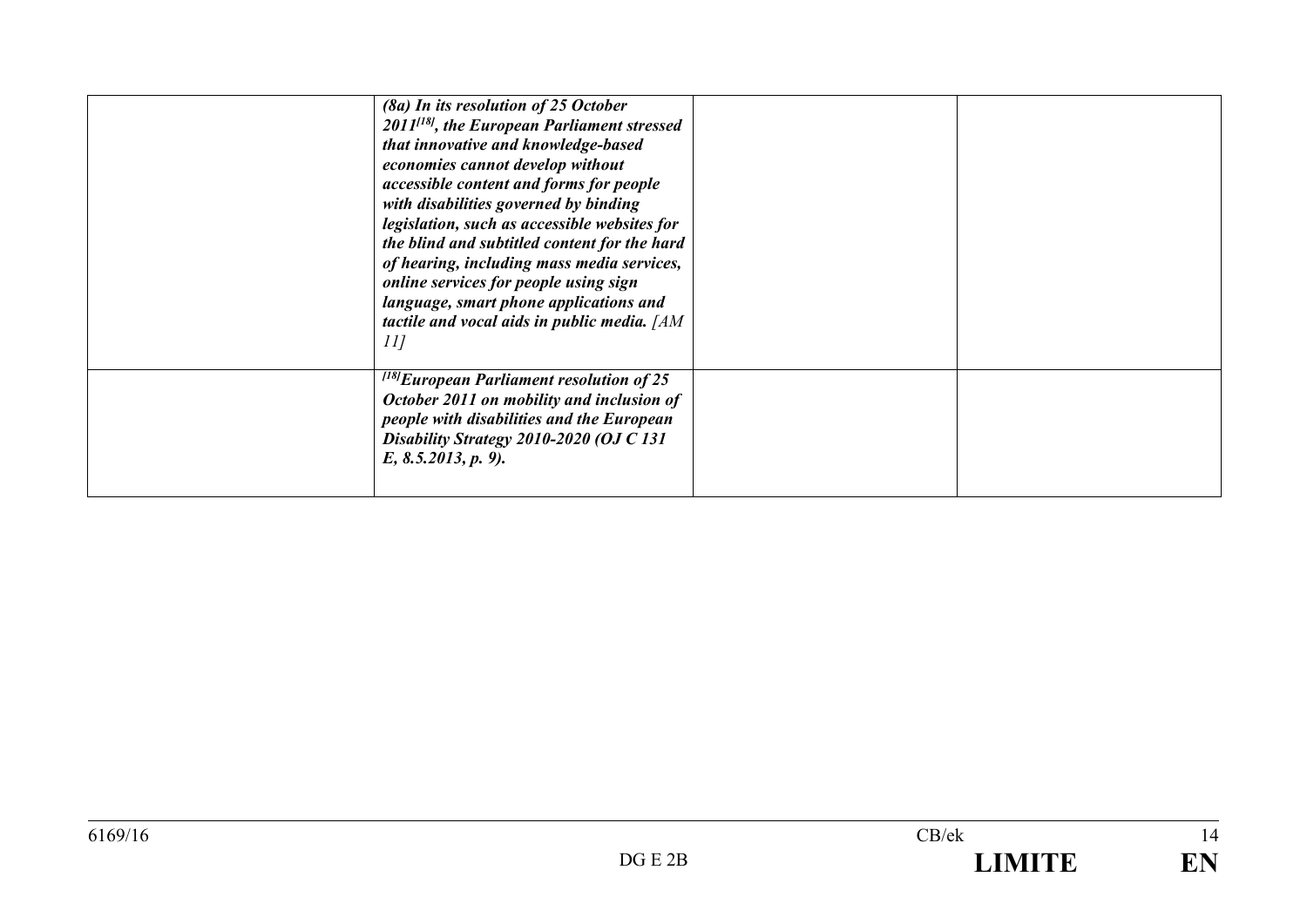|  |  |  |  |
|---|---|---|---|
|  | ***(8a) In its resolution of 25 October 2011[18], the European Parliament stressed that innovative and knowledge-based economies cannot develop without accessible content and forms for people with disabilities governed by binding legislation, such as accessible websites for the blind and subtitled content for the hard of hearing, including mass media services, online services for people using sign language, smart phone applications and tactile and vocal aids in public media.*** *[AM 11]* |  |  |
|  | ***[18]European Parliament resolution of 25 October 2011 on mobility and inclusion of people with disabilities and the European Disability Strategy 2010-2020 (OJ C 131 E, 8.5.2013, p. 9).*** |  |  |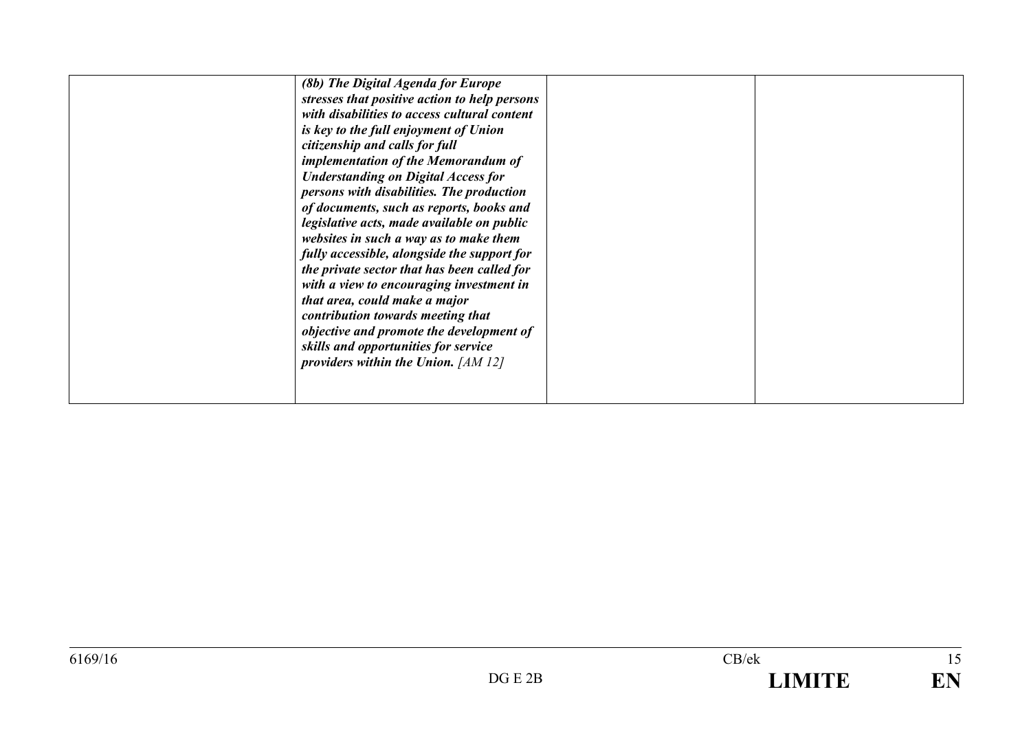|  | ***(8b) The Digital Agenda for Europe stresses that positive action to help persons with disabilities to access cultural content is key to the full enjoyment of Union citizenship and calls for full implementation of the Memorandum of Understanding on Digital Access for persons with disabilities. The production of documents, such as reports, books and legislative acts, made available on public websites in such a way as to make them fully accessible, alongside the support for the private sector that has been called for with a view to encouraging investment in that area, could make a major contribution towards meeting that objective and promote the development of skills and opportunities for service providers within the Union.*** *[AM 12]* |  |  |
|---|---|---|---|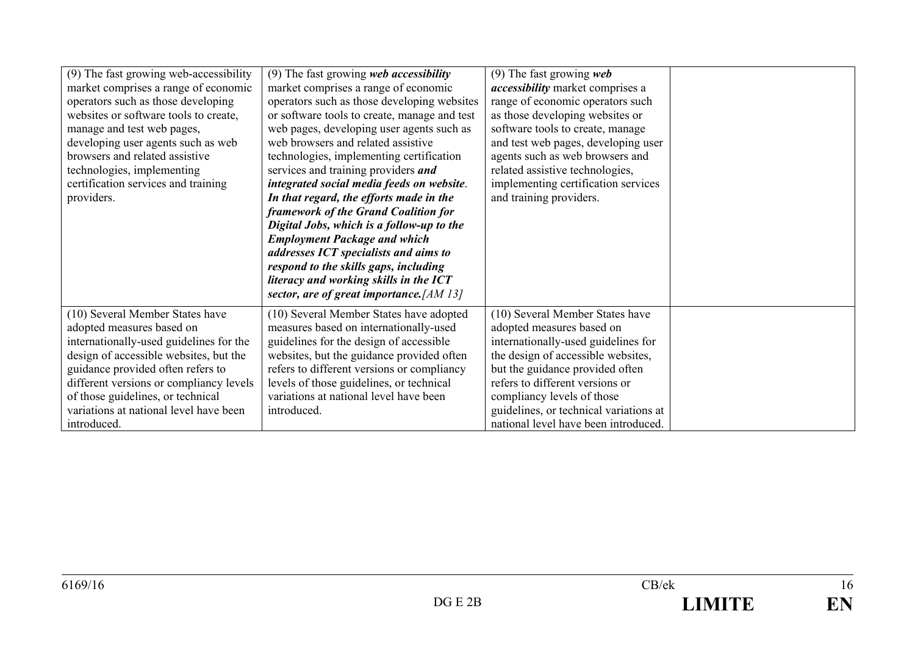| | | | |
|---|---|---|---|
| (9) The fast growing web-accessibility market comprises a range of economic operators such as those developing websites or software tools to create, manage and test web pages, developing user agents such as web browsers and related assistive technologies, implementing certification services and training providers. | (9) The fast growing ***web accessibility*** market comprises a range of economic operators such as those developing websites or software tools to create, manage and test web pages, developing user agents such as web browsers and related assistive technologies, implementing certification services and training providers ***and integrated social media feeds on website***. ***In that regard, the efforts made in the framework of the Grand Coalition for Digital Jobs, which is a follow-up to the Employment Package and which addresses ICT specialists and aims to respond to the skills gaps, including literacy and working skills in the ICT sector, are of great importance.[AM 13]*** | (9) The fast growing ***web accessibility*** market comprises a range of economic operators such as those developing websites or software tools to create, manage and test web pages, developing user agents such as web browsers and related assistive technologies, implementing certification services and training providers. | |
| (10) Several Member States have adopted measures based on internationally-used guidelines for the design of accessible websites, but the guidance provided often refers to different versions or compliancy levels of those guidelines, or technical variations at national level have been introduced. | (10) Several Member States have adopted measures based on internationally-used guidelines for the design of accessible websites, but the guidance provided often refers to different versions or compliancy levels of those guidelines, or technical variations at national level have been introduced. | (10) Several Member States have adopted measures based on internationally-used guidelines for the design of accessible websites, but the guidance provided often refers to different versions or compliancy levels of those guidelines, or technical variations at national level have been introduced. | |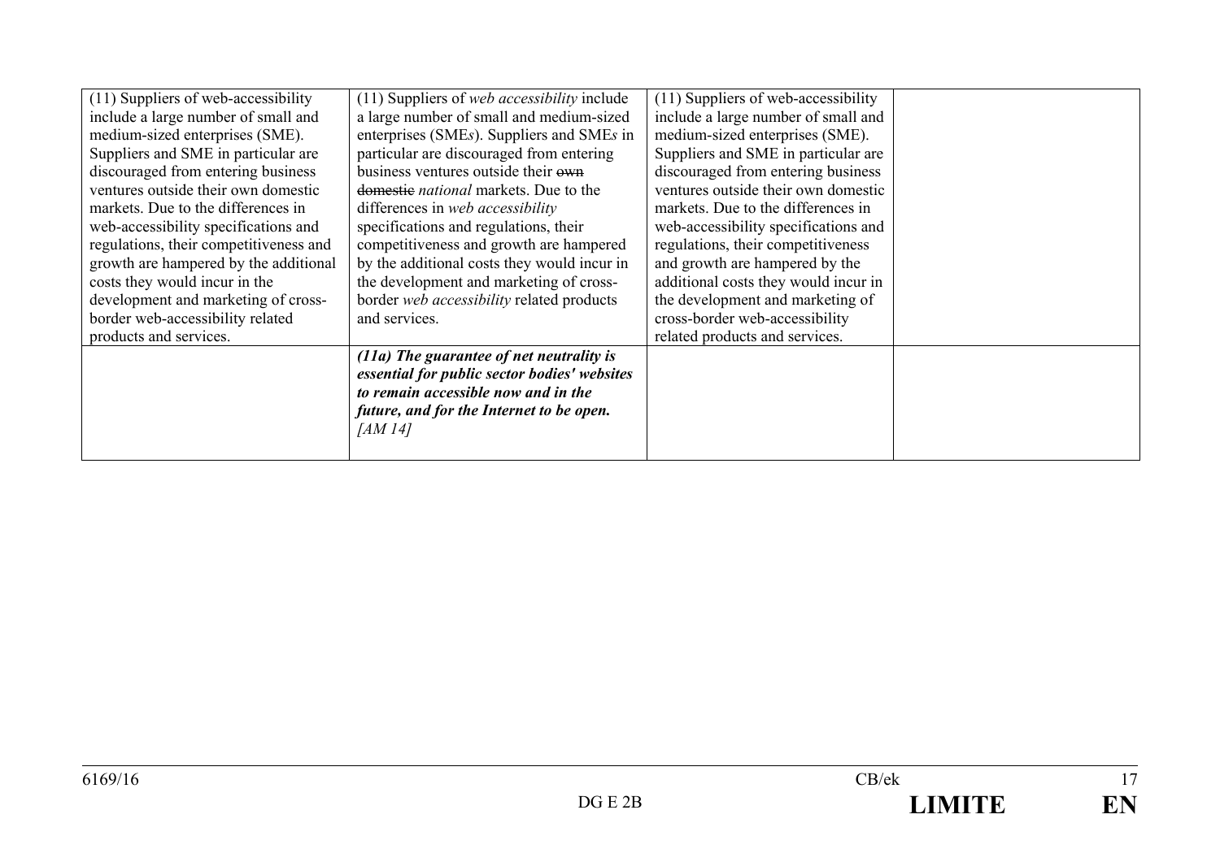| | | | |
|---|---|---|---|
| (11) Suppliers of web-accessibility include a large number of small and medium-sized enterprises (SME). Suppliers and SME in particular are discouraged from entering business ventures outside their own domestic markets. Due to the differences in web-accessibility specifications and regulations, their competitiveness and growth are hampered by the additional costs they would incur in the development and marketing of cross-border web-accessibility related products and services. | (11) Suppliers of *web accessibility* include a large number of small and medium-sized enterprises (SME*s*). Suppliers and SME*s* in particular are discouraged from entering business ventures outside their ~~own~~ ~~domestic~~ *national* markets. Due to the differences in *web accessibility* specifications and regulations, their competitiveness and growth are hampered by the additional costs they would incur in the development and marketing of cross-border *web accessibility* related products and services. | (11) Suppliers of web-accessibility include a large number of small and medium-sized enterprises (SME). Suppliers and SME in particular are discouraged from entering business ventures outside their own domestic markets. Due to the differences in web-accessibility specifications and regulations, their competitiveness and growth are hampered by the additional costs they would incur in the development and marketing of cross-border web-accessibility related products and services. | |
| | ***(11a) The guarantee of net neutrality is essential for public sector bodies' websites to remain accessible now and in the future, and for the Internet to be open.*** *[AM 14]* | | |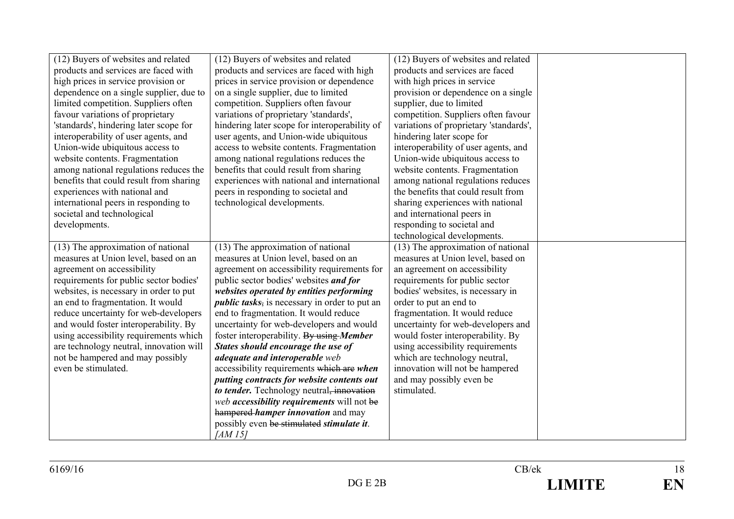| | | | |
|---|---|---|---|
| (12) Buyers of websites and related products and services are faced with high prices in service provision or dependence on a single supplier, due to limited competition. Suppliers often favour variations of proprietary 'standards', hindering later scope for interoperability of user agents, and Union-wide ubiquitous access to website contents. Fragmentation among national regulations reduces the benefits that could result from sharing experiences with national and international peers in responding to societal and technological developments. | (12) Buyers of websites and related products and services are faced with high prices in service provision or dependence on a single supplier, due to limited competition. Suppliers often favour variations of proprietary 'standards', hindering later scope for interoperability of user agents, and Union-wide ubiquitous access to website contents. Fragmentation among national regulations reduces the benefits that could result from sharing experiences with national and international peers in responding to societal and technological developments. | (12) Buyers of websites and related products and services are faced with high prices in service provision or dependence on a single supplier, due to limited competition. Suppliers often favour variations of proprietary 'standards', hindering later scope for interoperability of user agents, and Union-wide ubiquitous access to website contents. Fragmentation among national regulations reduces the benefits that could result from sharing experiences with national and international peers in responding to societal and technological developments. | |
| (13) The approximation of national measures at Union level, based on an agreement on accessibility requirements for public sector bodies' websites, is necessary in order to put an end to fragmentation. It would reduce uncertainty for web-developers and would foster interoperability. By using accessibility requirements which are technology neutral, innovation will not be hampered and may possibly even be stimulated. | (13) The approximation of national measures at Union level, based on an agreement on accessibility requirements for public sector bodies' websites ***and for websites operated by entities performing public tasks***~~,~~ is necessary in order to put an end to fragmentation. It would reduce uncertainty for web-developers and would foster interoperability. ~~By using~~ ***Member States should encourage the use of adequate and interoperable*** *web* accessibility requirements ~~which are~~ ***when putting contracts for website contents out to tender.*** Technology neutral~~, innovation~~ *web* ***accessibility requirements*** will not ~~be hampered~~ ***hamper innovation*** and may possibly even ~~be stimulated~~ ***stimulate it***. *[AM 15]* | (13) The approximation of national measures at Union level, based on an agreement on accessibility requirements for public sector bodies' websites, is necessary in order to put an end to fragmentation. It would reduce uncertainty for web-developers and would foster interoperability. By using accessibility requirements which are technology neutral, innovation will not be hampered and may possibly even be stimulated. | |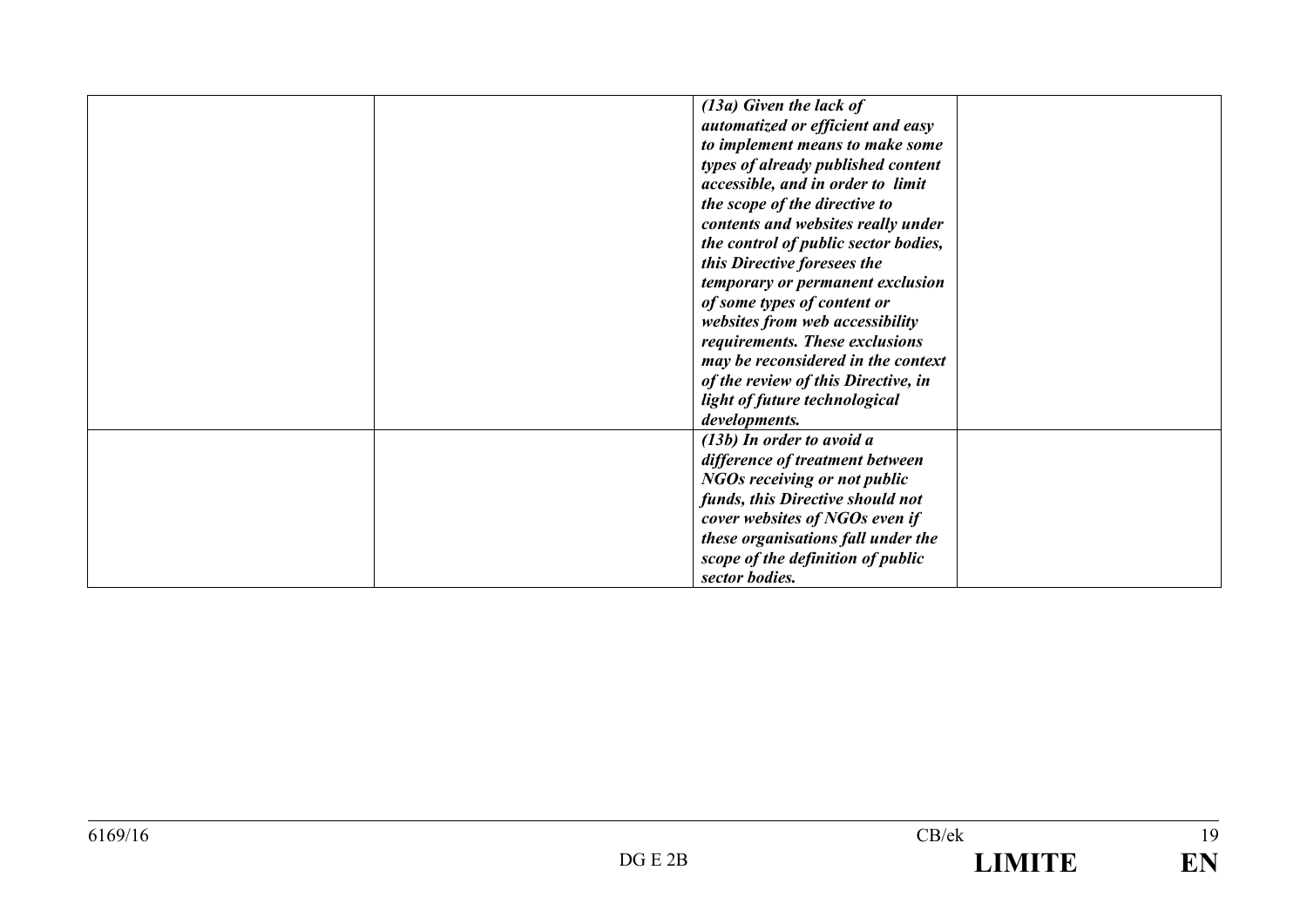|  |  |  |  |
|---|---|---|---|
|  |  | ***(13a) Given the lack of automatized or efficient and easy to implement means to make some types of already published content accessible, and in order to limit the scope of the directive to contents and websites really under the control of public sector bodies, this Directive foresees the temporary or permanent exclusion of some types of content or websites from web accessibility requirements. These exclusions may be reconsidered in the context of the review of this Directive, in light of future technological developments.*** |  |
|  |  | ***(13b) In order to avoid a difference of treatment between NGOs receiving or not public funds, this Directive should not cover websites of NGOs even if these organisations fall under the scope of the definition of public sector bodies.*** |  |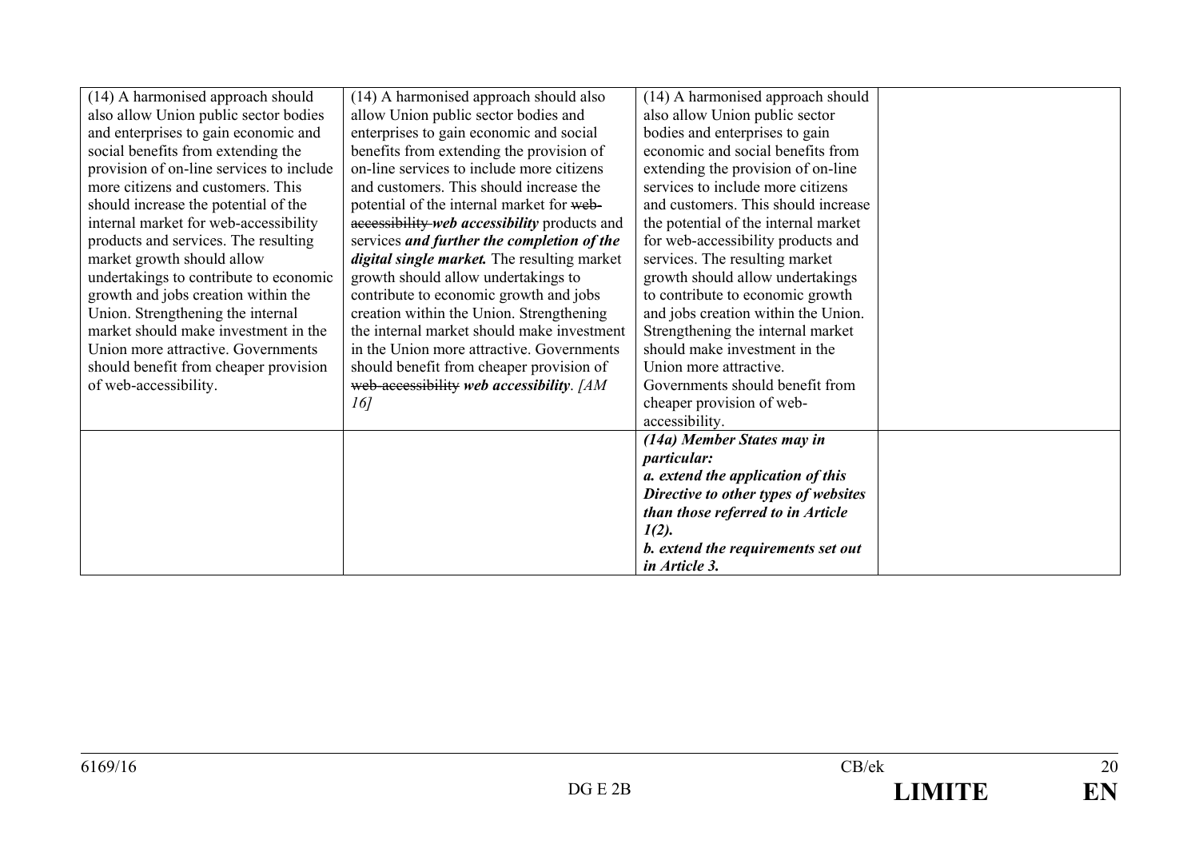| | | | |
|---|---|---|---|
| (14) A harmonised approach should also allow Union public sector bodies and enterprises to gain economic and social benefits from extending the provision of on-line services to include more citizens and customers. This should increase the potential of the internal market for web-accessibility products and services. The resulting market growth should allow undertakings to contribute to economic growth and jobs creation within the Union. Strengthening the internal market should make investment in the Union more attractive. Governments should benefit from cheaper provision of web-accessibility. | (14) A harmonised approach should also allow Union public sector bodies and enterprises to gain economic and social benefits from extending the provision of on-line services to include more citizens and customers. This should increase the potential of the internal market for ~~web-accessibility~~ ***web accessibility*** products and services ***and further the completion of the digital single market.*** The resulting market growth should allow undertakings to contribute to economic growth and jobs creation within the Union. Strengthening the internal market should make investment in the Union more attractive. Governments should benefit from cheaper provision of ~~web-accessibility~~ ***web accessibility***. *[AM 16]* | (14) A harmonised approach should also allow Union public sector bodies and enterprises to gain economic and social benefits from extending the provision of on-line services to include more citizens and customers. This should increase the potential of the internal market for web-accessibility products and services. The resulting market growth should allow undertakings to contribute to economic growth and jobs creation within the Union. Strengthening the internal market should make investment in the Union more attractive. Governments should benefit from cheaper provision of web-accessibility. | |
| | | ***(14a) Member States may in particular:*** ***a. extend the application of this Directive to other types of websites than those referred to in Article 1(2).*** ***b. extend the requirements set out in Article 3.*** | |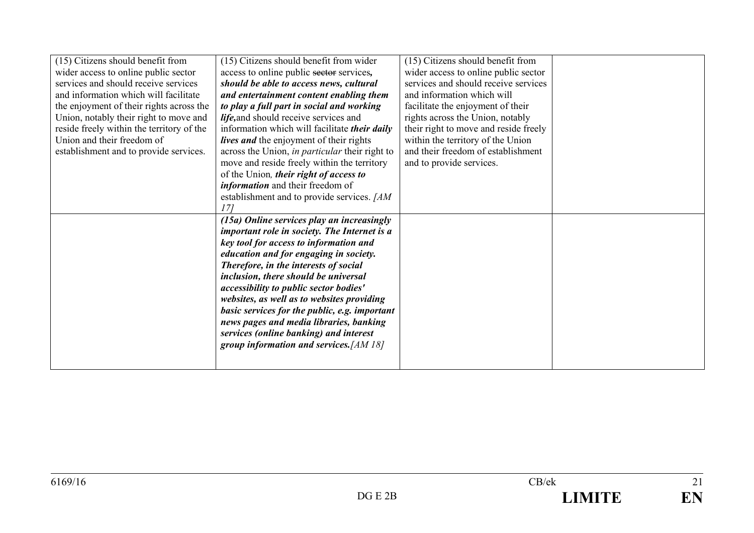| | | | |
|---|---|---|---|
| (15) Citizens should benefit from wider access to online public sector services and should receive services and information which will facilitate the enjoyment of their rights across the Union, notably their right to move and reside freely within the territory of the Union and their freedom of establishment and to provide services. | (15) Citizens should benefit from wider access to online public ~~sector~~ services***,*** ***should be able to access news, cultural and entertainment content enabling them to play a full part in social and working life,***and should receive services and information which will facilitate ***their daily lives and*** the enjoyment of their rights across the Union, *in particular* their right to move and reside freely within the territory of the Union*,* ***their right of access to information*** and their freedom of establishment and to provide services. *[AM 17]* | (15) Citizens should benefit from wider access to online public sector services and should receive services and information which will facilitate the enjoyment of their rights across the Union, notably their right to move and reside freely within the territory of the Union and their freedom of establishment and to provide services. | |
| | ***(15a) Online services play an increasingly important role in society. The Internet is a key tool for access to information and education and for engaging in society. Therefore, in the interests of social inclusion, there should be universal accessibility to public sector bodies' websites, as well as to websites providing basic services for the public, e.g. important news pages and media libraries, banking services (online banking) and interest group information and services.[AM 18]*** | | |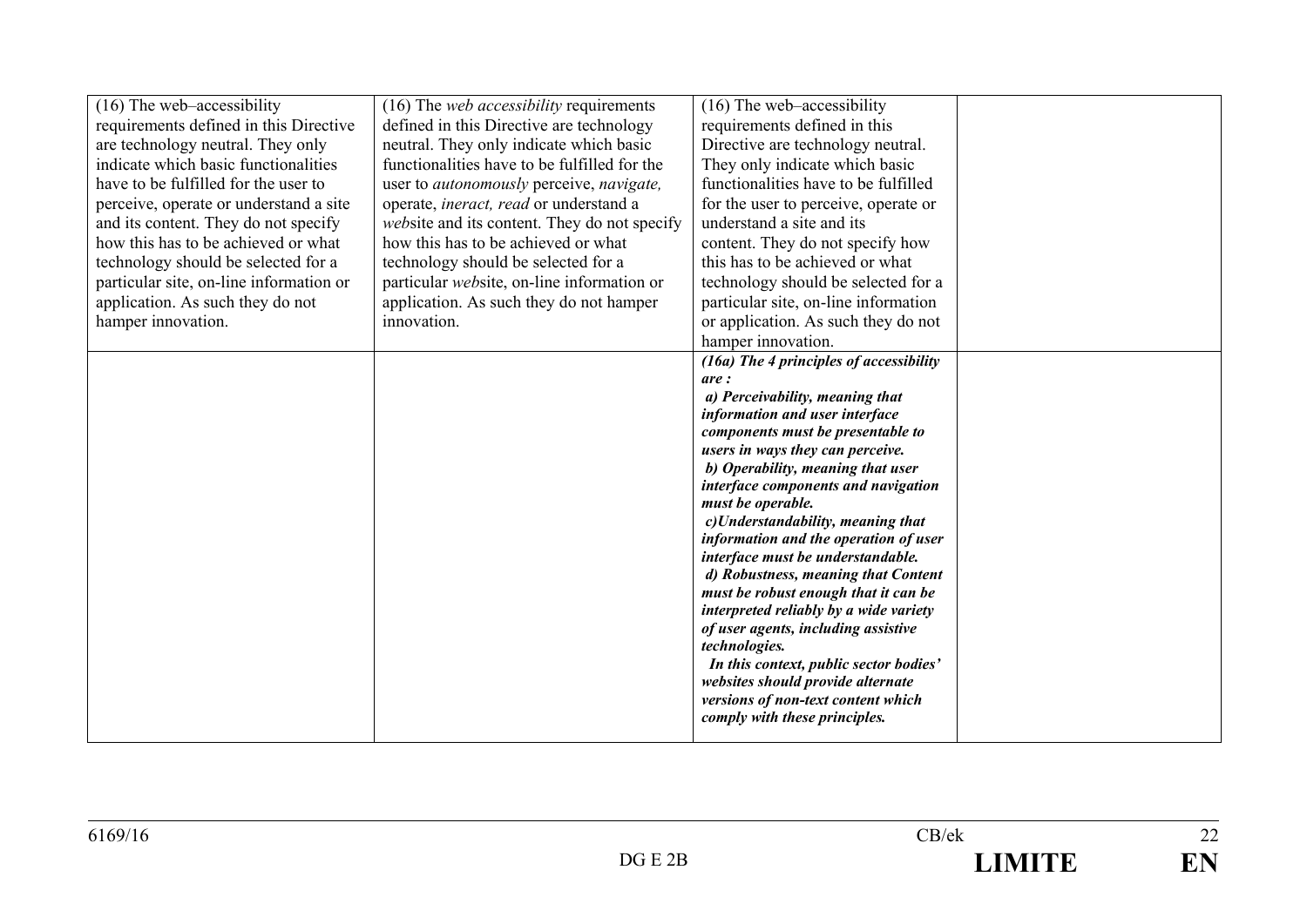| | | | |
|---|---|---|---|
| (16) The web–accessibility requirements defined in this Directive are technology neutral. They only indicate which basic functionalities have to be fulfilled for the user to perceive, operate or understand a site and its content. They do not specify how this has to be achieved or what technology should be selected for a particular site, on-line information or application. As such they do not hamper innovation. | (16) The *web accessibility* requirements defined in this Directive are technology neutral. They only indicate which basic functionalities have to be fulfilled for the user to *autonomously* perceive, *navigate,* operate, *ineract, read* or understand a *web*site and its content. They do not specify how this has to be achieved or what technology should be selected for a particular *web*site, on-line information or application. As such they do not hamper innovation. | (16) The web–accessibility requirements defined in this Directive are technology neutral. They only indicate which basic functionalities have to be fulfilled for the user to perceive, operate or understand a site and its content. They do not specify how this has to be achieved or what technology should be selected for a particular site, on-line information or application. As such they do not hamper innovation. | |
| | | ***(16a) The 4 principles of accessibility are :*** <br> ***a) Perceivability, meaning that information and user interface components must be presentable to users in ways they can perceive.*** <br> ***b) Operability, meaning that user interface components and navigation must be operable.*** <br> ***c)Understandability, meaning that information and the operation of user interface must be understandable.*** <br> ***d) Robustness, meaning that Content must be robust enough that it can be interpreted reliably by a wide variety of user agents, including assistive technologies.*** <br> ***In this context, public sector bodies' websites should provide alternate versions of non-text content which comply with these principles.*** | |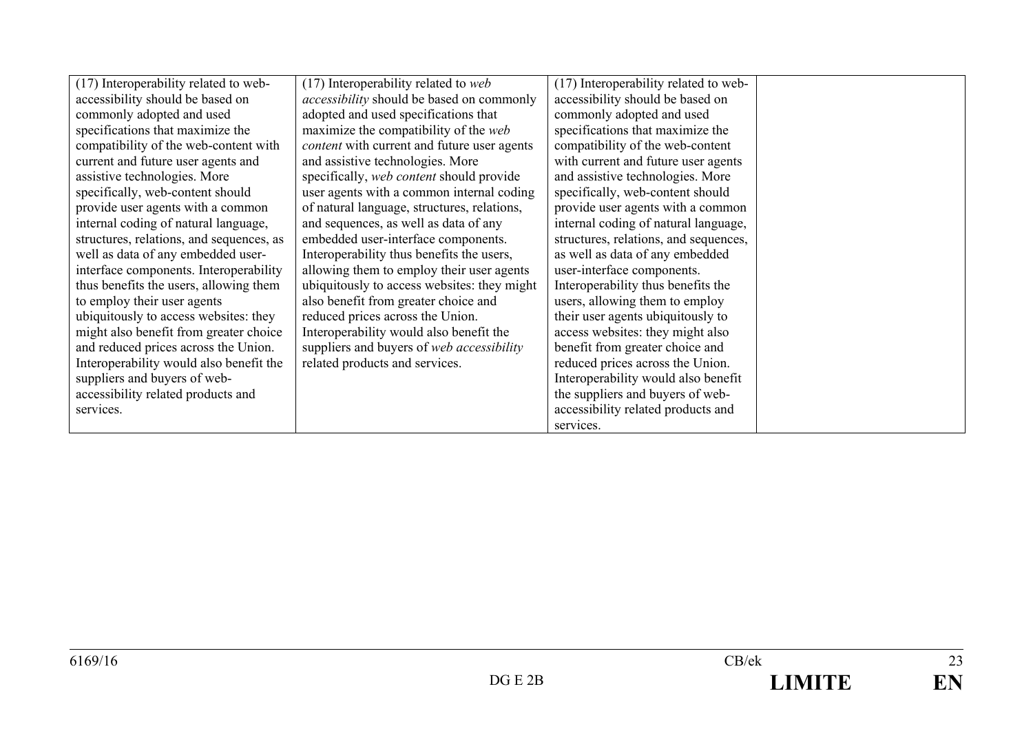| | | | |
|---|---|---|---|
| (17) Interoperability related to web-accessibility should be based on commonly adopted and used specifications that maximize the compatibility of the web-content with current and future user agents and assistive technologies. More specifically, web-content should provide user agents with a common internal coding of natural language, structures, relations, and sequences, as well as data of any embedded user-interface components. Interoperability thus benefits the users, allowing them to employ their user agents ubiquitously to access websites: they might also benefit from greater choice and reduced prices across the Union. Interoperability would also benefit the suppliers and buyers of web-accessibility related products and services. | (17) Interoperability related to *web accessibility* should be based on commonly adopted and used specifications that maximize the compatibility of the *web content* with current and future user agents and assistive technologies. More specifically, *web content* should provide user agents with a common internal coding of natural language, structures, relations, and sequences, as well as data of any embedded user-interface components. Interoperability thus benefits the users, allowing them to employ their user agents ubiquitously to access websites: they might also benefit from greater choice and reduced prices across the Union. Interoperability would also benefit the suppliers and buyers of *web accessibility* related products and services. | (17) Interoperability related to web-accessibility should be based on commonly adopted and used specifications that maximize the compatibility of the web-content with current and future user agents and assistive technologies. More specifically, web-content should provide user agents with a common internal coding of natural language, structures, relations, and sequences, as well as data of any embedded user-interface components. Interoperability thus benefits the users, allowing them to employ their user agents ubiquitously to access websites: they might also benefit from greater choice and reduced prices across the Union. Interoperability would also benefit the suppliers and buyers of web-accessibility related products and services. | |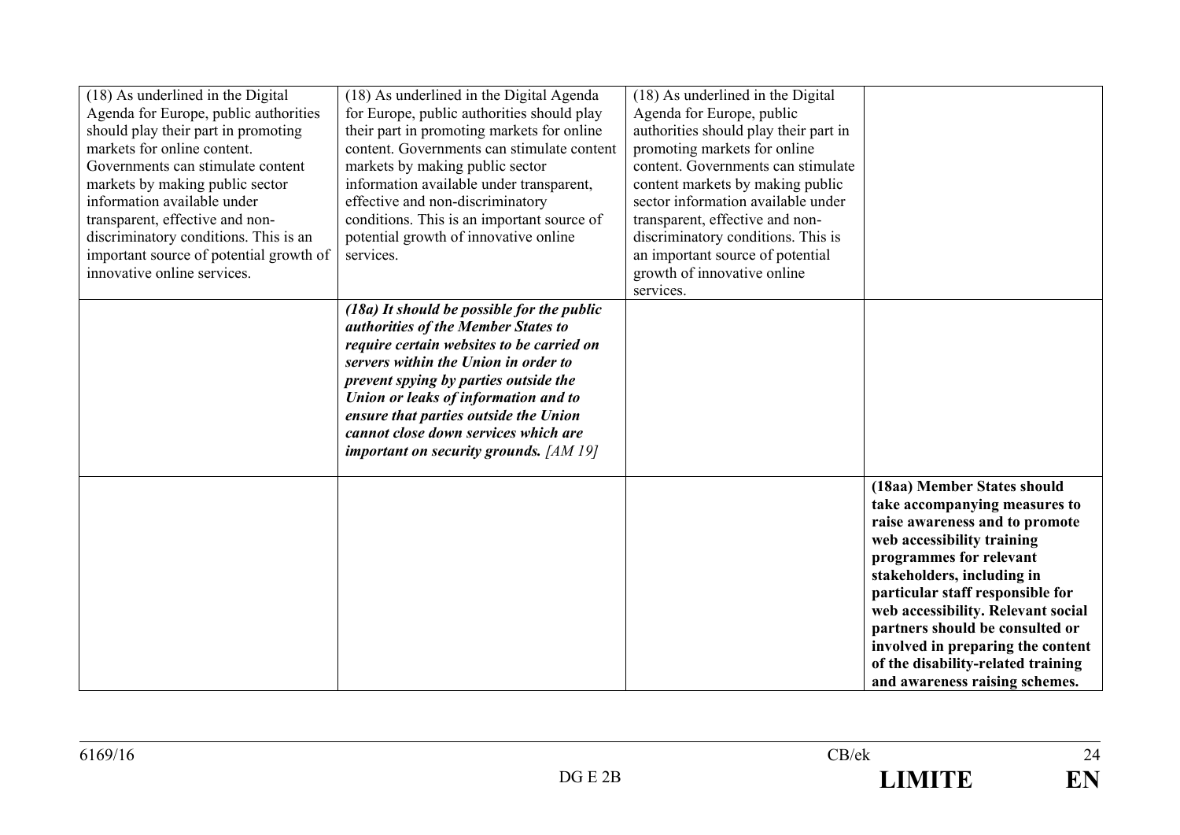| | | | |
|---|---|---|---|
| (18) As underlined in the Digital Agenda for Europe, public authorities should play their part in promoting markets for online content. Governments can stimulate content markets by making public sector information available under transparent, effective and non-discriminatory conditions. This is an important source of potential growth of innovative online services. | (18) As underlined in the Digital Agenda for Europe, public authorities should play their part in promoting markets for online content. Governments can stimulate content markets by making public sector information available under transparent, effective and non-discriminatory conditions. This is an important source of potential growth of innovative online services. | (18) As underlined in the Digital Agenda for Europe, public authorities should play their part in promoting markets for online content. Governments can stimulate content markets by making public sector information available under transparent, effective and non-discriminatory conditions. This is an important source of potential growth of innovative online services. | |
| | ***(18a) It should be possible for the public authorities of the Member States to require certain websites to be carried on servers within the Union in order to prevent spying by parties outside the Union or leaks of information and to ensure that parties outside the Union cannot close down services which are important on security grounds.*** *[AM 19]* | | |
| | | | **(18aa) Member States should take accompanying measures to raise awareness and to promote web accessibility training programmes for relevant stakeholders, including in particular staff responsible for web accessibility. Relevant social partners should be consulted or involved in preparing the content of the disability-related training and awareness raising schemes.** |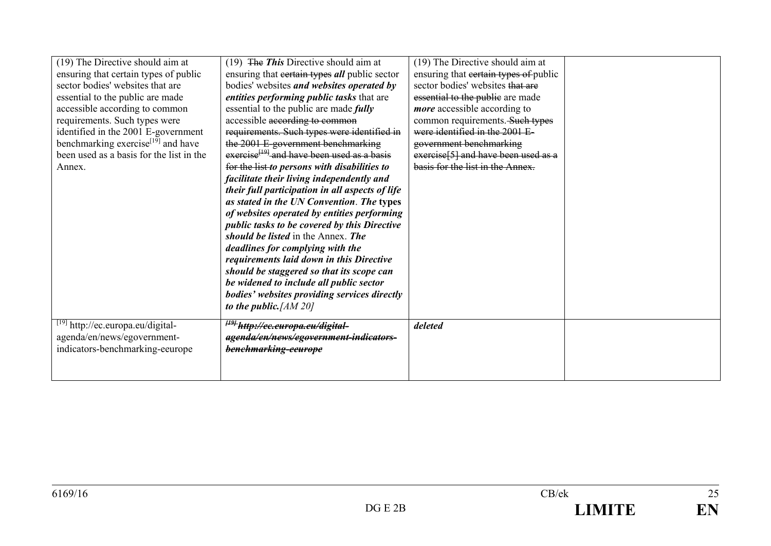| | | | |
|---|---|---|---|
| (19) The Directive should aim at ensuring that certain types of public sector bodies' websites that are essential to the public are made accessible according to common requirements. Such types were identified in the 2001 E-government benchmarking exercise[19] and have been used as a basis for the list in the Annex. | (19) ~~The~~ ***This*** Directive should aim at ensuring that ~~certain types~~ ***all*** public sector bodies' websites ***and websites operated by entities performing public tasks*** that are essential to the public are made ***fully*** accessible ~~according to common requirements. Such types were identified in the 2001 E-government benchmarking exercise[19] and have been used as a basis for the list~~ ***to persons with disabilities to facilitate their living independently and their full participation in all aspects of life as stated in the UN Convention***. ***The*** **types** ***of websites operated by entities performing public tasks to be covered by this Directive should be listed*** in the Annex. ***The deadlines for complying with the requirements laid down in this Directive should be staggered so that its scope can be widened to include all public sector bodies' websites providing services directly to the public.*** *[AM 20]* | (19) The Directive should aim at ensuring that ~~certain types of~~ public sector bodies' websites ~~that are essential to the public~~ are made ***more*** accessible according to common requirements. ~~Such types were identified in the 2001 E-government benchmarking exercise[5] and have been used as a basis for the list in the Annex.~~ | |
| [19] http://ec.europa.eu/digital-agenda/en/news/egovernment-indicators-benchmarking-eeurope | ~~***[19] http://ec.europa.eu/digital-agenda/en/news/egovernment-indicators-benchmarking-eeurope***~~ | ***deleted*** | |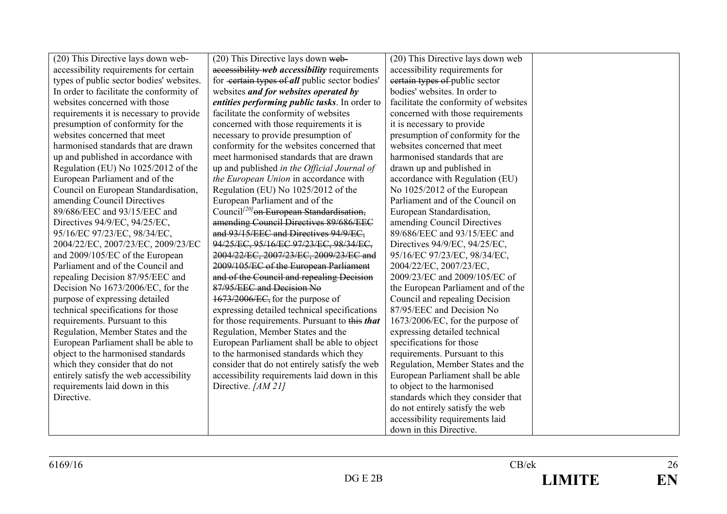| | | | |
|---|---|---|---|
| (20) This Directive lays down web-accessibility requirements for certain types of public sector bodies' websites. In order to facilitate the conformity of websites concerned with those requirements it is necessary to provide presumption of conformity for the websites concerned that meet harmonised standards that are drawn up and published in accordance with Regulation (EU) No 1025/2012 of the European Parliament and of the Council on European Standardisation, amending Council Directives 89/686/EEC and 93/15/EEC and Directives 94/9/EC, 94/25/EC, 95/16/EC 97/23/EC, 98/34/EC, 2004/22/EC, 2007/23/EC, 2009/23/EC and 2009/105/EC of the European Parliament and of the Council and repealing Decision 87/95/EEC and Decision No 1673/2006/EC, for the purpose of expressing detailed technical specifications for those requirements. Pursuant to this Regulation, Member States and the European Parliament shall be able to object to the harmonised standards which they consider that do not entirely satisfy the web accessibility requirements laid down in this Directive. | (20) This Directive lays down ~~web-accessibility~~ ***web accessibility*** requirements for ~~certain types of~~ ***all*** public sector bodies' websites ***and for websites operated by entities performing public tasks***. In order to facilitate the conformity of websites concerned with those requirements it is necessary to provide presumption of conformity for the websites concerned that meet harmonised standards that are drawn up and published *in the Official Journal of the European Union* in accordance with Regulation (EU) No 1025/2012 of the European Parliament and of the Council[20] ~~on European Standardisation, amending Council Directives 89/686/EEC and 93/15/EEC and Directives 94/9/EC, 94/25/EC, 95/16/EC 97/23/EC, 98/34/EC, 2004/22/EC, 2007/23/EC, 2009/23/EC and 2009/105/EC of the European Parliament and of the Council and repealing Decision 87/95/EEC and Decision No 1673/2006/EC,~~ for the purpose of expressing detailed technical specifications for those requirements. Pursuant to ~~this~~ ***that*** Regulation, Member States and the European Parliament shall be able to object to the harmonised standards which they consider that do not entirely satisfy the web accessibility requirements laid down in this Directive. *[AM 21]* | (20) This Directive lays down web accessibility requirements for ~~certain types of~~ public sector bodies' websites. In order to facilitate the conformity of websites concerned with those requirements it is necessary to provide presumption of conformity for the websites concerned that meet harmonised standards that are drawn up and published in accordance with Regulation (EU) No 1025/2012 of the European Parliament and of the Council on European Standardisation, amending Council Directives 89/686/EEC and 93/15/EEC and Directives 94/9/EC, 94/25/EC, 95/16/EC 97/23/EC, 98/34/EC, 2004/22/EC, 2007/23/EC, 2009/23/EC and 2009/105/EC of the European Parliament and of the Council and repealing Decision 87/95/EEC and Decision No 1673/2006/EC, for the purpose of expressing detailed technical specifications for those requirements. Pursuant to this Regulation, Member States and the European Parliament shall be able to object to the harmonised standards which they consider that do not entirely satisfy the web accessibility requirements laid down in this Directive. | |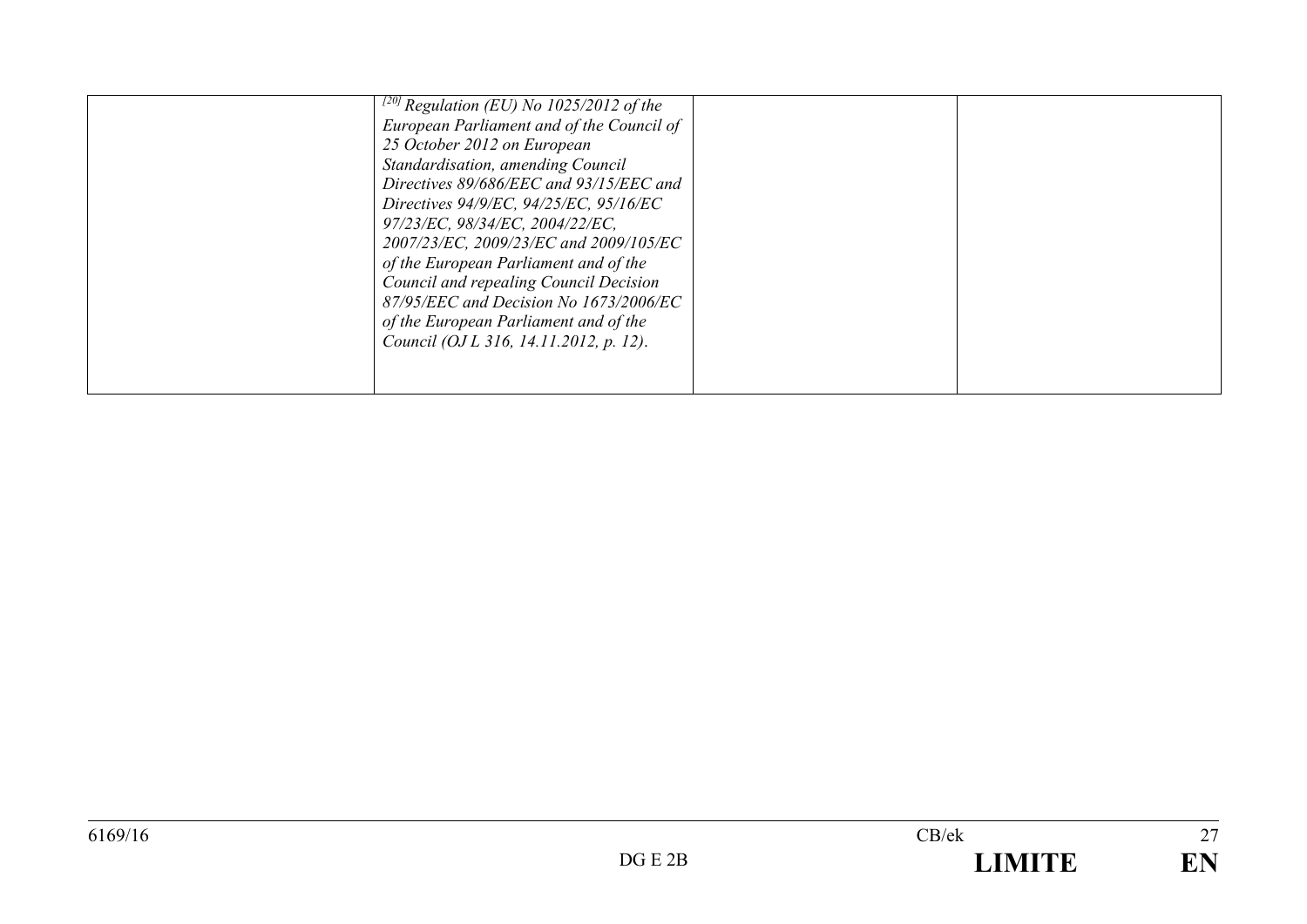|  | *[20] Regulation (EU) No 1025/2012 of the European Parliament and of the Council of 25 October 2012 on European Standardisation, amending Council Directives 89/686/EEC and 93/15/EEC and Directives 94/9/EC, 94/25/EC, 95/16/EC 97/23/EC, 98/34/EC, 2004/22/EC, 2007/23/EC, 2009/23/EC and 2009/105/EC of the European Parliament and of the Council and repealing Council Decision 87/95/EEC and Decision No 1673/2006/EC of the European Parliament and of the Council (OJ L 316, 14.11.2012, p. 12).* |  |  |
|---|---|---|---|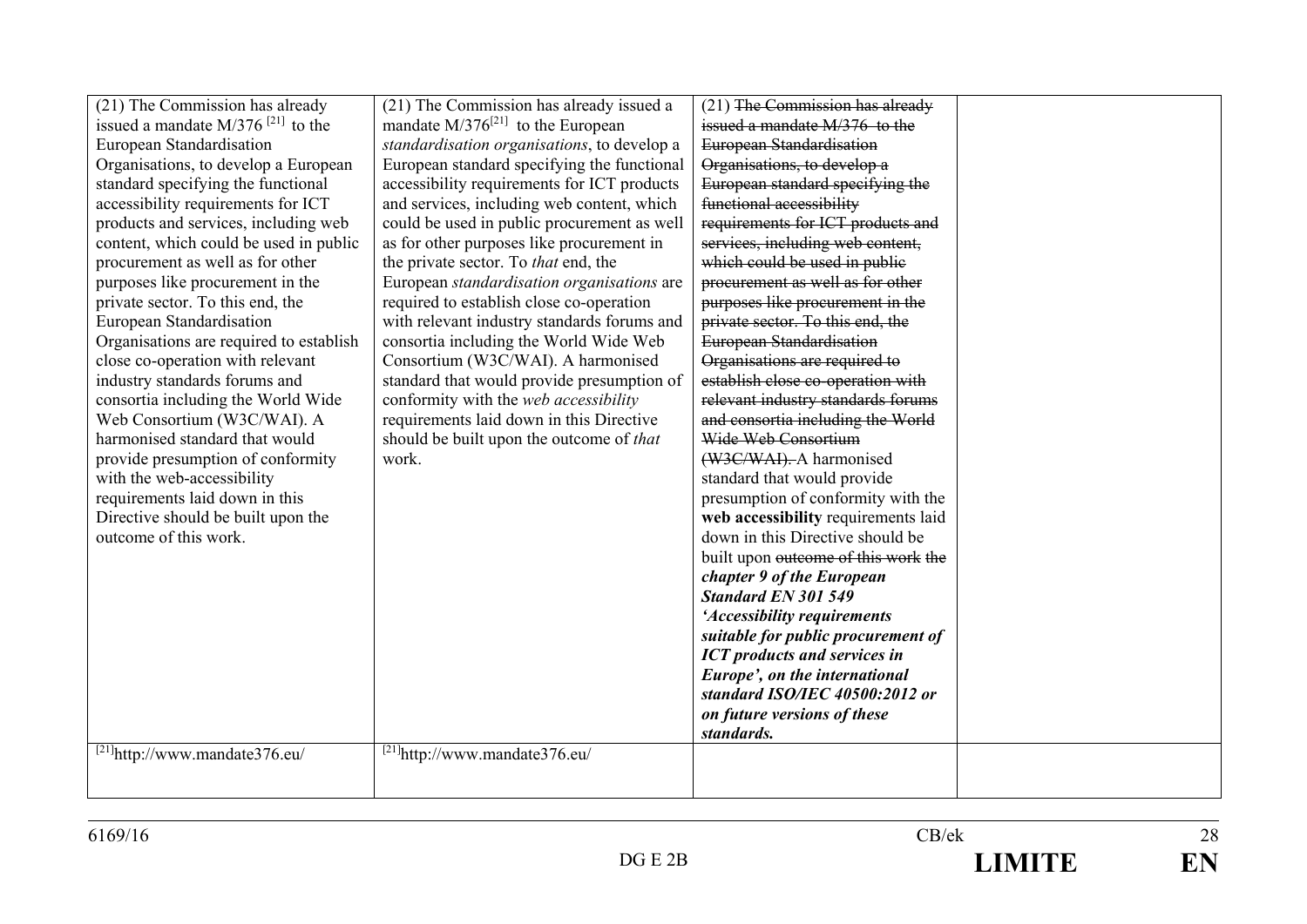| | | | |
|---|---|---|---|
| (21) The Commission has already issued a mandate M/376 [21] to the European Standardisation Organisations, to develop a European standard specifying the functional accessibility requirements for ICT products and services, including web content, which could be used in public procurement as well as for other purposes like procurement in the private sector. To this end, the European Standardisation Organisations are required to establish close co-operation with relevant industry standards forums and consortia including the World Wide Web Consortium (W3C/WAI). A harmonised standard that would provide presumption of conformity with the web-accessibility requirements laid down in this Directive should be built upon the outcome of this work. | (21) The Commission has already issued a mandate M/376[21] to the European *standardisation organisations*, to develop a European standard specifying the functional accessibility requirements for ICT products and services, including web content, which could be used in public procurement as well as for other purposes like procurement in the private sector. To *that* end, the European *standardisation organisations* are required to establish close co-operation with relevant industry standards forums and consortia including the World Wide Web Consortium (W3C/WAI). A harmonised standard that would provide presumption of conformity with the *web accessibility* requirements laid down in this Directive should be built upon the outcome of *that* work. | (21) ~~The Commission has already issued a mandate M/376 to the European Standardisation Organisations, to develop a European standard specifying the functional accessibility requirements for ICT products and services, including web content, which could be used in public procurement as well as for other purposes like procurement in the private sector. To this end, the European Standardisation Organisations are required to establish close co-operation with relevant industry standards forums and consortia including the World Wide Web Consortium (W3C/WAI).~~ A harmonised standard that would provide presumption of conformity with the **web accessibility** requirements laid down in this Directive should be built upon ~~outcome of this work the~~ ***chapter 9 of the European Standard EN 301 549 'Accessibility requirements suitable for public procurement of ICT products and services in Europe', on the international standard ISO/IEC 40500:2012 or on future versions of these standards.*** | |
| [21]http://www.mandate376.eu/ | [21]http://www.mandate376.eu/ | | |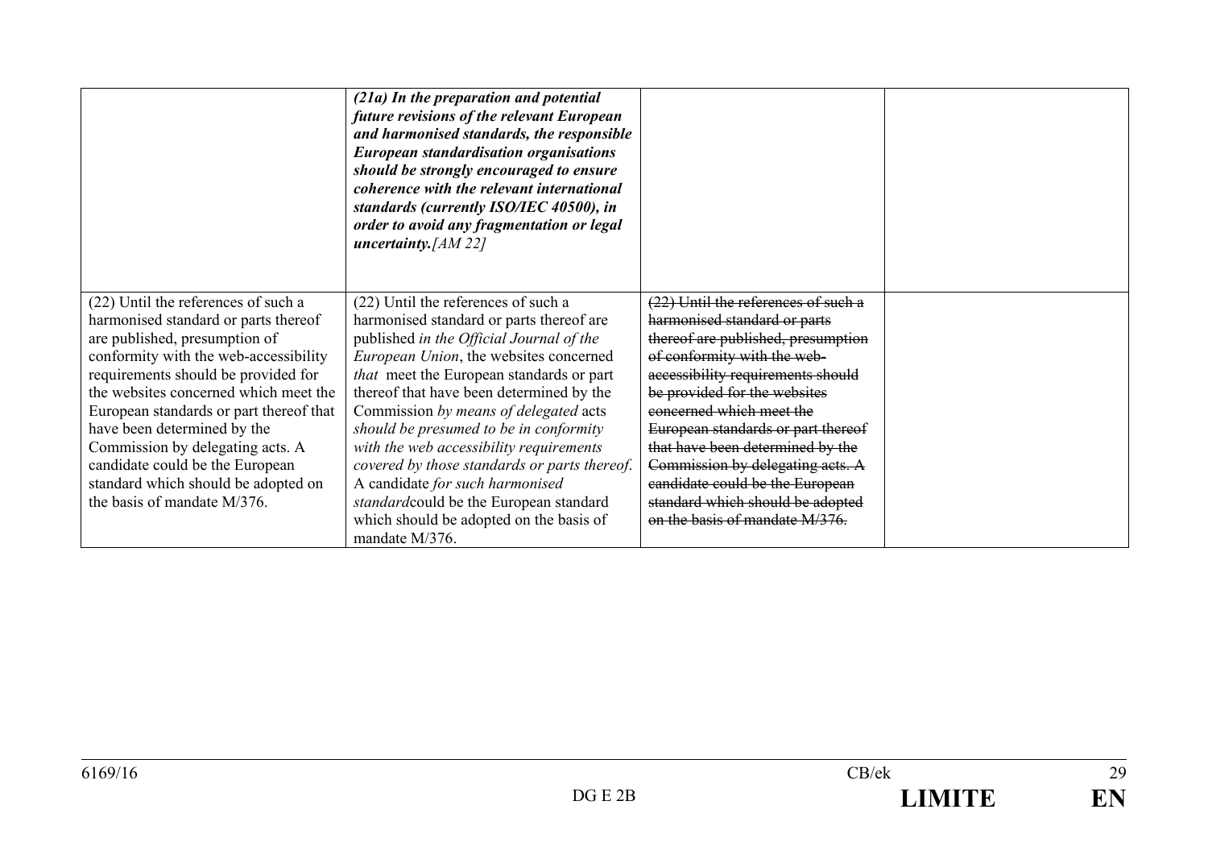| | | | |
|---|---|---|---|
| | ***(21a) In the preparation and potential future revisions of the relevant European and harmonised standards, the responsible European standardisation organisations should be strongly encouraged to ensure coherence with the relevant international standards (currently ISO/IEC 40500), in order to avoid any fragmentation or legal uncertainty.****[AM 22]* | | |
| (22) Until the references of such a harmonised standard or parts thereof are published, presumption of conformity with the web-accessibility requirements should be provided for the websites concerned which meet the European standards or part thereof that have been determined by the Commission by delegating acts. A candidate could be the European standard which should be adopted on the basis of mandate M/376. | (22) Until the references of such a harmonised standard or parts thereof are published *in the Official Journal of the European Union*, the websites concerned *that* meet the European standards or part thereof that have been determined by the Commission *by means of delegated* acts *should be presumed to be in conformity with the web accessibility requirements covered by those standards or parts thereof.* A candidate *for such harmonised standard*could be the European standard which should be adopted on the basis of mandate M/376. | ~~(22) Until the references of such a harmonised standard or parts thereof are published, presumption of conformity with the web-accessibility requirements should be provided for the websites concerned which meet the European standards or part thereof that have been determined by the Commission by delegating acts. A candidate could be the European standard which should be adopted on the basis of mandate M/376.~~ | |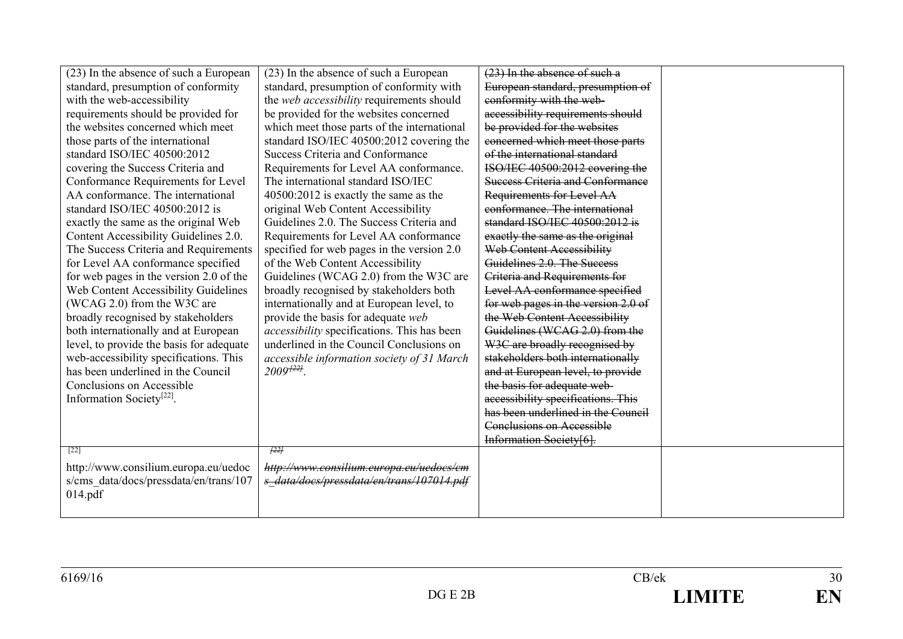| | | | |
|---|---|---|---|
| (23) In the absence of such a European standard, presumption of conformity with the web-accessibility requirements should be provided for the websites concerned which meet those parts of the international standard ISO/IEC 40500:2012 covering the Success Criteria and Conformance Requirements for Level AA conformance. The international standard ISO/IEC 40500:2012 is exactly the same as the original Web Content Accessibility Guidelines 2.0. The Success Criteria and Requirements for Level AA conformance specified for web pages in the version 2.0 of the Web Content Accessibility Guidelines (WCAG 2.0) from the W3C are broadly recognised by stakeholders both internationally and at European level, to provide the basis for adequate web-accessibility specifications. This has been underlined in the Council Conclusions on Accessible Information Society[22]. | (23) In the absence of such a European standard, presumption of conformity with the *web accessibility* requirements should be provided for the websites concerned which meet those parts of the international standard ISO/IEC 40500:2012 covering the Success Criteria and Conformance Requirements for Level AA conformance. The international standard ISO/IEC 40500:2012 is exactly the same as the original Web Content Accessibility Guidelines 2.0. The Success Criteria and Requirements for Level AA conformance specified for web pages in the version 2.0 of the Web Content Accessibility Guidelines (WCAG 2.0) from the W3C are broadly recognised by stakeholders both internationally and at European level, to provide the basis for adequate *web accessibility* specifications. This has been underlined in the Council Conclusions on *accessible information society of 31 March 2009*~~[22]~~. | ~~(23) In the absence of such a European standard, presumption of conformity with the web-accessibility requirements should be provided for the websites concerned which meet those parts of the international standard ISO/IEC 40500:2012 covering the Success Criteria and Conformance Requirements for Level AA conformance. The international standard ISO/IEC 40500:2012 is exactly the same as the original Web Content Accessibility Guidelines 2.0. The Success Criteria and Requirements for Level AA conformance specified for web pages in the version 2.0 of the Web Content Accessibility Guidelines (WCAG 2.0) from the W3C are broadly recognised by stakeholders both internationally and at European level, to provide the basis for adequate web-accessibility specifications. This has been underlined in the Council Conclusions on Accessible Information Society[6].~~ | |
| [22] http://www.consilium.europa.eu/uedocs/cms_data/docs/pressdata/en/trans/107014.pdf | ~~[22]~~ ~~*http://www.consilium.europa.eu/uedocs/cms_data/docs/pressdata/en/trans/107014.pdf*~~ | | |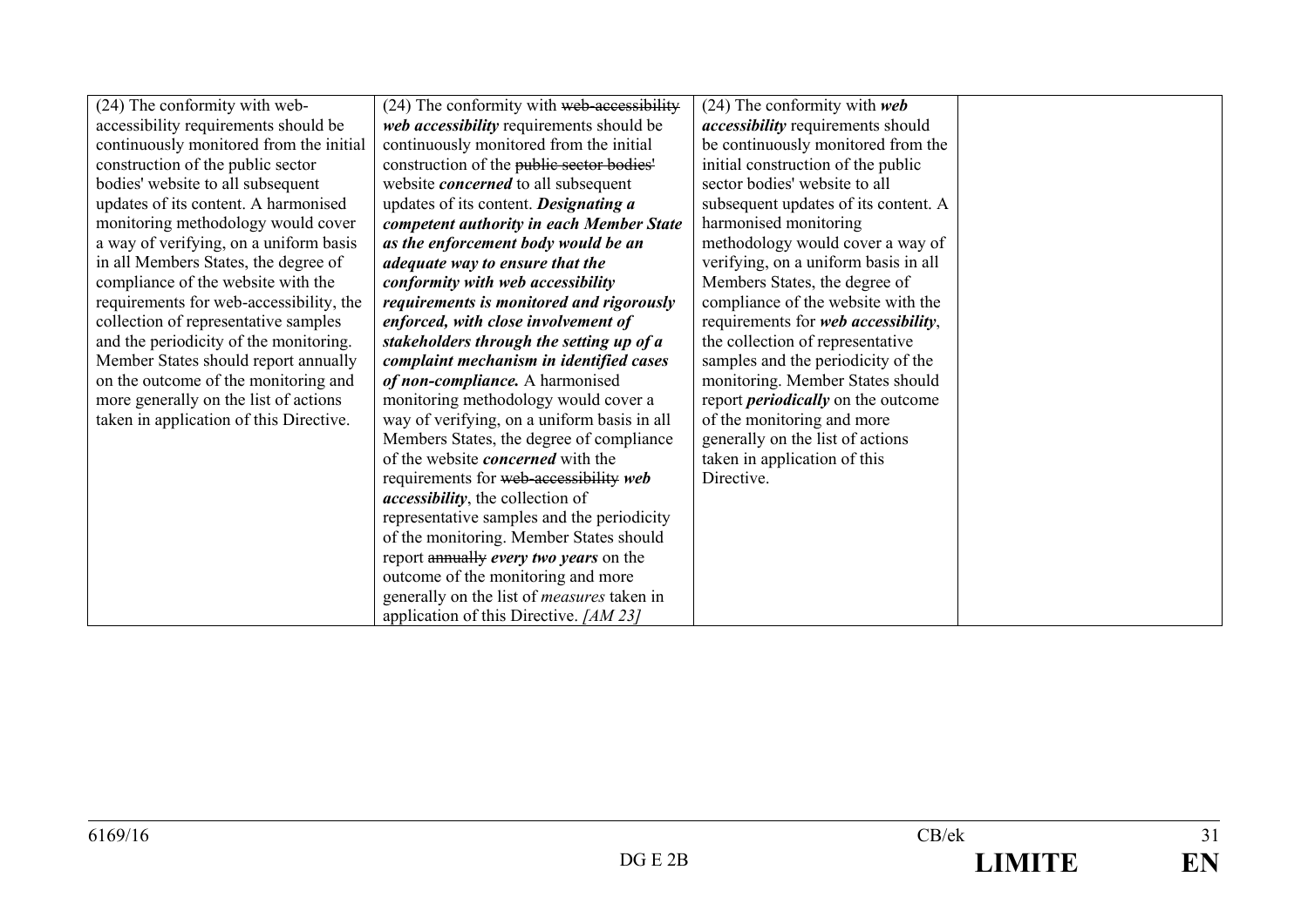| (24) The conformity with web-accessibility requirements should be continuously monitored from the initial construction of the public sector bodies' website to all subsequent updates of its content. A harmonised monitoring methodology would cover a way of verifying, on a uniform basis in all Members States, the degree of compliance of the website with the requirements for web-accessibility, the collection of representative samples and the periodicity of the monitoring. Member States should report annually on the outcome of the monitoring and more generally on the list of actions taken in application of this Directive. | (24) The conformity with ~~web-accessibility~~ ***web accessibility*** requirements should be continuously monitored from the initial construction of the ~~public sector bodies'~~ website ***concerned*** to all subsequent updates of its content. ***Designating a competent authority in each Member State as the enforcement body would be an adequate way to ensure that the conformity with web accessibility requirements is monitored and rigorously enforced, with close involvement of stakeholders through the setting up of a complaint mechanism in identified cases of non-compliance.*** A harmonised monitoring methodology would cover a way of verifying, on a uniform basis in all Members States, the degree of compliance of the website ***concerned*** with the requirements for ~~web-accessibility~~ ***web accessibility***, the collection of representative samples and the periodicity of the monitoring. Member States should report ~~annually~~ ***every two years*** on the outcome of the monitoring and more generally on the list of *measures* taken in application of this Directive. *[AM 23]* | (24) The conformity with ***web accessibility*** requirements should be continuously monitored from the initial construction of the public sector bodies' website to all subsequent updates of its content. A harmonised monitoring methodology would cover a way of verifying, on a uniform basis in all Members States, the degree of compliance of the website with the requirements for ***web accessibility***, the collection of representative samples and the periodicity of the monitoring. Member States should report ***periodically*** on the outcome of the monitoring and more generally on the list of actions taken in application of this Directive. | |
|---|---|---|---|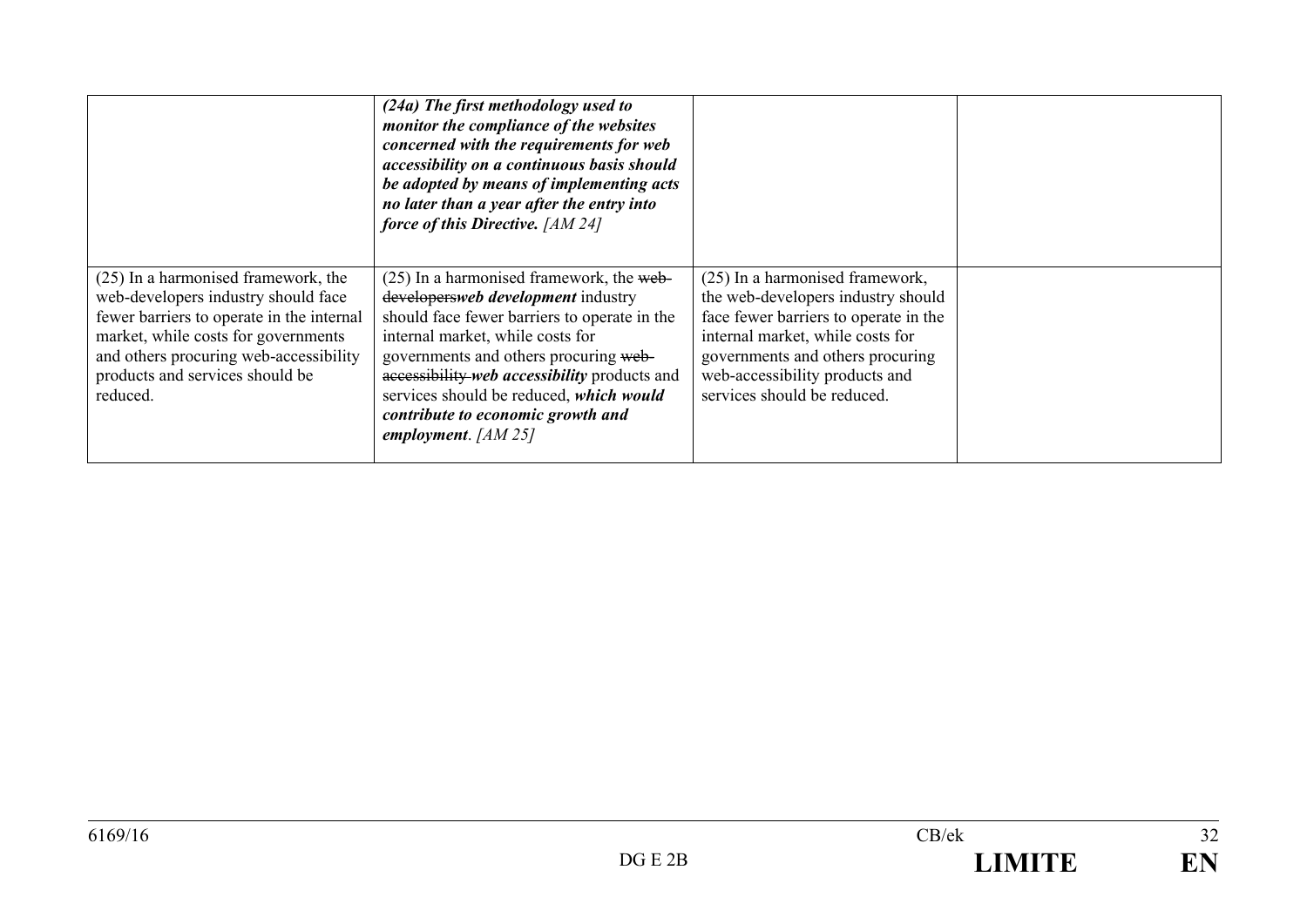| | | | |
|---|---|---|---|
| | ***(24a) The first methodology used to monitor the compliance of the websites concerned with the requirements for web accessibility on a continuous basis should be adopted by means of implementing acts no later than a year after the entry into force of this Directive.*** *[AM 24]* | | |
| (25) In a harmonised framework, the web-developers industry should face fewer barriers to operate in the internal market, while costs for governments and others procuring web-accessibility products and services should be reduced. | (25) In a harmonised framework, the ~~web-developers~~***web development*** industry should face fewer barriers to operate in the internal market, while costs for governments and others procuring ~~web-accessibility~~ ***web accessibility*** products and services should be reduced, ***which would contribute to economic growth and employment***. *[AM 25]* | (25) In a harmonised framework, the web-developers industry should face fewer barriers to operate in the internal market, while costs for governments and others procuring web-accessibility products and services should be reduced. | |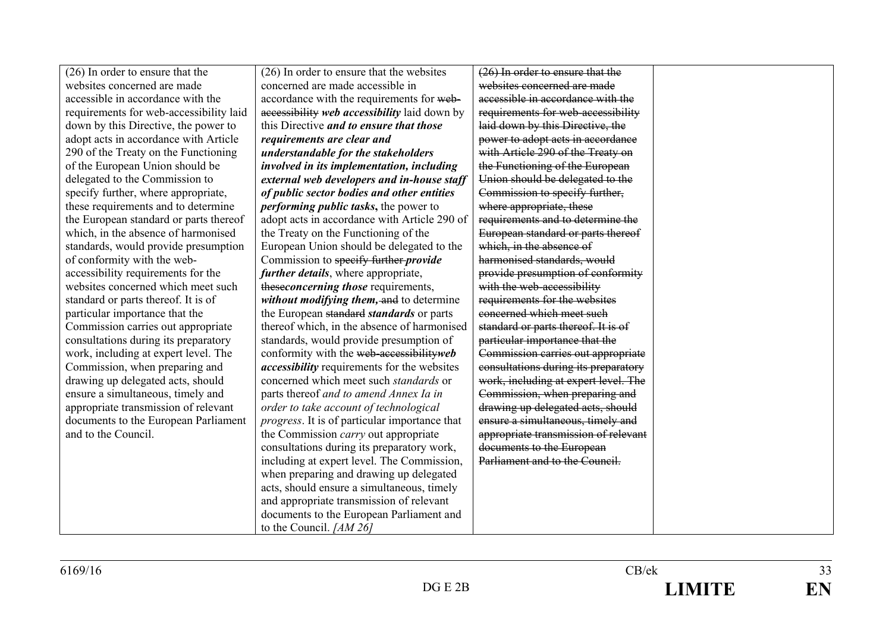| | | | |
|---|---|---|---|
| (26) In order to ensure that the websites concerned are made accessible in accordance with the requirements for web-accessibility laid down by this Directive, the power to adopt acts in accordance with Article 290 of the Treaty on the Functioning of the European Union should be delegated to the Commission to specify further, where appropriate, these requirements and to determine the European standard or parts thereof which, in the absence of harmonised standards, would provide presumption of conformity with the web-accessibility requirements for the websites concerned which meet such standard or parts thereof. It is of particular importance that the Commission carries out appropriate consultations during its preparatory work, including at expert level. The Commission, when preparing and drawing up delegated acts, should ensure a simultaneous, timely and appropriate transmission of relevant documents to the European Parliament and to the Council. | (26) In order to ensure that the websites concerned are made accessible in accordance with the requirements for ~~web-accessibility~~ ***web accessibility*** laid down by this Directive ***and to ensure that those requirements are clear and understandable for the stakeholders involved in its implementation, including external web developers and in-house staff of public sector bodies and other entities performing public tasks*****,** the power to adopt acts in accordance with Article 290 of the Treaty on the Functioning of the European Union should be delegated to the Commission to ~~specify further~~ ***provide further details***, where appropriate, ~~these~~***concerning those*** requirements, ***without modifying them,*** ~~and~~ to determine the European ~~standard~~ ***standards*** or parts thereof which, in the absence of harmonised standards, would provide presumption of conformity with the ~~web-accessibility~~***web accessibility*** requirements for the websites concerned which meet such *standards* or parts thereof *and to amend Annex Ia in order to take account of technological progress*. It is of particular importance that the Commission *carry* out appropriate consultations during its preparatory work, including at expert level. The Commission, when preparing and drawing up delegated acts, should ensure a simultaneous, timely and appropriate transmission of relevant documents to the European Parliament and to the Council. *[AM 26]* | ~~(26) In order to ensure that the websites concerned are made accessible in accordance with the requirements for web-accessibility laid down by this Directive, the power to adopt acts in accordance with Article 290 of the Treaty on the Functioning of the European Union should be delegated to the Commission to specify further, where appropriate, these requirements and to determine the European standard or parts thereof which, in the absence of harmonised standards, would provide presumption of conformity with the web-accessibility requirements for the websites concerned which meet such standard or parts thereof. It is of particular importance that the Commission carries out appropriate consultations during its preparatory work, including at expert level. The Commission, when preparing and drawing up delegated acts, should ensure a simultaneous, timely and appropriate transmission of relevant documents to the European Parliament and to the Council.~~ | |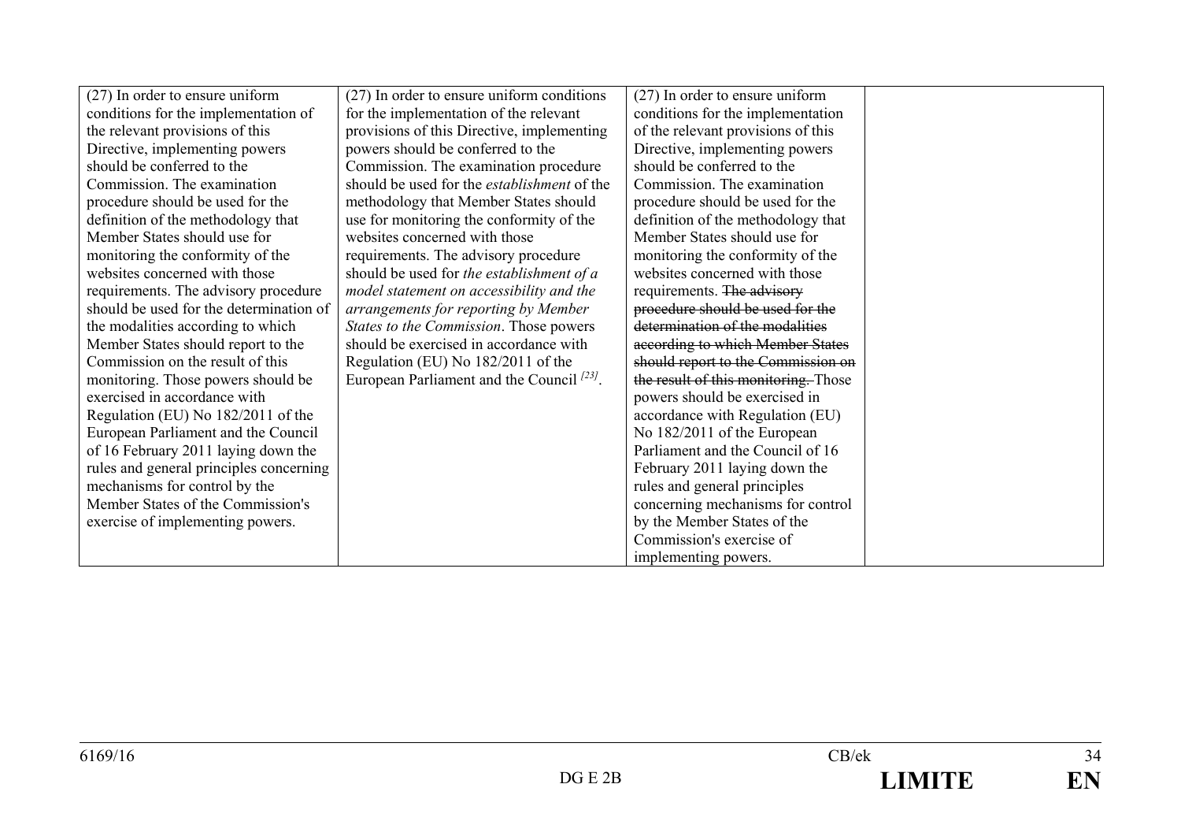| | | | |
|---|---|---|---|
| (27) In order to ensure uniform conditions for the implementation of the relevant provisions of this Directive, implementing powers should be conferred to the Commission. The examination procedure should be used for the definition of the methodology that Member States should use for monitoring the conformity of the websites concerned with those requirements. The advisory procedure should be used for the determination of the modalities according to which Member States should report to the Commission on the result of this monitoring. Those powers should be exercised in accordance with Regulation (EU) No 182/2011 of the European Parliament and the Council of 16 February 2011 laying down the rules and general principles concerning mechanisms for control by the Member States of the Commission's exercise of implementing powers. | (27) In order to ensure uniform conditions for the implementation of the relevant provisions of this Directive, implementing powers should be conferred to the Commission. The examination procedure should be used for the *establishment* of the methodology that Member States should use for monitoring the conformity of the websites concerned with those requirements. The advisory procedure should be used for *the establishment of a model statement on accessibility and the arrangements for reporting by Member States to the Commission*. Those powers should be exercised in accordance with Regulation (EU) No 182/2011 of the European Parliament and the Council [23]. | (27) In order to ensure uniform conditions for the implementation of the relevant provisions of this Directive, implementing powers should be conferred to the Commission. The examination procedure should be used for the definition of the methodology that Member States should use for monitoring the conformity of the websites concerned with those requirements. ~~The advisory procedure should be used for the determination of the modalities according to which Member States should report to the Commission on the result of this monitoring.~~ Those powers should be exercised in accordance with Regulation (EU) No 182/2011 of the European Parliament and the Council of 16 February 2011 laying down the rules and general principles concerning mechanisms for control by the Member States of the Commission's exercise of implementing powers. | |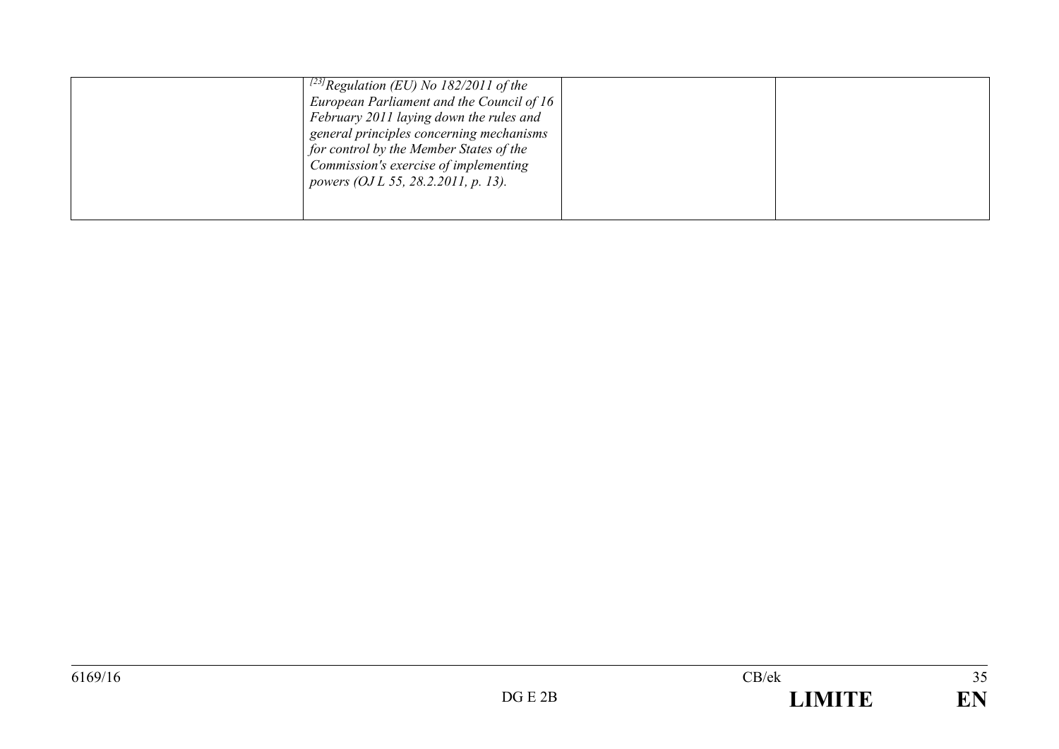|  | *[23] Regulation (EU) No 182/2011 of the European Parliament and the Council of 16 February 2011 laying down the rules and general principles concerning mechanisms for control by the Member States of the Commission's exercise of implementing powers (OJ L 55, 28.2.2011, p. 13).* |  |  |
|---|---|---|---|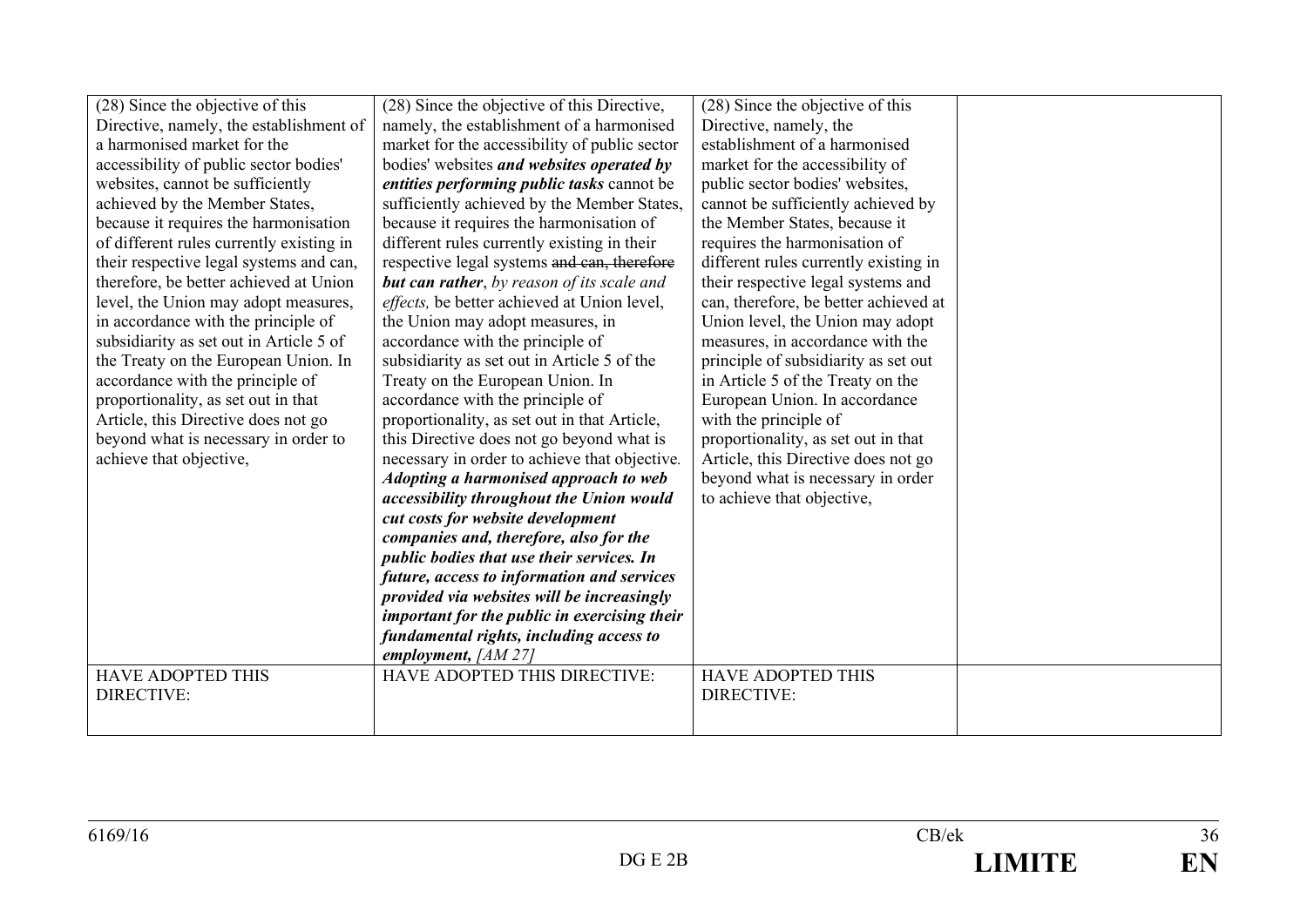| (28) Since the objective of this Directive, namely, the establishment of a harmonised market for the accessibility of public sector bodies' websites, cannot be sufficiently achieved by the Member States, because it requires the harmonisation of different rules currently existing in their respective legal systems and can, therefore, be better achieved at Union level, the Union may adopt measures, in accordance with the principle of subsidiarity as set out in Article 5 of the Treaty on the European Union. In accordance with the principle of proportionality, as set out in that Article, this Directive does not go beyond what is necessary in order to achieve that objective, | (28) Since the objective of this Directive, namely, the establishment of a harmonised market for the accessibility of public sector bodies' websites ***and websites operated by entities performing public tasks*** cannot be sufficiently achieved by the Member States, because it requires the harmonisation of different rules currently existing in their respective legal systems ~~and can, therefore~~ ***but can rather***, *by reason of its scale and effects,* be better achieved at Union level, the Union may adopt measures, in accordance with the principle of subsidiarity as set out in Article 5 of the Treaty on the European Union. In accordance with the principle of proportionality, as set out in that Article, this Directive does not go beyond what is necessary in order to achieve that objective*.* ***Adopting a harmonised approach to web accessibility throughout the Union would cut costs for website development companies and, therefore, also for the public bodies that use their services. In future, access to information and services provided via websites will be increasingly important for the public in exercising their fundamental rights, including access to employment,*** *[AM 27]* | (28) Since the objective of this Directive, namely, the establishment of a harmonised market for the accessibility of public sector bodies' websites, cannot be sufficiently achieved by the Member States, because it requires the harmonisation of different rules currently existing in their respective legal systems and can, therefore, be better achieved at Union level, the Union may adopt measures, in accordance with the principle of subsidiarity as set out in Article 5 of the Treaty on the European Union. In accordance with the principle of proportionality, as set out in that Article, this Directive does not go beyond what is necessary in order to achieve that objective, | |
|---|---|---|---|
| HAVE ADOPTED THIS DIRECTIVE: | HAVE ADOPTED THIS DIRECTIVE: | HAVE ADOPTED THIS DIRECTIVE: | |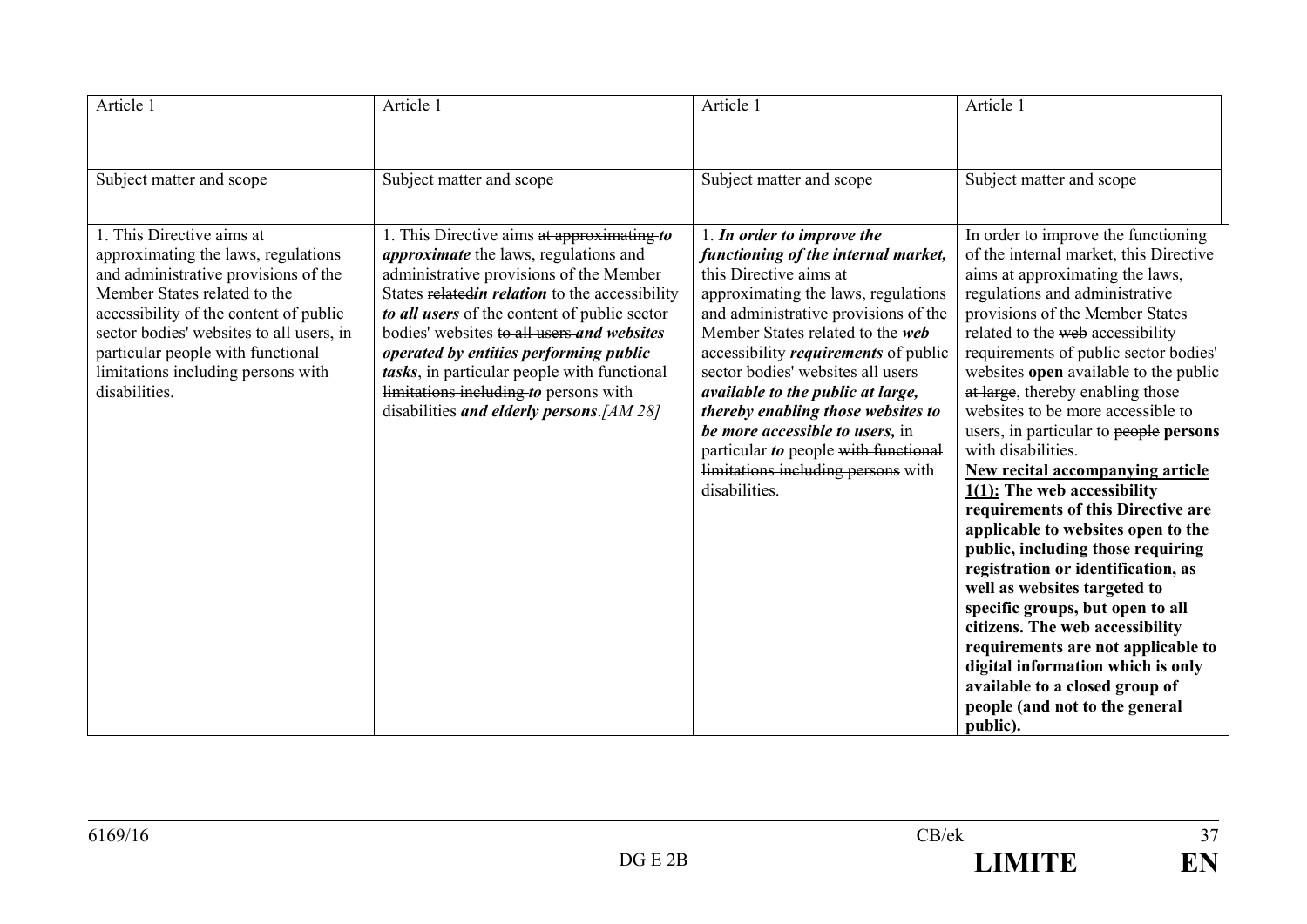| Article 1 | Article 1 | Article 1 | Article 1 |
|---|---|---|---|
| Subject matter and scope | Subject matter and scope | Subject matter and scope | Subject matter and scope |
| 1. This Directive aims at approximating the laws, regulations and administrative provisions of the Member States related to the accessibility of the content of public sector bodies' websites to all users, in particular people with functional limitations including persons with disabilities. | 1. This Directive aims ~~at approximating~~ ***to approximate*** the laws, regulations and administrative provisions of the Member States ~~related~~***in relation*** to the accessibility ***to all users*** of the content of public sector bodies' websites ~~to all users~~ ***and websites operated by entities performing public tasks***, in particular ~~people with functional limitations including~~ ***to*** persons with disabilities ***and elderly persons***.*[AM 28]* | 1. ***In order to improve the functioning of the internal market,*** this Directive aims at approximating the laws, regulations and administrative provisions of the Member States related to the ***web*** accessibility ***requirements*** of public sector bodies' websites ~~all users~~ ***available to the public at large, thereby enabling those websites to be more accessible to users,*** in particular ***to*** people ~~with functional limitations including persons~~ with disabilities. | In order to improve the functioning of the internal market, this Directive aims at approximating the laws, regulations and administrative provisions of the Member States related to the ~~web~~ accessibility requirements of public sector bodies' websites **open** ~~available~~ to the public ~~at large~~, thereby enabling those websites to be more accessible to users, in particular to ~~people~~ **persons** with disabilities. <u>**New recital accompanying article 1(1):**</u> **The web accessibility requirements of this Directive are applicable to websites open to the public, including those requiring registration or identification, as well as websites targeted to specific groups, but open to all citizens. The web accessibility requirements are not applicable to digital information which is only available to a closed group of people (and not to the general public).** |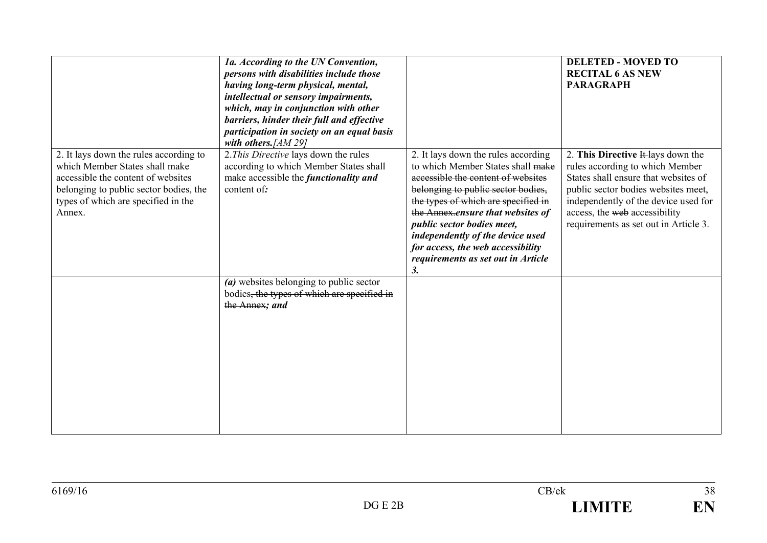| | | | |
|---|---|---|---|
| | ***1a. According to the UN Convention, persons with disabilities include those having long-term physical, mental, intellectual or sensory impairments, which, may in conjunction with other barriers, hinder their full and effective participation in society on an equal basis with others.**[AM 29]* | | **DELETED - MOVED TO RECITAL 6 AS NEW PARAGRAPH** |
| 2. It lays down the rules according to which Member States shall make accessible the content of websites belonging to public sector bodies, the types of which are specified in the Annex. | 2.*This Directive* lays down the rules according to which Member States shall make accessible the ***functionality and*** content of***:*** | 2. It lays down the rules according to which Member States shall ~~make accessible the content of websites belonging to public sector bodies, the types of which are specified in the Annex.~~***ensure that websites of public sector bodies meet, independently of the device used for access, the web accessibility requirements as set out in Article 3.*** | 2. **This Directive** ~~It~~ lays down the rules according to which Member States shall ensure that websites of public sector bodies websites meet, independently of the device used for access, the ~~web~~ accessibility requirements as set out in Article 3. |
| | ***(a)*** websites belonging to public sector bodies~~, the types of which are specified in the Annex~~***; and*** | | |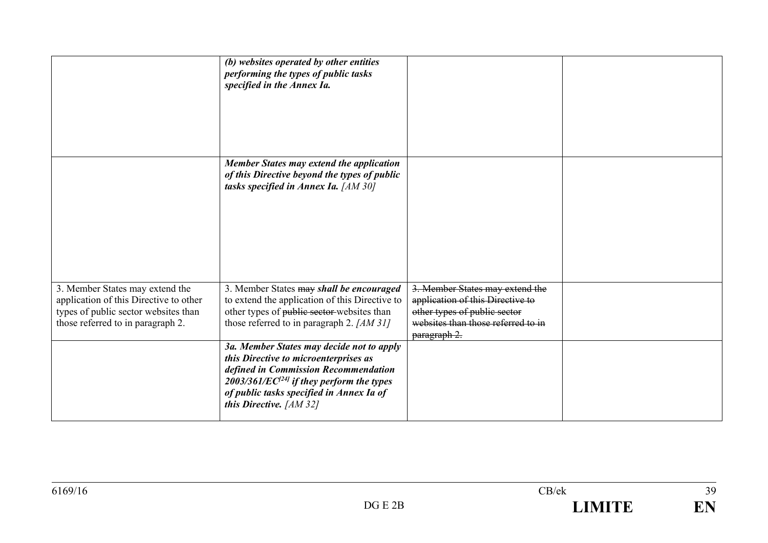| | | | |
|---|---|---|---|
| | ***(b) websites operated by other entities performing the types of public tasks specified in the Annex Ia.*** | | |
| | ***Member States may extend the application of this Directive beyond the types of public tasks specified in Annex Ia.*** *[AM 30]* | | |
| 3. Member States may extend the application of this Directive to other types of public sector websites than those referred to in paragraph 2. | 3. Member States ~~may~~ ***shall be encouraged*** to extend the application of this Directive to other types of ~~public sector~~ websites than those referred to in paragraph 2. *[AM 31]* | ~~3. Member States may extend the application of this Directive to other types of public sector websites than those referred to in paragraph 2.~~ | |
| | ***3a. Member States may decide not to apply this Directive to microenterprises as defined in Commission Recommendation 2003/361/EC[24] if they perform the types of public tasks specified in Annex Ia of this Directive.*** *[AM 32]* | | |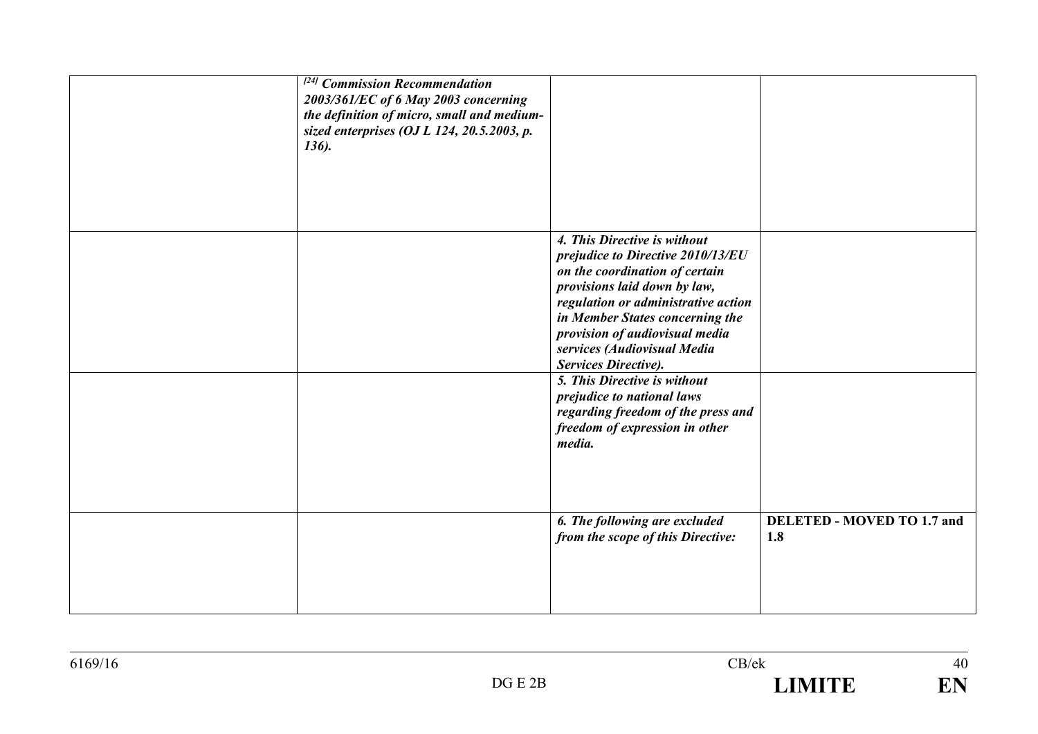| | | | |
|---|---|---|---|
| | *[24] **Commission Recommendation 2003/361/EC of 6 May 2003 concerning the definition of micro, small and medium-sized enterprises (OJ L 124, 20.5.2003, p. 136).*** | | |
| | | ***4. This Directive is without prejudice to Directive 2010/13/EU on the coordination of certain provisions laid down by law, regulation or administrative action in Member States concerning the provision of audiovisual media services (Audiovisual Media Services Directive).*** | |
| | | ***5. This Directive is without prejudice to national laws regarding freedom of the press and freedom of expression in other media.*** | |
| | | ***6. The following are excluded from the scope of this Directive:*** | **DELETED - MOVED TO 1.7 and 1.8** |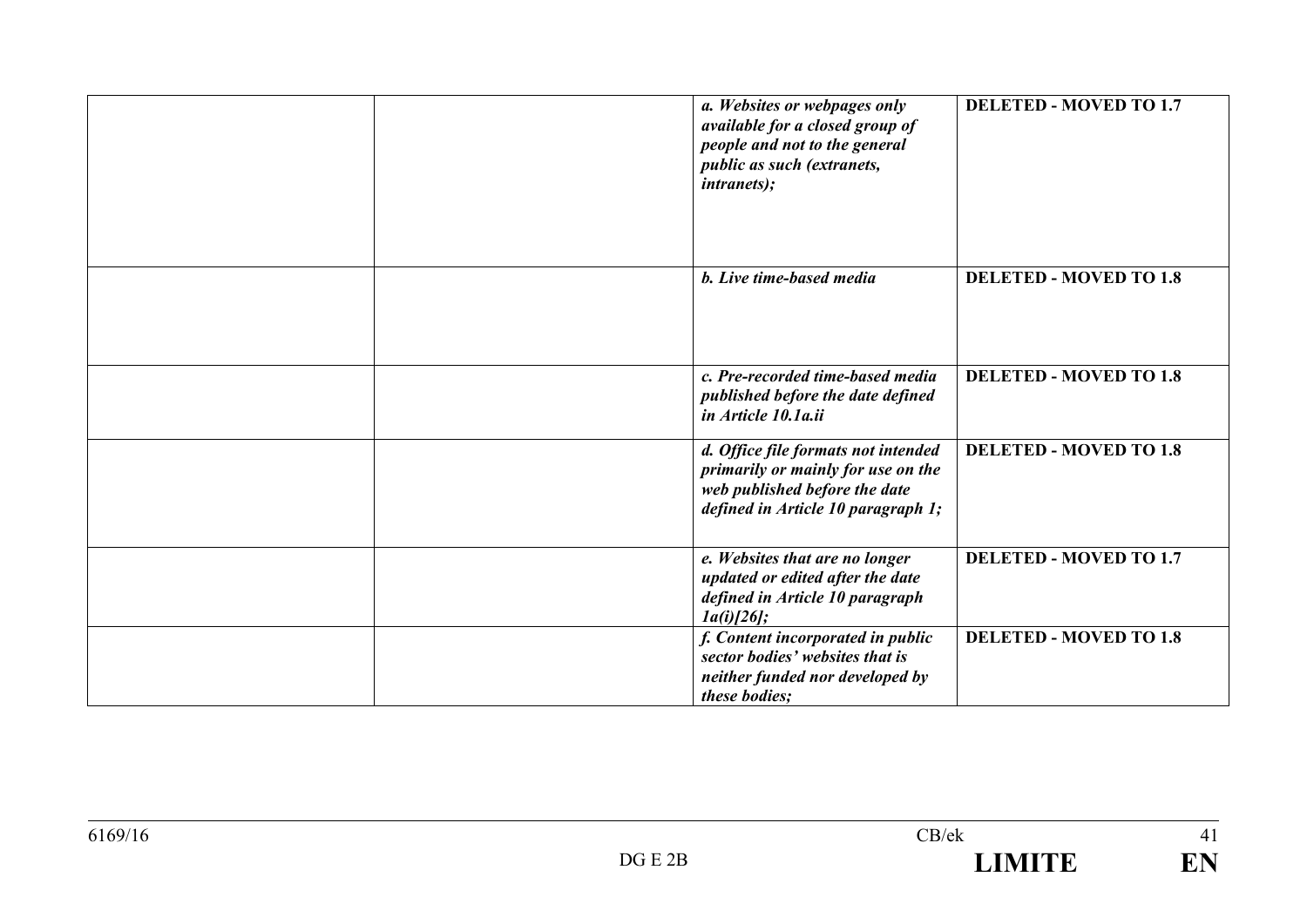| | | | |
|---|---|---|---|
| | | ***a. Websites or webpages only available for a closed group of people and not to the general public as such (extranets, intranets);*** | **DELETED - MOVED TO 1.7** |
| | | ***b. Live time-based media*** | **DELETED - MOVED TO 1.8** |
| | | ***c. Pre-recorded time-based media published before the date defined in Article 10.1a.ii*** | **DELETED - MOVED TO 1.8** |
| | | ***d. Office file formats not intended primarily or mainly for use on the web published before the date defined in Article 10 paragraph 1;*** | **DELETED - MOVED TO 1.8** |
| | | ***e. Websites that are no longer updated or edited after the date defined in Article 10 paragraph 1a(i)[26];*** | **DELETED - MOVED TO 1.7** |
| | | ***f. Content incorporated in public sector bodies' websites that is neither funded nor developed by these bodies;*** | **DELETED - MOVED TO 1.8** |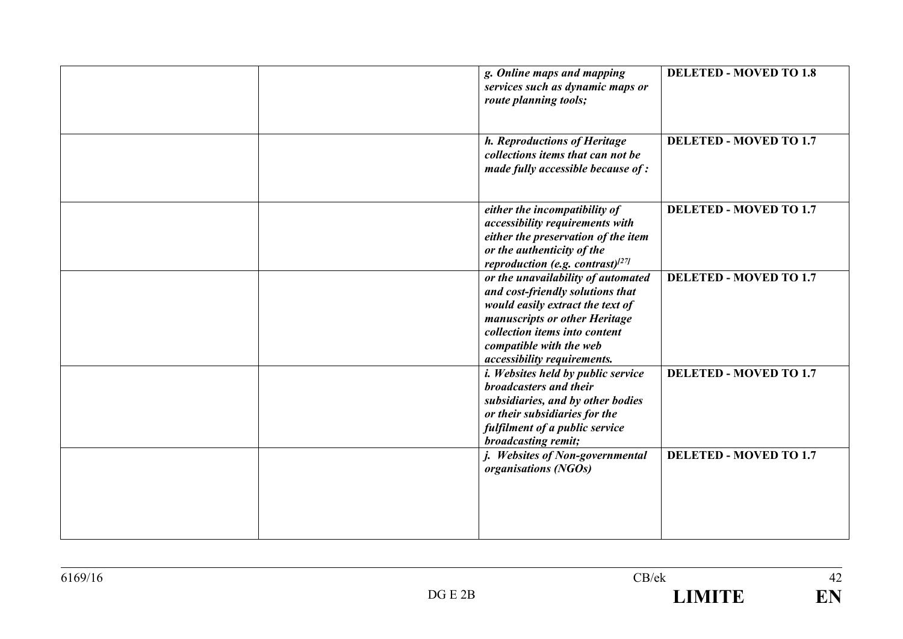| | | | |
|---|---|---|---|
| | | ***g. Online maps and mapping services such as dynamic maps or route planning tools;*** | **DELETED - MOVED TO 1.8** |
| | | ***h. Reproductions of Heritage collections items that can not be made fully accessible because of :*** | **DELETED - MOVED TO 1.7** |
| | | ***either the incompatibility of accessibility requirements with either the preservation of the item or the authenticity of the reproduction (e.g. contrast)[27]*** | **DELETED - MOVED TO 1.7** |
| | | ***or the unavailability of automated and cost-friendly solutions that would easily extract the text of manuscripts or other Heritage collection items into content compatible with the web accessibility requirements.*** | **DELETED - MOVED TO 1.7** |
| | | ***i. Websites held by public service broadcasters and their subsidiaries, and by other bodies or their subsidiaries for the fulfilment of a public service broadcasting remit;*** | **DELETED - MOVED TO 1.7** |
| | | ***j. Websites of Non-governmental organisations (NGOs)*** | **DELETED - MOVED TO 1.7** |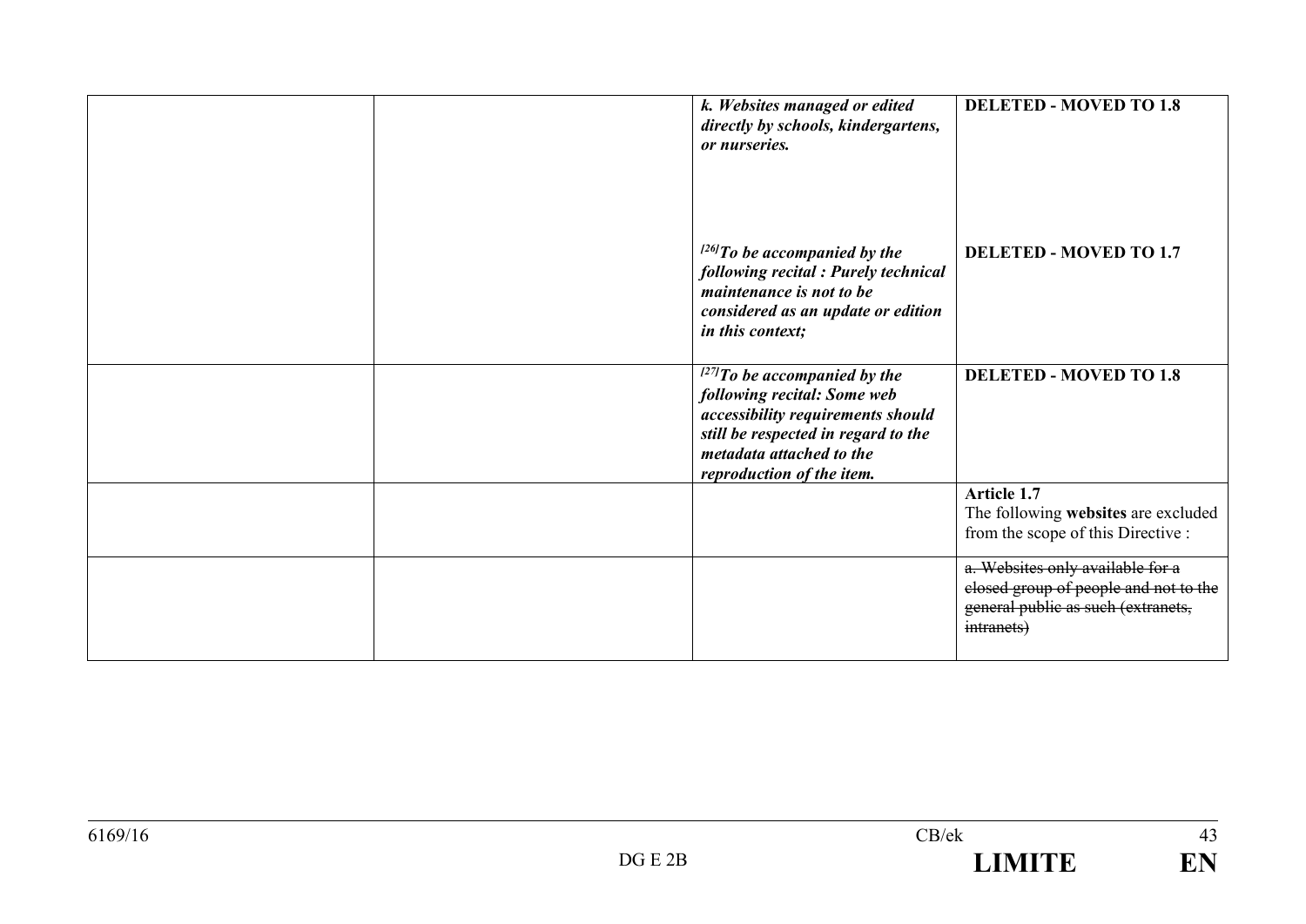| | | | |
|---|---|---|---|
| | | ***k. Websites managed or edited directly by schools, kindergartens, or nurseries.***<br><br>***[26]To be accompanied by the following recital : Purely technical maintenance is not to be considered as an update or edition in this context;*** | **DELETED - MOVED TO 1.8**<br><br>**DELETED - MOVED TO 1.7** |
| | | ***[27]To be accompanied by the following recital: Some web accessibility requirements should still be respected in regard to the metadata attached to the reproduction of the item.*** | **DELETED - MOVED TO 1.8** |
| | | | **Article 1.7**<br>The following **websites** are excluded from the scope of this Directive : |
| | | | ~~a. Websites only available for a closed group of people and not to the general public as such (extranets, intranets)~~ |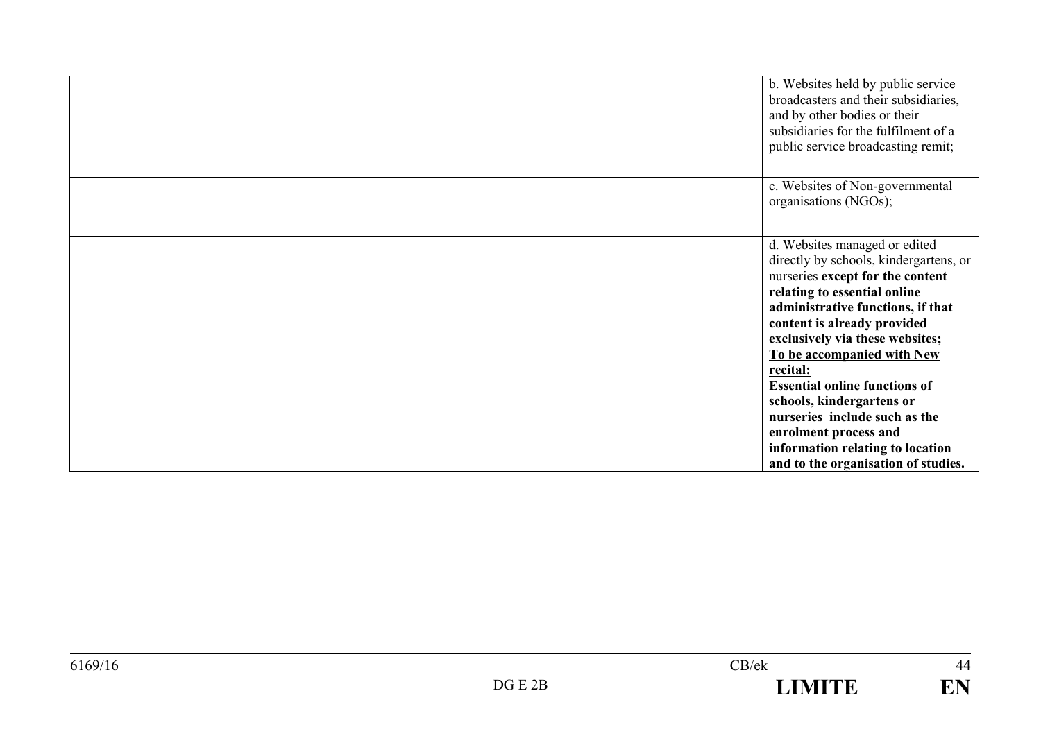|  |  |  |  |
|---|---|---|---|
|  |  |  | b. Websites held by public service broadcasters and their subsidiaries, and by other bodies or their subsidiaries for the fulfilment of a public service broadcasting remit; |
|  |  |  | ~~c. Websites of Non-governmental organisations (NGOs);~~ |
|  |  |  | d. Websites managed or edited directly by schools, kindergartens, or nurseries **except for the content relating to essential online administrative functions, if that content is already provided exclusively via these websites;** <u>**To be accompanied with New recital:**</u> **Essential online functions of schools, kindergartens or nurseries include such as the enrolment process and information relating to location and to the organisation of studies.** |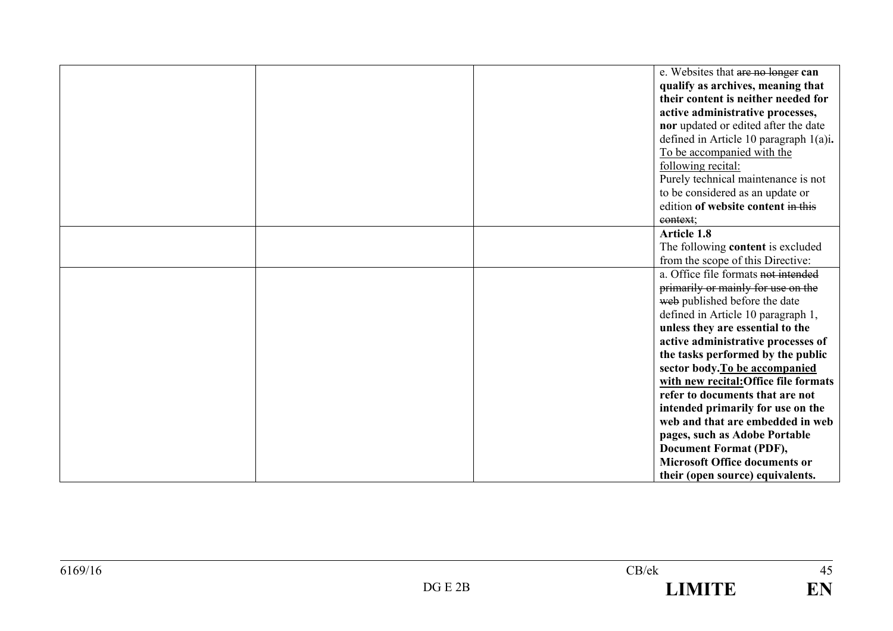| | | | |
|---|---|---|---|
| | | | e. Websites that ~~are no longer~~ **can qualify as archives, meaning that their content is neither needed for active administrative processes, nor** updated or edited after the date defined in Article 10 paragraph 1(a)i**.** <u>To be accompanied with the following recital:</u> Purely technical maintenance is not to be considered as an update or edition **of website content** ~~in this context~~; |
| | | | **Article 1.8** The following **content** is excluded from the scope of this Directive: |
| | | | a. Office file formats ~~not intended primarily or mainly for use on the web~~ published before the date defined in Article 10 paragraph 1, **unless they are essential to the active administrative processes of the tasks performed by the public sector body.<u>To be accompanied with new recital:</u>Office file formats refer to documents that are not intended primarily for use on the web and that are embedded in web pages, such as Adobe Portable Document Format (PDF), Microsoft Office documents or their (open source) equivalents.** |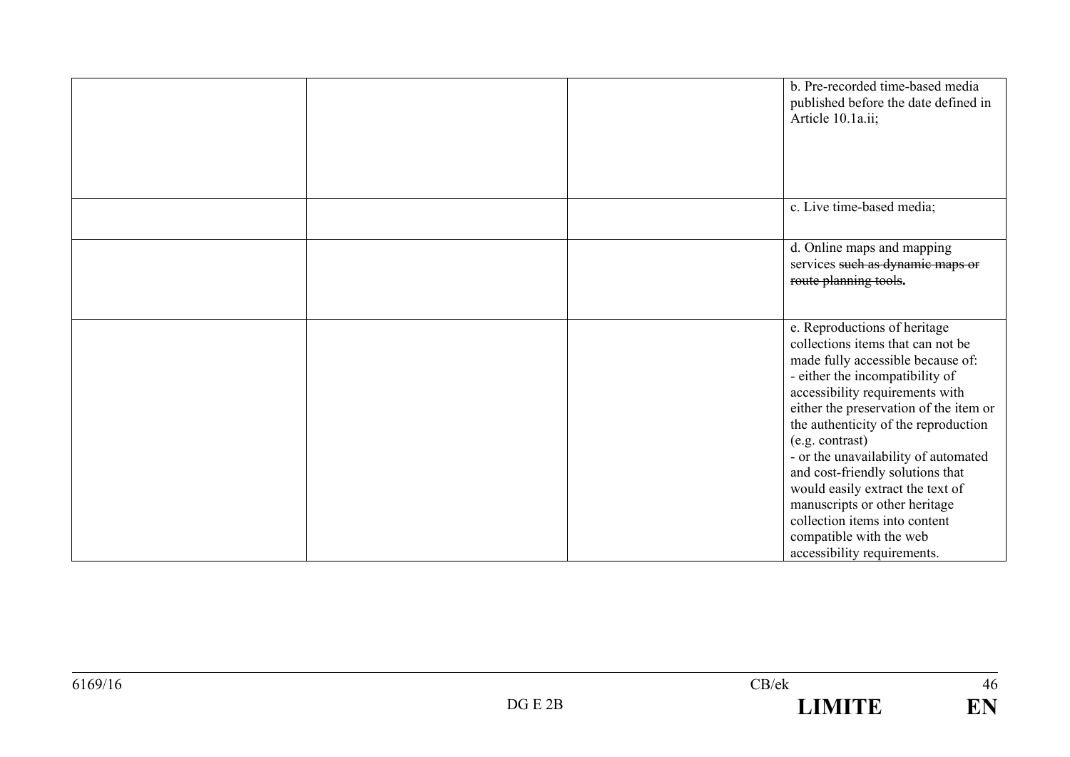| | | | |
|---|---|---|---|
| | | | b. Pre-recorded time-based media published before the date defined in Article 10.1a.ii; |
| | | | c. Live time-based media; |
| | | | d. Online maps and mapping services ~~such as dynamic maps or route planning tools~~**.** |
| | | | e. Reproductions of heritage collections items that can not be made fully accessible because of:<br>- either the incompatibility of accessibility requirements with either the preservation of the item or the authenticity of the reproduction (e.g. contrast)<br>- or the unavailability of automated and cost-friendly solutions that would easily extract the text of manuscripts or other heritage collection items into content compatible with the web accessibility requirements. |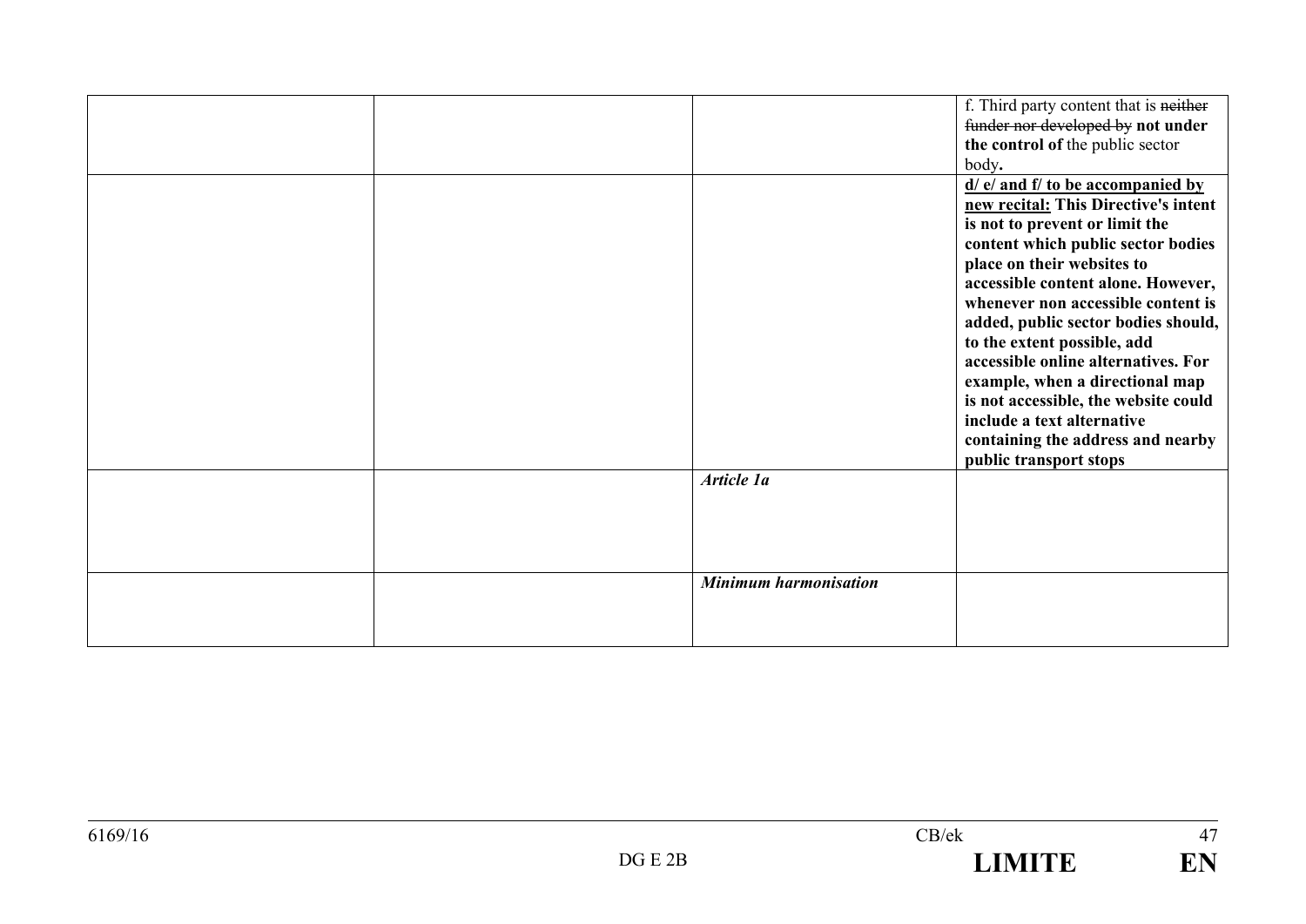| | | | |
|---|---|---|---|
| | | | f. Third party content that is ~~neither funder nor developed by~~ **not under the control of** the public sector body**.** |
| | | | **<u>d/ e/ and f/ to be accompanied by new recital:</u> This Directive's intent is not to prevent or limit the content which public sector bodies place on their websites to accessible content alone. However, whenever non accessible content is added, public sector bodies should, to the extent possible, add accessible online alternatives. For example, when a directional map is not accessible, the website could include a text alternative containing the address and nearby public transport stops** |
| | | ***Article 1a*** | |
| | | ***Minimum harmonisation*** | |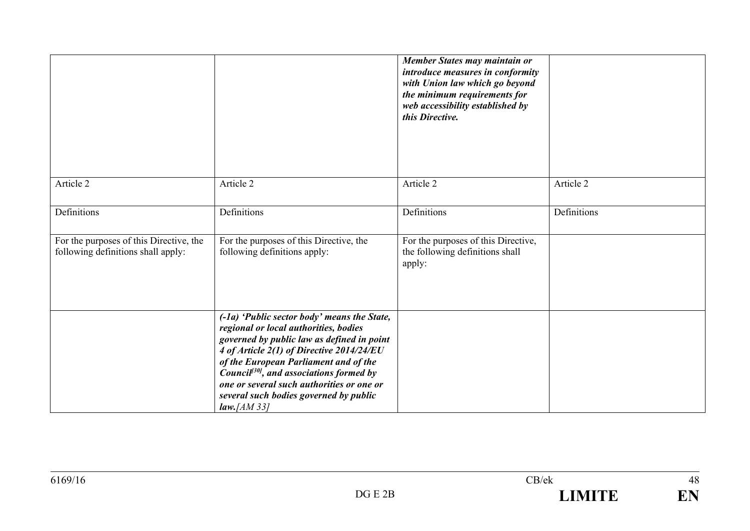| | | | |
|---|---|---|---|
| | | ***Member States may maintain or introduce measures in conformity with Union law which go beyond the minimum requirements for web accessibility established by this Directive.*** | |
| Article 2 | Article 2 | Article 2 | Article 2 |
| Definitions | Definitions | Definitions | Definitions |
| For the purposes of this Directive, the following definitions shall apply: | For the purposes of this Directive, the following definitions apply: | For the purposes of this Directive, the following definitions shall apply: | |
| | ***(-1a) 'Public sector body' means the State, regional or local authorities, bodies governed by public law as defined in point 4 of Article 2(1) of Directive 2014/24/EU of the European Parliament and of the Council[30], and associations formed by one or several such authorities or one or several such bodies governed by public law.[AM 33]*** | | |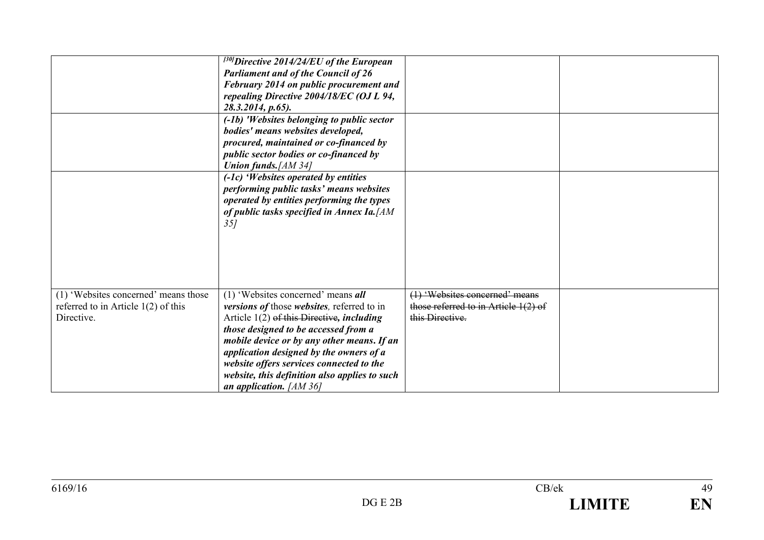| | | | |
|---|---|---|---|
| | [30]***Directive 2014/24/EU of the European Parliament and of the Council of 26 February 2014 on public procurement and repealing Directive 2004/18/EC (OJ L 94, 28.3.2014, p.65).*** | | |
| | ***(-1b) 'Websites belonging to public sector bodies' means websites developed, procured, maintained or co-financed by public sector bodies or co-financed by Union funds.****[AM 34]* | | |
| | ***(-1c) 'Websites operated by entities performing public tasks' means websites operated by entities performing the types of public tasks specified in Annex Ia.****[AM 35]* | | |
| (1) 'Websites concerned' means those referred to in Article 1(2) of this Directive. | (1) 'Websites concerned' means ***all versions of*** those ***websites****,* referred to in Article 1(2) ~~of this Directive~~***, including those designed to be accessed from a mobile device or by any other means. If an application designed by the owners of a website offers services connected to the website, this definition also applies to such an application.*** *[AM 36]* | ~~(1) 'Websites concerned' means those referred to in Article 1(2) of this Directive.~~ | |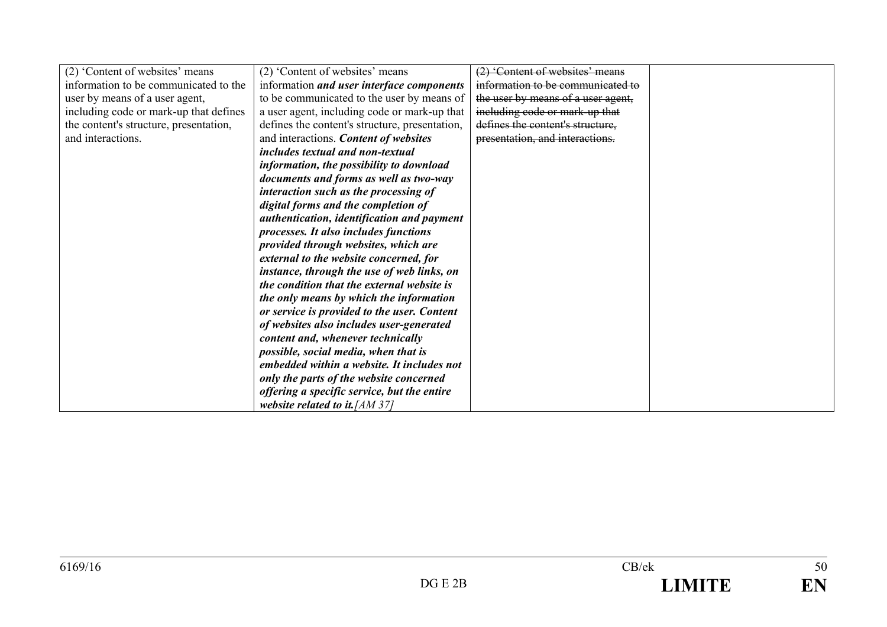| | | | |
|---|---|---|---|
| (2) 'Content of websites' means information to be communicated to the user by means of a user agent, including code or mark-up that defines the content's structure, presentation, and interactions. | (2) 'Content of websites' means information ***and user interface components*** to be communicated to the user by means of a user agent, including code or mark-up that defines the content's structure, presentation, and interactions. ***Content of websites includes textual and non-textual information, the possibility to download documents and forms as well as two-way interaction such as the processing of digital forms and the completion of authentication, identification and payment processes. It also includes functions provided through websites, which are external to the website concerned, for instance, through the use of web links, on the condition that the external website is the only means by which the information or service is provided to the user. Content of websites also includes user-generated content and, whenever technically possible, social media, when that is embedded within a website. It includes not only the parts of the website concerned offering a specific service, but the entire website related to it.*** *[AM 37]* | ~~(2) 'Content of websites' means information to be communicated to the user by means of a user agent, including code or mark-up that defines the content's structure, presentation, and interactions.~~ | |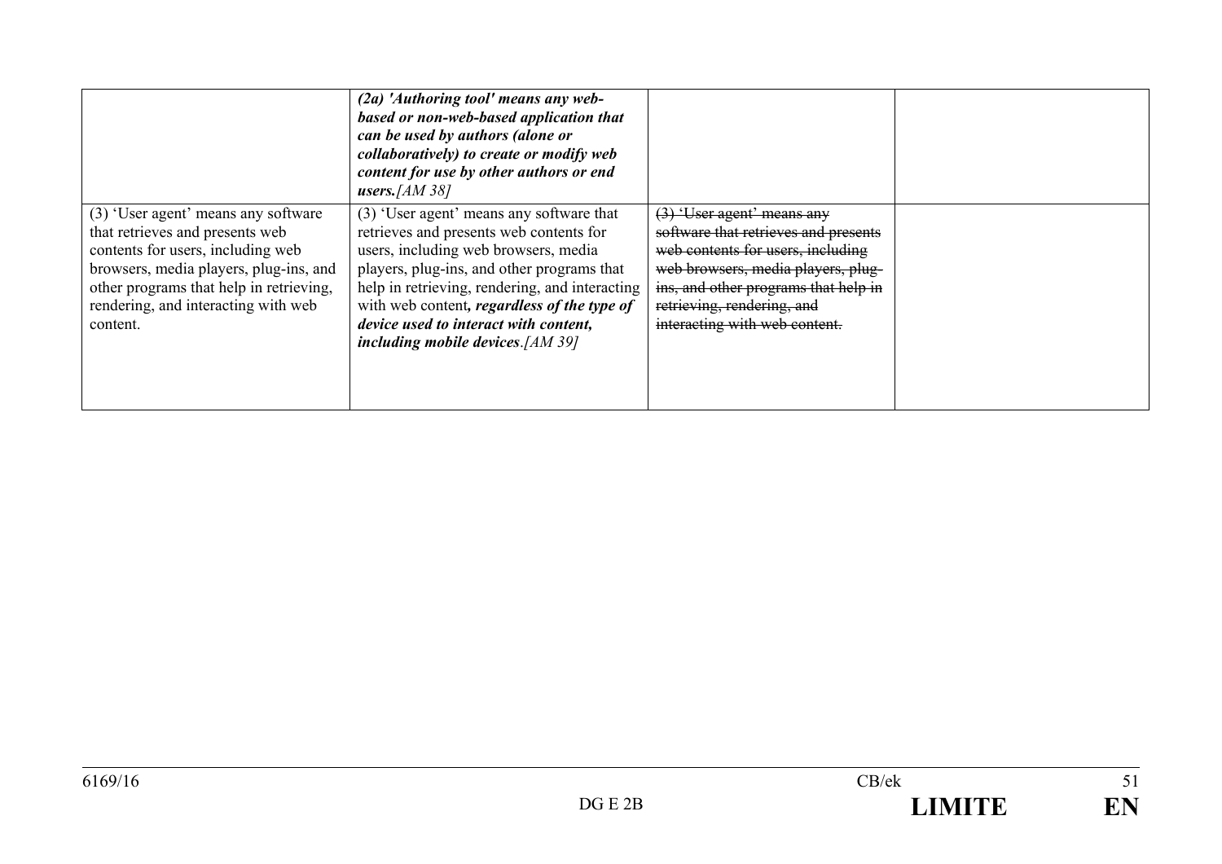| | | | |
|---|---|---|---|
| | ***(2a) 'Authoring tool' means any web-based or non-web-based application that can be used by authors (alone or collaboratively) to create or modify web content for use by other authors or end users.**[AM 38]* | | |
| (3) 'User agent' means any software that retrieves and presents web contents for users, including web browsers, media players, plug-ins, and other programs that help in retrieving, rendering, and interacting with web content. | (3) 'User agent' means any software that retrieves and presents web contents for users, including web browsers, media players, plug-ins, and other programs that help in retrieving, rendering, and interacting with web content***, regardless of the type of device used to interact with content, including mobile devices***.*[AM 39]* | ~~(3) 'User agent' means any software that retrieves and presents web contents for users, including web browsers, media players, plug-ins, and other programs that help in retrieving, rendering, and interacting with web content.~~ | |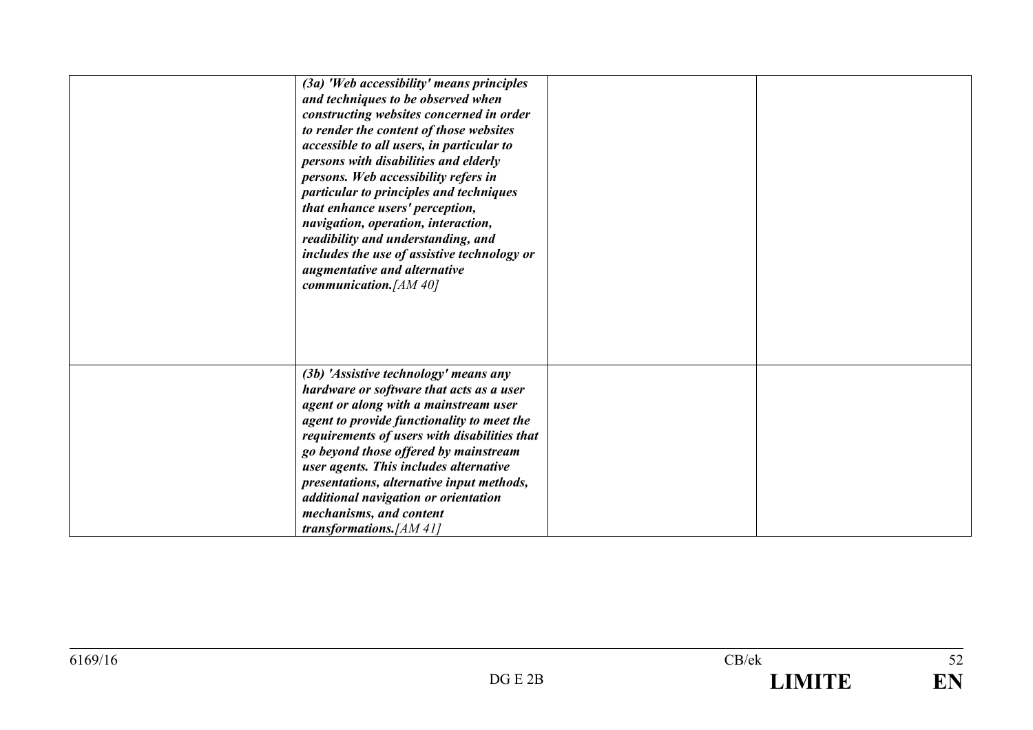|  |  |  |  |
|---|---|---|---|
|  | ***(3a) 'Web accessibility' means principles and techniques to be observed when constructing websites concerned in order to render the content of those websites accessible to all users, in particular to persons with disabilities and elderly persons. Web accessibility refers in particular to principles and techniques that enhance users' perception, navigation, operation, interaction, readibility and understanding, and includes the use of assistive technology or augmentative and alternative communication.****[AM 40]* |  |  |
|  | ***(3b) 'Assistive technology' means any hardware or software that acts as a user agent or along with a mainstream user agent to provide functionality to meet the requirements of users with disabilities that go beyond those offered by mainstream user agents. This includes alternative presentations, alternative input methods, additional navigation or orientation mechanisms, and content transformations.****[AM 41]* |  |  |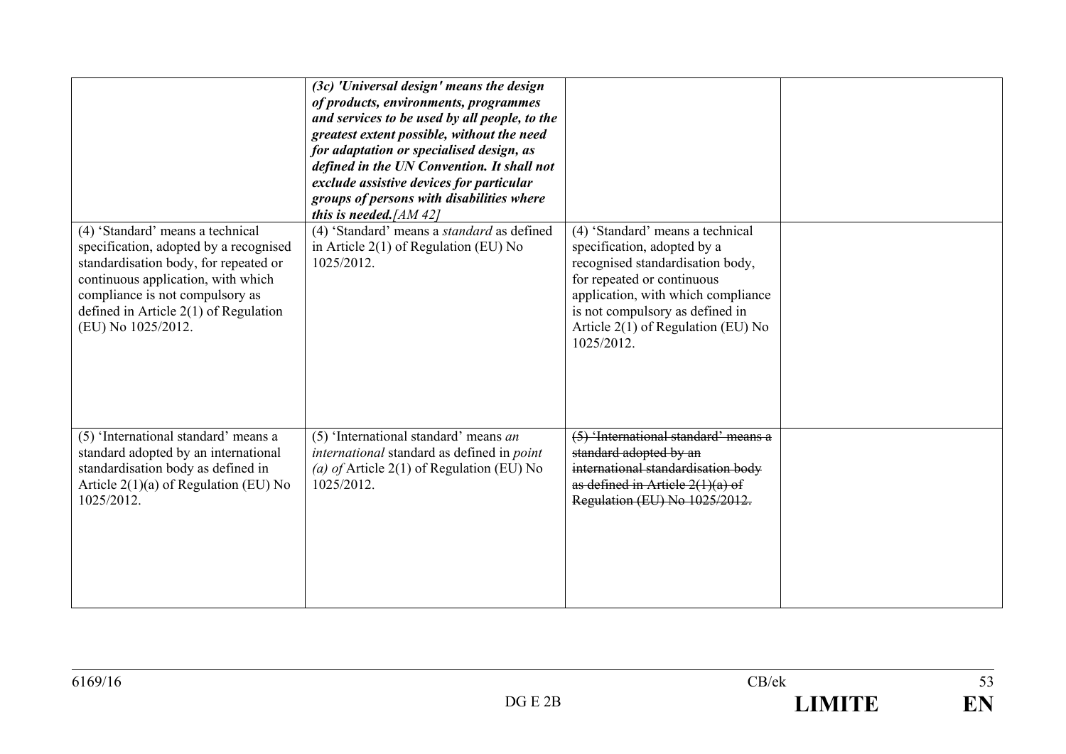| | | | |
|---|---|---|---|
| | ***(3c) 'Universal design' means the design of products, environments, programmes and services to be used by all people, to the greatest extent possible, without the need for adaptation or specialised design, as defined in the UN Convention. It shall not exclude assistive devices for particular groups of persons with disabilities where this is needed.****[AM 42]* | | |
| (4) 'Standard' means a technical specification, adopted by a recognised standardisation body, for repeated or continuous application, with which compliance is not compulsory as defined in Article 2(1) of Regulation (EU) No 1025/2012. | (4) 'Standard' means a *standard* as defined in Article 2(1) of Regulation (EU) No 1025/2012. | (4) 'Standard' means a technical specification, adopted by a recognised standardisation body, for repeated or continuous application, with which compliance is not compulsory as defined in Article 2(1) of Regulation (EU) No 1025/2012. | |
| (5) 'International standard' means a standard adopted by an international standardisation body as defined in Article 2(1)(a) of Regulation (EU) No 1025/2012. | (5) 'International standard' means *an international* standard as defined in *point (a) of* Article 2(1) of Regulation (EU) No 1025/2012. | ~~(5) 'International standard' means a standard adopted by an international standardisation body as defined in Article 2(1)(a) of Regulation (EU) No 1025/2012.~~ | |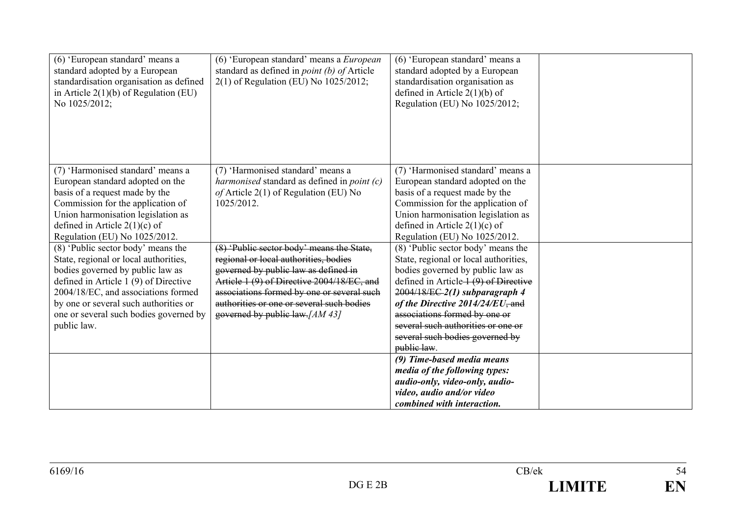| | | | |
|---|---|---|---|
| (6) 'European standard' means a standard adopted by a European standardisation organisation as defined in Article 2(1)(b) of Regulation (EU) No 1025/2012; | (6) 'European standard' means a *European* standard as defined in *point (b) of* Article 2(1) of Regulation (EU) No 1025/2012; | (6) 'European standard' means a standard adopted by a European standardisation organisation as defined in Article 2(1)(b) of Regulation (EU) No 1025/2012; | |
| (7) 'Harmonised standard' means a European standard adopted on the basis of a request made by the Commission for the application of Union harmonisation legislation as defined in Article 2(1)(c) of Regulation (EU) No 1025/2012. | (7) 'Harmonised standard' means a *harmonised* standard as defined in *point (c) of* Article 2(1) of Regulation (EU) No 1025/2012. | (7) 'Harmonised standard' means a European standard adopted on the basis of a request made by the Commission for the application of Union harmonisation legislation as defined in Article 2(1)(c) of Regulation (EU) No 1025/2012. | |
| (8) 'Public sector body' means the State, regional or local authorities, bodies governed by public law as defined in Article 1 (9) of Directive 2004/18/EC, and associations formed by one or several such authorities or one or several such bodies governed by public law. | ~~(8) 'Public sector body' means the State, regional or local authorities, bodies governed by public law as defined in Article 1 (9) of Directive 2004/18/EC, and associations formed by one or several such authorities or one or several such bodies governed by public law.~~*[AM 43]* | (8) 'Public sector body' means the State, regional or local authorities, bodies governed by public law as defined in Article ~~1 (9) of Directive 2004/18/EC~~ ***2(1) subparagraph 4 of the Directive 2014/24/EU***~~, and associations formed by one or several such authorities or one or several such bodies governed by public law~~. | |
| | | ***(9) Time-based media means media of the following types: audio-only, video-only, audio-video, audio and/or video combined with interaction.*** | |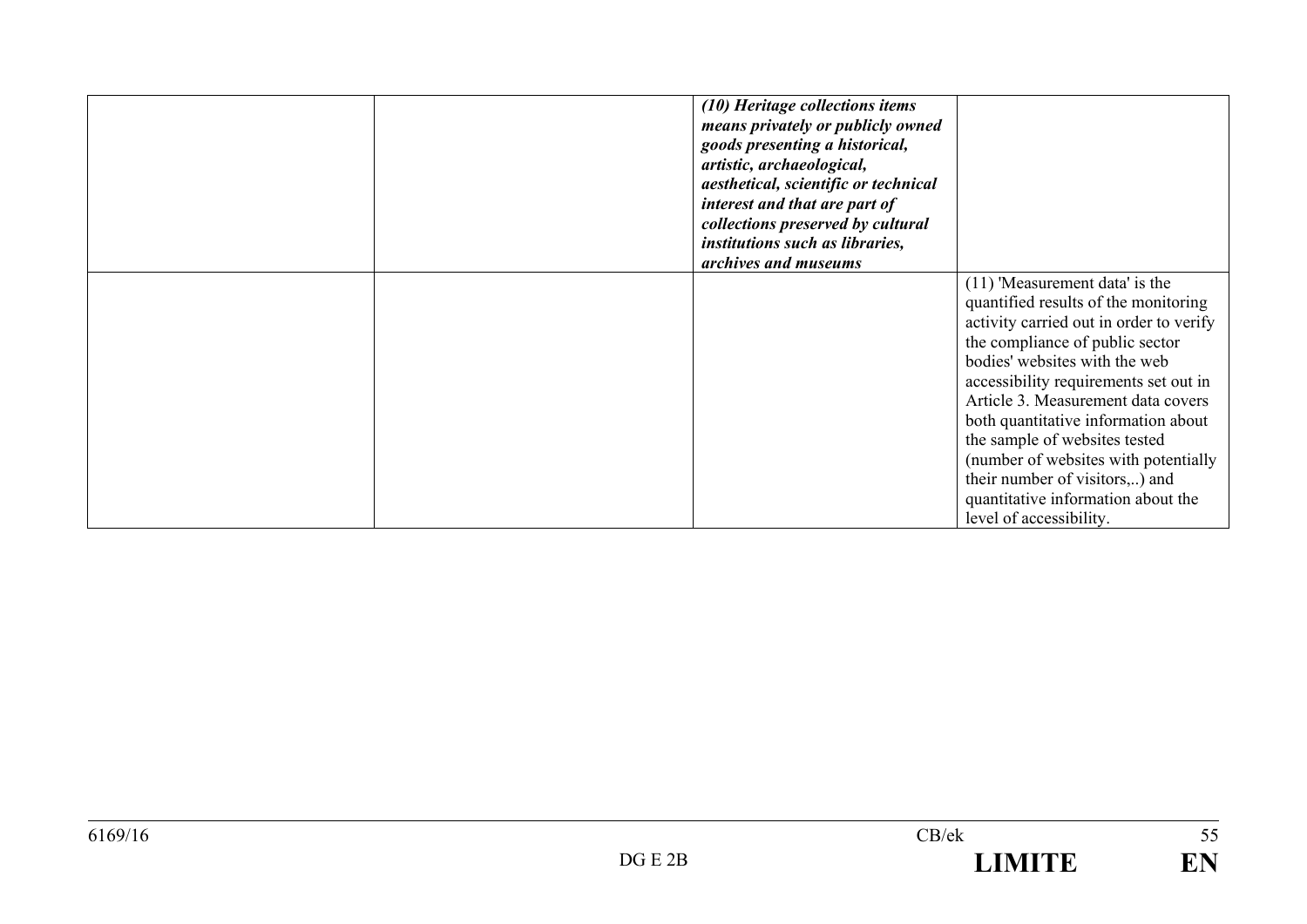| | | | |
|---|---|---|---|
| | | ***(10) Heritage collections items means privately or publicly owned goods presenting a historical, artistic, archaeological, aesthetical, scientific or technical interest and that are part of collections preserved by cultural institutions such as libraries, archives and museums*** | |
| | | | (11) 'Measurement data' is the quantified results of the monitoring activity carried out in order to verify the compliance of public sector bodies' websites with the web accessibility requirements set out in Article 3. Measurement data covers both quantitative information about the sample of websites tested (number of websites with potentially their number of visitors,..) and quantitative information about the level of accessibility. |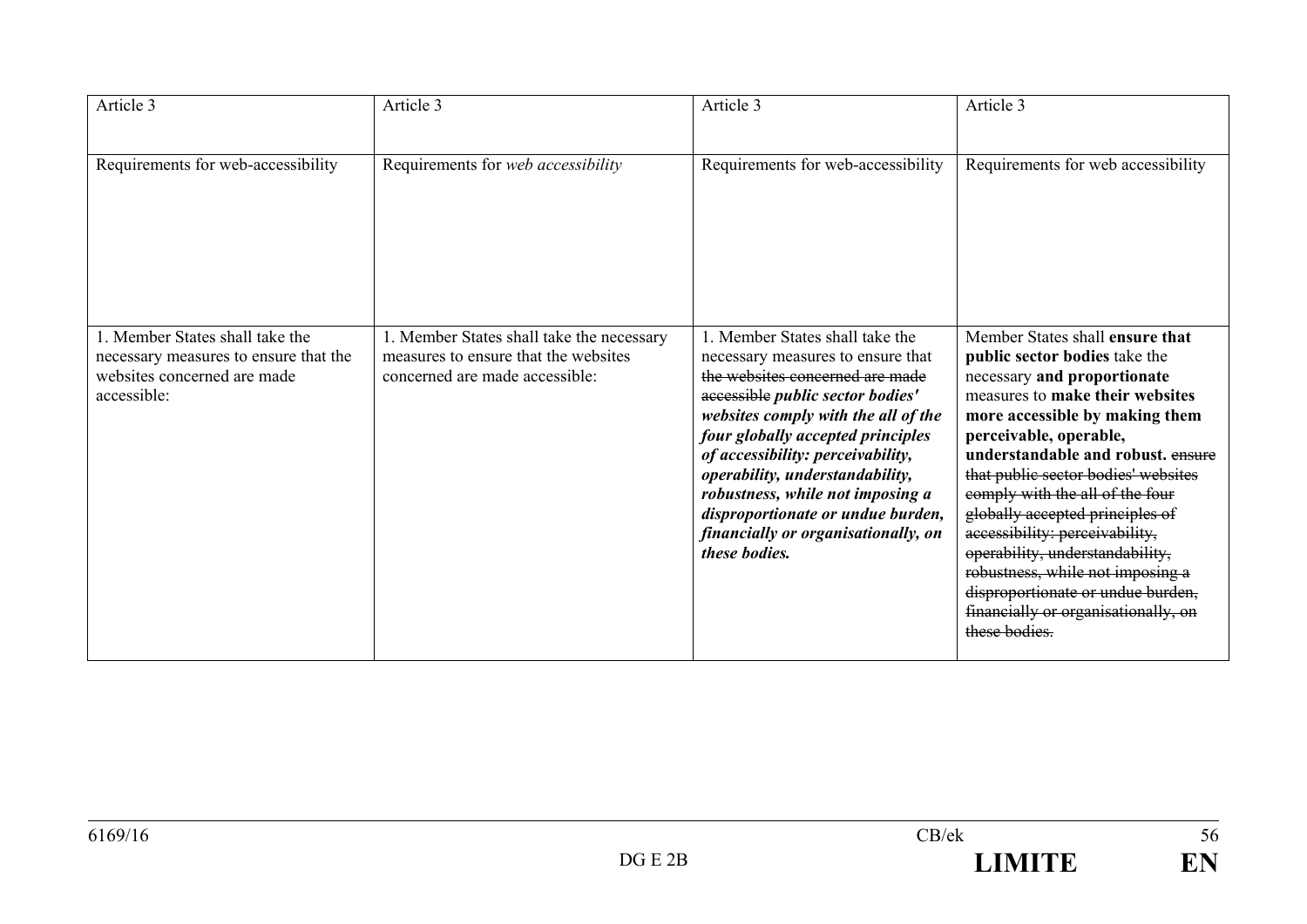| Article 3 | Article 3 | Article 3 | Article 3 |
|---|---|---|---|
| Requirements for web-accessibility | Requirements for *web accessibility* | Requirements for web-accessibility | Requirements for web accessibility |
| 1. Member States shall take the necessary measures to ensure that the websites concerned are made accessible: | 1. Member States shall take the necessary measures to ensure that the websites concerned are made accessible: | 1. Member States shall take the necessary measures to ensure that ~~the websites concerned are made accessible~~ ***public sector bodies' websites comply with the all of the four globally accepted principles of accessibility: perceivability, operability, understandability, robustness, while not imposing a disproportionate or undue burden, financially or organisationally, on these bodies.*** | Member States shall **ensure that public sector bodies** take the necessary **and proportionate** measures to **make their websites more accessible by making them perceivable, operable, understandable and robust.** ~~ensure that public sector bodies' websites comply with the all of the four globally accepted principles of accessibility: perceivability, operability, understandability, robustness, while not imposing a disproportionate or undue burden, financially or organisationally, on these bodies.~~ |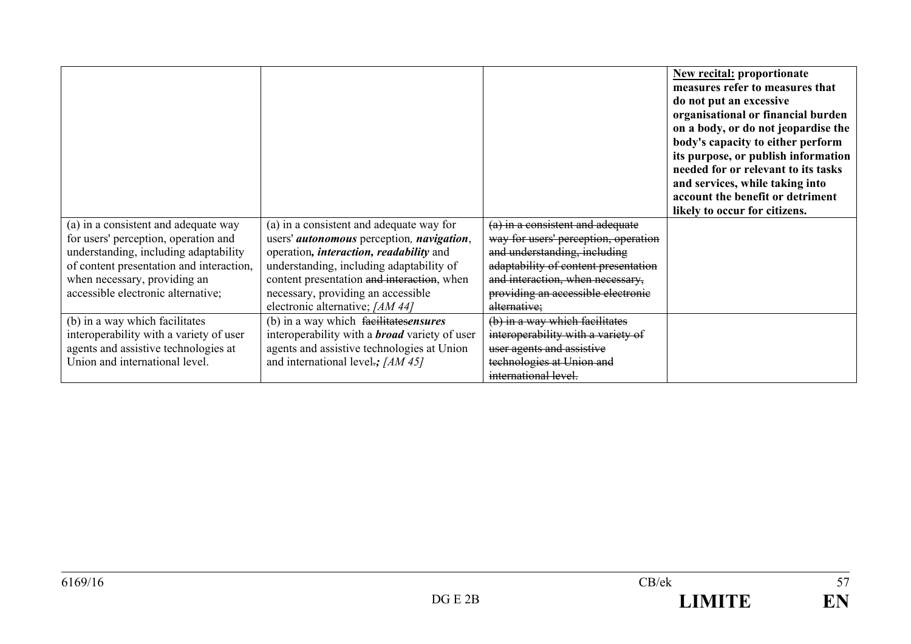| | | | |
|---|---|---|---|
| | | | **<u>New recital:</u> proportionate measures refer to measures that do not put an excessive organisational or financial burden on a body, or do not jeopardise the body's capacity to either perform its purpose, or publish information needed for or relevant to its tasks and services, while taking into account the benefit or detriment likely to occur for citizens.** |
| (a) in a consistent and adequate way for users' perception, operation and understanding, including adaptability of content presentation and interaction, when necessary, providing an accessible electronic alternative; | (a) in a consistent and adequate way for users' ***autonomous*** perception*,* ***navigation***, operation***, interaction, readability*** and understanding, including adaptability of content presentation ~~and interaction~~, when necessary, providing an accessible electronic alternative; *[AM 44]* | ~~(a) in a consistent and adequate way for users' perception, operation and understanding, including adaptability of content presentation and interaction, when necessary, providing an accessible electronic alternative;~~ | |
| (b) in a way which facilitates interoperability with a variety of user agents and assistive technologies at Union and international level. | (b) in a way which ~~facilitates~~***ensures*** interoperability with a ***broad*** variety of user agents and assistive technologies at Union and international level~~.~~***;*** *[AM 45]* | ~~(b) in a way which facilitates interoperability with a variety of user agents and assistive technologies at Union and international level.~~ | |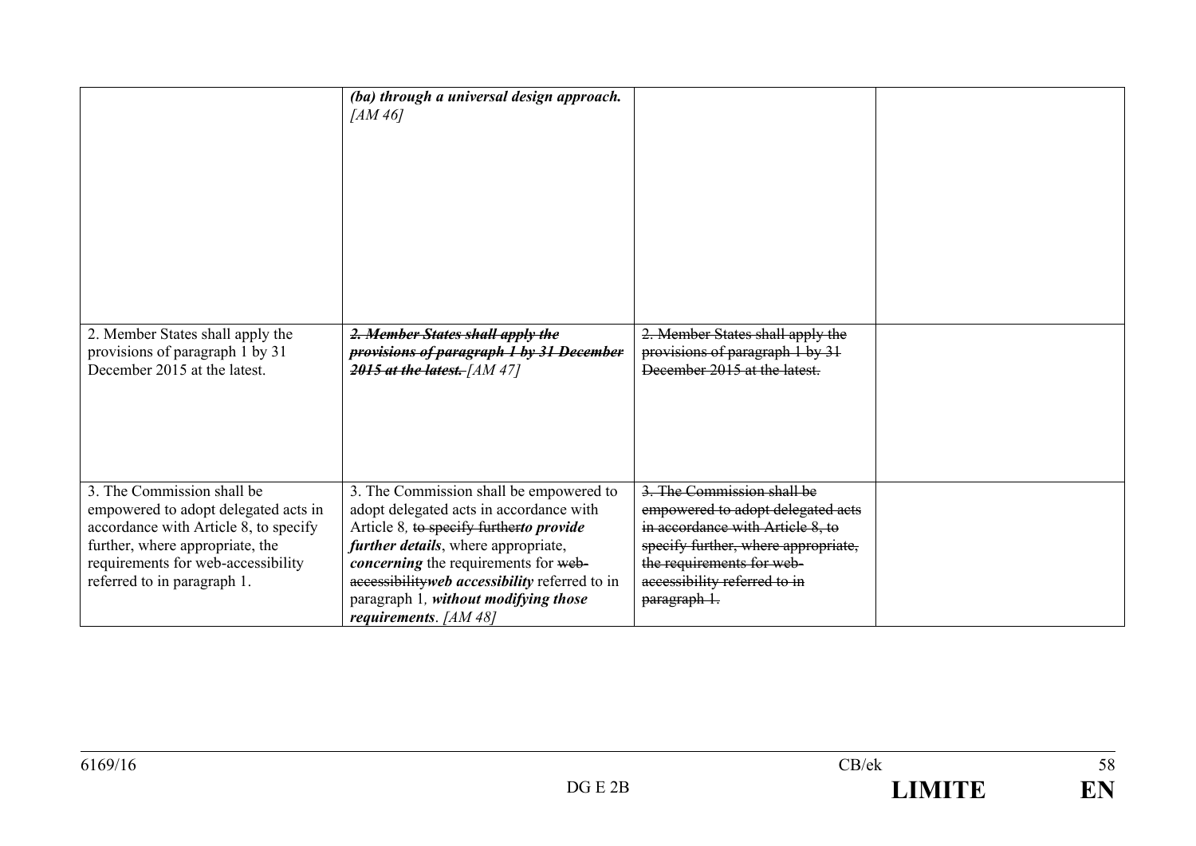| | | | |
|---|---|---|---|
| | ***(ba) through a universal design approach.*** *[AM 46]* | | |
| 2. Member States shall apply the provisions of paragraph 1 by 31 December 2015 at the latest. | ~~***2. Member States shall apply the provisions of paragraph 1 by 31 December 2015 at the latest.***~~ *[AM 47]* | ~~2. Member States shall apply the provisions of paragraph 1 by 31 December 2015 at the latest.~~ | |
| 3. The Commission shall be empowered to adopt delegated acts in accordance with Article 8, to specify further, where appropriate, the requirements for web-accessibility referred to in paragraph 1. | 3. The Commission shall be empowered to adopt delegated acts in accordance with Article 8*,* ~~to specify further~~***to provide further details***, where appropriate, ***concerning*** the requirements for ~~web-accessibility~~***web accessibility*** referred to in paragraph 1*,* ***without modifying those requirements***. *[AM 48]* | ~~3. The Commission shall be empowered to adopt delegated acts in accordance with Article 8, to specify further, where appropriate, the requirements for web-accessibility referred to in paragraph 1.~~ | |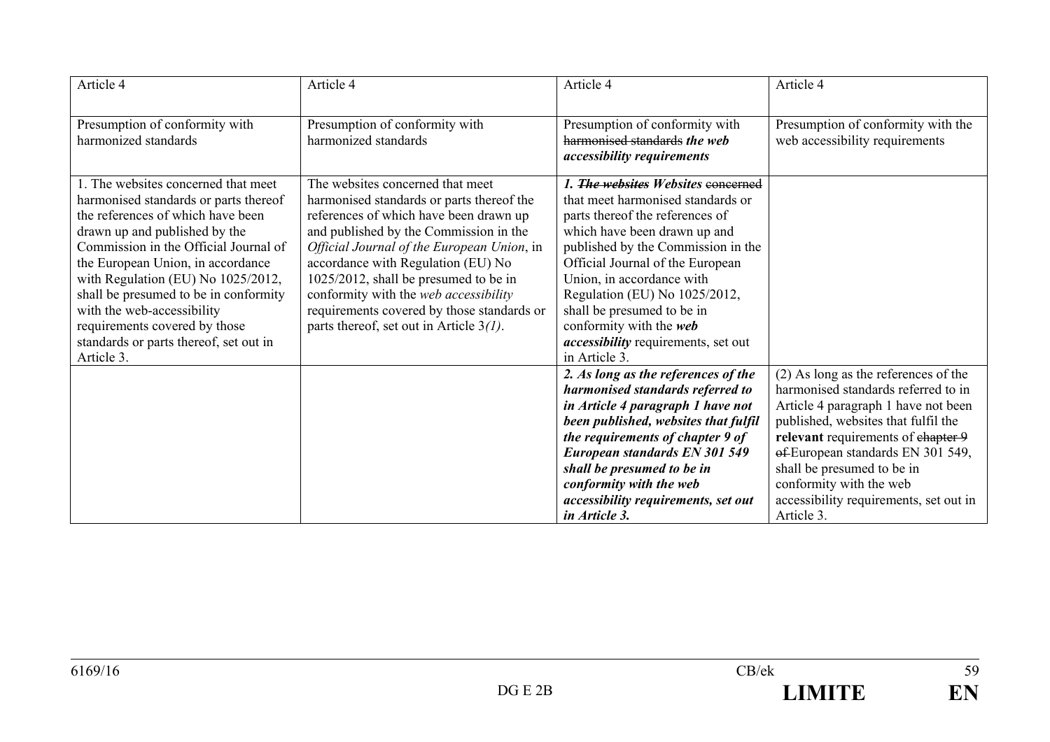| Article 4 | Article 4 | Article 4 | Article 4 |
|---|---|---|---|
| Presumption of conformity with harmonized standards | Presumption of conformity with harmonized standards | Presumption of conformity with ~~harmonised standards~~ ***the web accessibility requirements*** | Presumption of conformity with the web accessibility requirements |
| 1. The websites concerned that meet harmonised standards or parts thereof the references of which have been drawn up and published by the Commission in the Official Journal of the European Union, in accordance with Regulation (EU) No 1025/2012, shall be presumed to be in conformity with the web-accessibility requirements covered by those standards or parts thereof, set out in Article 3. | The websites concerned that meet harmonised standards or parts thereof the references of which have been drawn up and published by the Commission in the *Official Journal of the European Union*, in accordance with Regulation (EU) No 1025/2012, shall be presumed to be in conformity with the *web accessibility* requirements covered by those standards or parts thereof, set out in Article 3*(1)*. | ***1.*** ~~***The websites***~~ ***Websites*** ~~concerned~~ that meet harmonised standards or parts thereof the references of which have been drawn up and published by the Commission in the Official Journal of the European Union, in accordance with Regulation (EU) No 1025/2012, shall be presumed to be in conformity with the ***web accessibility*** requirements, set out in Article 3. | |
| | | ***2. As long as the references of the harmonised standards referred to in Article 4 paragraph 1 have not been published, websites that fulfil the requirements of chapter 9 of European standards EN 301 549 shall be presumed to be in conformity with the web accessibility requirements, set out in Article 3.*** | (2) As long as the references of the harmonised standards referred to in Article 4 paragraph 1 have not been published, websites that fulfil the **relevant** requirements of ~~chapter 9 of~~ European standards EN 301 549, shall be presumed to be in conformity with the web accessibility requirements, set out in Article 3. |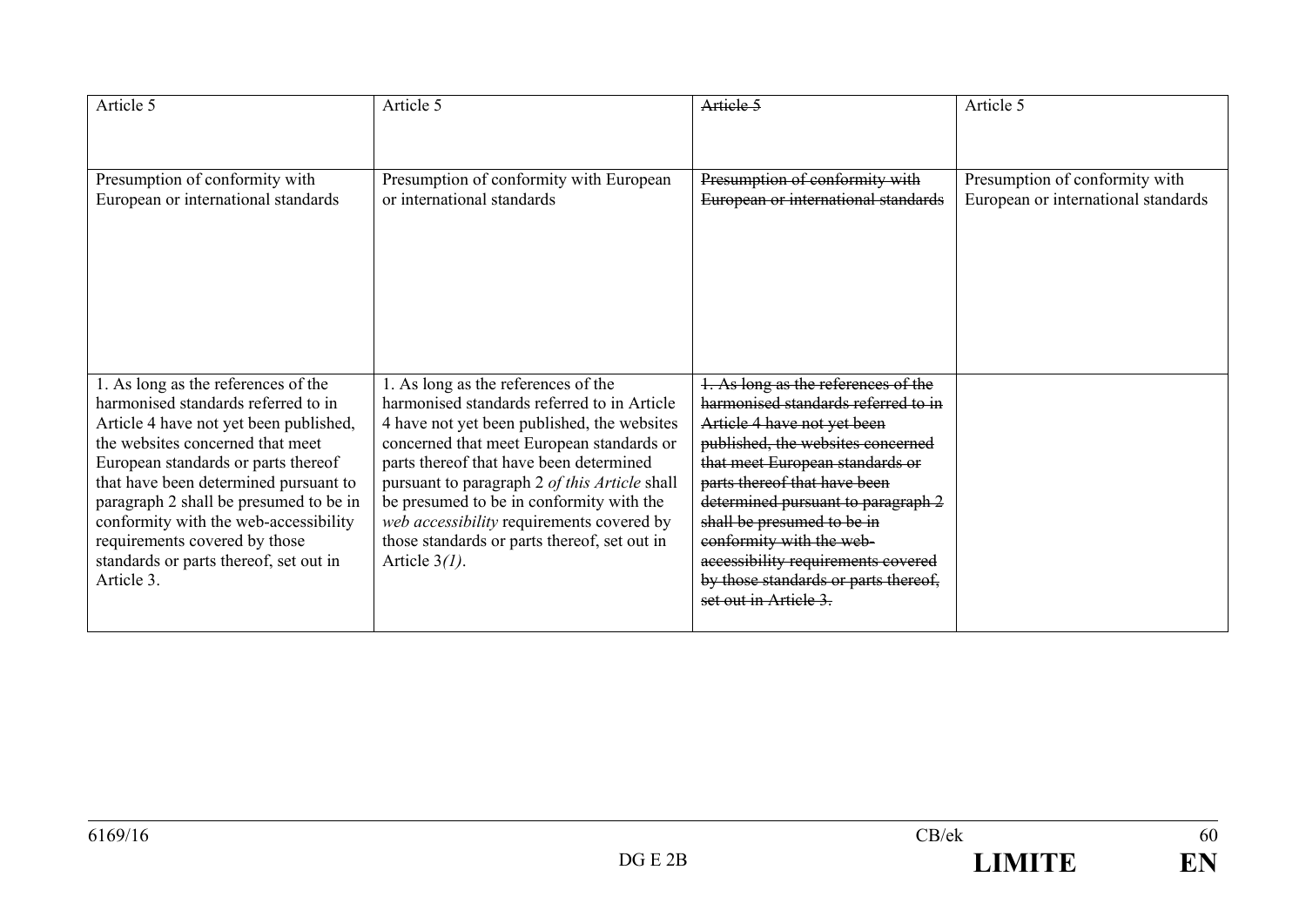| Article 5 | Article 5 | ~~Article 5~~ | Article 5 |
|---|---|---|---|
| Presumption of conformity with European or international standards | Presumption of conformity with European or international standards | ~~Presumption of conformity with European or international standards~~ | Presumption of conformity with European or international standards |
| 1. As long as the references of the harmonised standards referred to in Article 4 have not yet been published, the websites concerned that meet European standards or parts thereof that have been determined pursuant to paragraph 2 shall be presumed to be in conformity with the web-accessibility requirements covered by those standards or parts thereof, set out in Article 3. | 1. As long as the references of the harmonised standards referred to in Article 4 have not yet been published, the websites concerned that meet European standards or parts thereof that have been determined pursuant to paragraph 2 *of this Article* shall be presumed to be in conformity with the *web accessibility* requirements covered by those standards or parts thereof, set out in Article 3*(1)*. | ~~1. As long as the references of the harmonised standards referred to in Article 4 have not yet been published, the websites concerned that meet European standards or parts thereof that have been determined pursuant to paragraph 2 shall be presumed to be in conformity with the web-accessibility requirements covered by those standards or parts thereof, set out in Article 3.~~ | |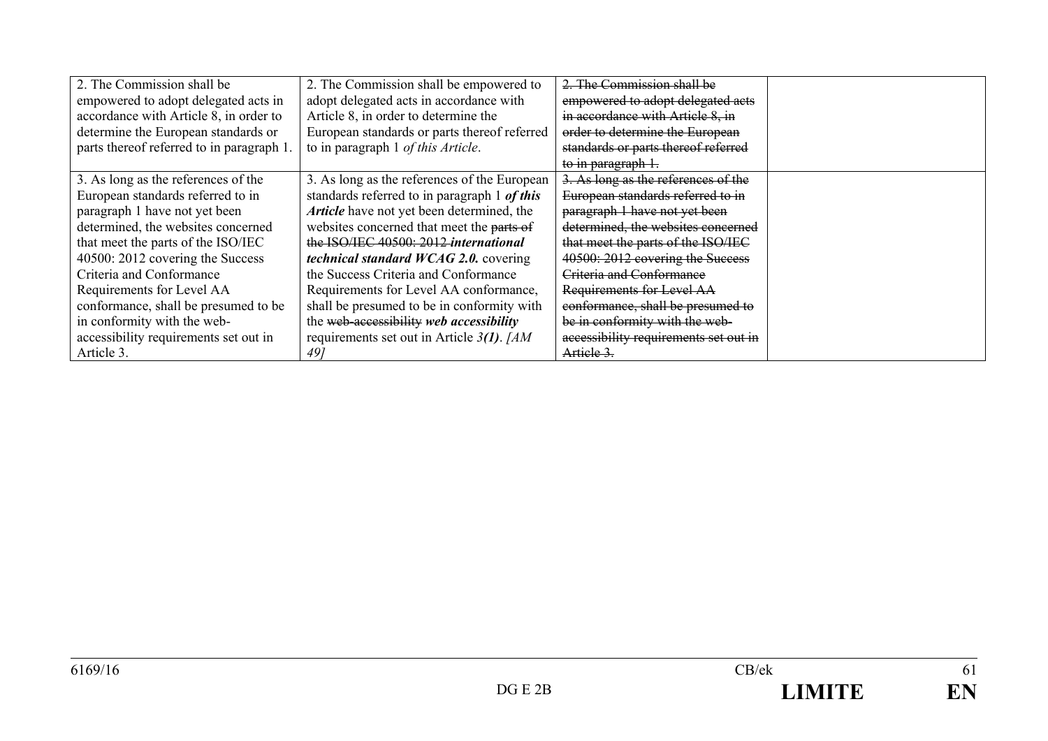| | | | |
|---|---|---|---|
| 2. The Commission shall be empowered to adopt delegated acts in accordance with Article 8, in order to determine the European standards or parts thereof referred to in paragraph 1. | 2. The Commission shall be empowered to adopt delegated acts in accordance with Article 8, in order to determine the European standards or parts thereof referred to in paragraph 1 *of this Article*. | ~~2. The Commission shall be empowered to adopt delegated acts in accordance with Article 8, in order to determine the European standards or parts thereof referred to in paragraph 1.~~ | |
| 3. As long as the references of the European standards referred to in paragraph 1 have not yet been determined, the websites concerned that meet the parts of the ISO/IEC 40500: 2012 covering the Success Criteria and Conformance Requirements for Level AA conformance, shall be presumed to be in conformity with the web-accessibility requirements set out in Article 3. | 3. As long as the references of the European standards referred to in paragraph 1 ***of this Article*** have not yet been determined, the websites concerned that meet the ~~parts of the ISO/IEC 40500: 2012~~ ***international technical standard WCAG 2.0.*** covering the Success Criteria and Conformance Requirements for Level AA conformance, shall be presumed to be in conformity with the ~~web-accessibility~~ ***web accessibility*** requirements set out in Article *3**(1)***. *[AM 49]* | ~~3. As long as the references of the European standards referred to in paragraph 1 have not yet been determined, the websites concerned that meet the parts of the ISO/IEC 40500: 2012 covering the Success Criteria and Conformance Requirements for Level AA conformance, shall be presumed to be in conformity with the web-accessibility requirements set out in Article 3.~~ | |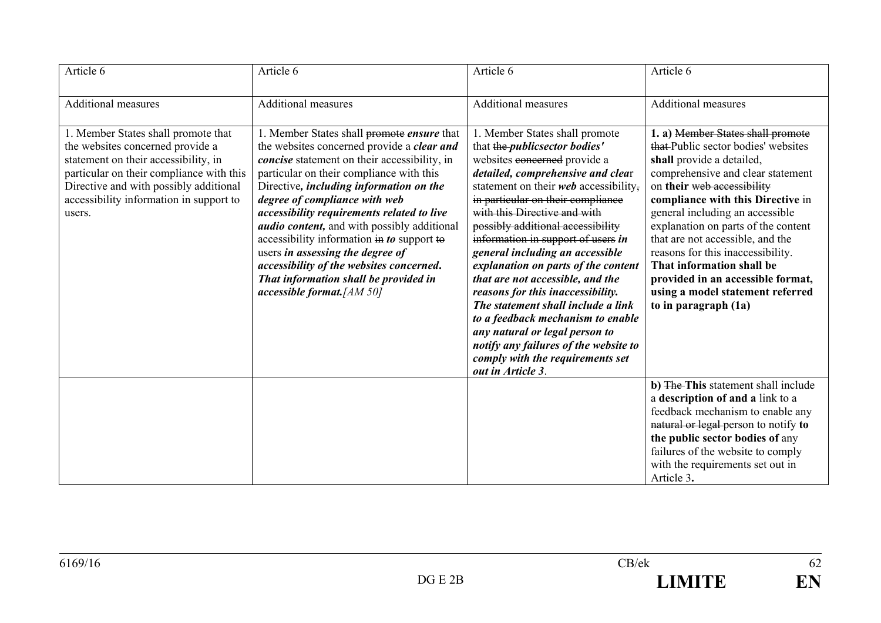| Article 6 | Article 6 | Article 6 | Article 6 |
|---|---|---|---|
| Additional measures | Additional measures | Additional measures | Additional measures |
| 1. Member States shall promote that the websites concerned provide a statement on their accessibility, in particular on their compliance with this Directive and with possibly additional accessibility information in support to users. | 1. Member States shall ~~promote~~ ***ensure*** that the websites concerned provide a ***clear and concise*** statement on their accessibility, in particular on their compliance with this Directive***, including information on the degree of compliance with web accessibility requirements related to live audio content,*** and with possibly additional accessibility information ~~in~~ ***to*** support ~~to~~ users ***in assessing the degree of accessibility of the websites concerned*. *That information shall be provided in accessible format.**[AM 50]* | 1. Member States shall promote that ~~the~~ ***publicsector bodies'*** websites ~~concerned~~ provide a ***detailed, comprehensive and clea***r statement on their ***web*** accessibility~~,~~ ~~in particular on their compliance with this Directive and with possibly additional accessibility information in support of users~~ ***in general including an accessible explanation on parts of the content that are not accessible, and the reasons for this inaccessibility. The statement shall include a link to a feedback mechanism to enable any natural or legal person to notify any failures of the website to comply with the requirements set out in Article 3***. | **1. a)** ~~Member States shall promote that~~ Public sector bodies' websites **shall** provide a detailed, comprehensive and clear statement on **their** ~~web accessibility~~ **compliance with this Directive** in general including an accessible explanation on parts of the content that are not accessible, and the reasons for this inaccessibility. **That information shall be provided in an accessible format, using a model statement referred to in paragraph (1a)** |
| | | | **b)** ~~The~~ **This** statement shall include a **description of and a** link to a feedback mechanism to enable any ~~natural or legal~~ person to notify **to the public sector bodies of** any failures of the website to comply with the requirements set out in Article 3**.** |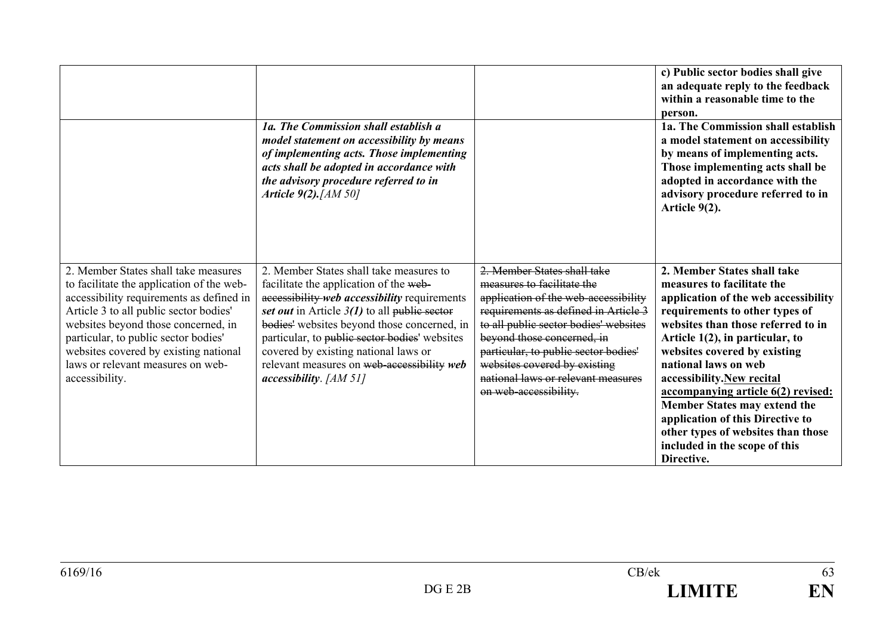| | | | |
|---|---|---|---|
| | | | **c) Public sector bodies shall give an adequate reply to the feedback within a reasonable time to the person.** |
| | ***1a. The Commission shall establish a model statement on accessibility by means of implementing acts. Those implementing acts shall be adopted in accordance with the advisory procedure referred to in Article 9(2).**[AM 50]* | | **1a. The Commission shall establish a model statement on accessibility by means of implementing acts. Those implementing acts shall be adopted in accordance with the advisory procedure referred to in Article 9(2).** |
| 2. Member States shall take measures to facilitate the application of the web-accessibility requirements as defined in Article 3 to all public sector bodies' websites beyond those concerned, in particular, to public sector bodies' websites covered by existing national laws or relevant measures on web-accessibility. | 2. Member States shall take measures to facilitate the application of the ~~web-accessibility~~ ***web accessibility*** requirements ***set out*** in Article *3**(1)*** to all ~~public sector bodies'~~ websites beyond those concerned, in particular, to ~~public sector bodies'~~ websites covered by existing national laws or relevant measures on ~~web-accessibility~~ ***web accessibility***. *[AM 51]* | ~~2. Member States shall take measures to facilitate the application of the web-accessibility requirements as defined in Article 3 to all public sector bodies' websites beyond those concerned, in particular, to public sector bodies' websites covered by existing national laws or relevant measures on web-accessibility.~~ | **2. Member States shall take measures to facilitate the application of the web accessibility requirements to other types of websites than those referred to in Article 1(2), in particular, to websites covered by existing national laws on web accessibility.<u>New recital accompanying article 6(2) revised:</u> Member States may extend the application of this Directive to other types of websites than those included in the scope of this Directive.** |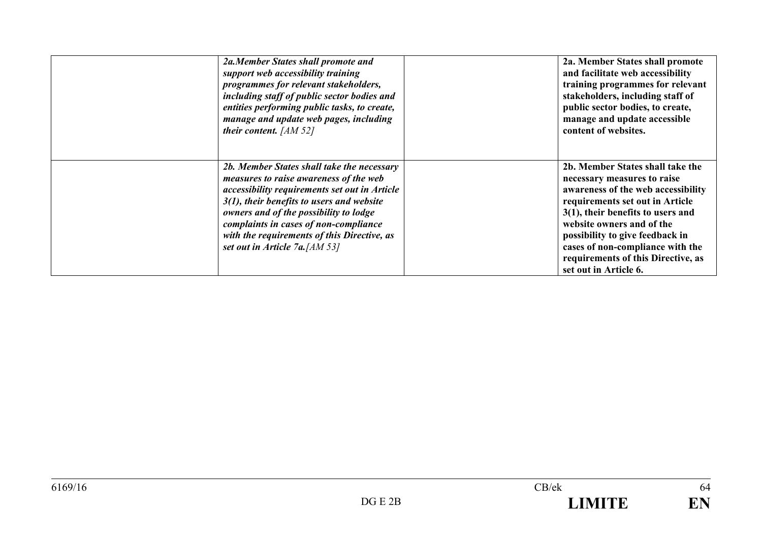| | | | |
|---|---|---|---|
| | ***2a.Member States shall promote and support web accessibility training programmes for relevant stakeholders, including staff of public sector bodies and entities performing public tasks, to create, manage and update web pages, including their content.*** *[AM 52]* | | **2a. Member States shall promote and facilitate web accessibility training programmes for relevant stakeholders, including staff of public sector bodies, to create, manage and update accessible content of websites.** |
| | ***2b. Member States shall take the necessary measures to raise awareness of the web accessibility requirements set out in Article 3(1), their benefits to users and website owners and of the possibility to lodge complaints in cases of non-compliance with the requirements of this Directive, as set out in Article 7a.****[AM 53]* | | **2b. Member States shall take the necessary measures to raise awareness of the web accessibility requirements set out in Article 3(1), their benefits to users and website owners and of the possibility to give feedback in cases of non-compliance with the requirements of this Directive, as set out in Article 6.** |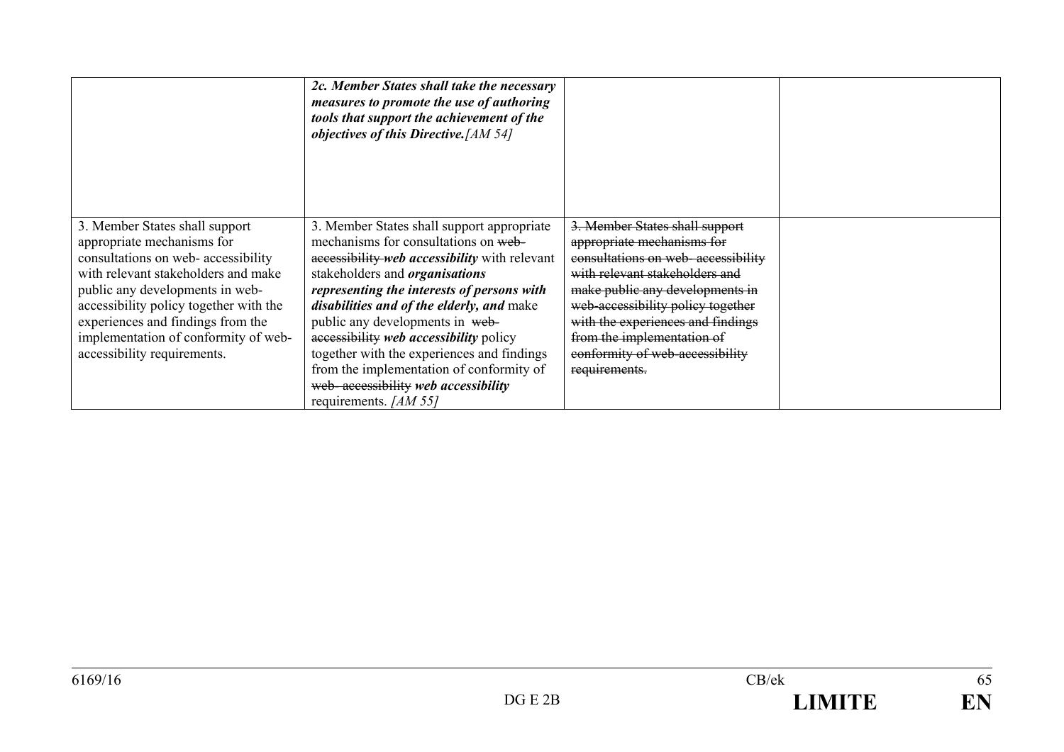| | | | |
|---|---|---|---|
| | ***2c. Member States shall take the necessary measures to promote the use of authoring tools that support the achievement of the objectives of this Directive.*** *[AM 54]* | | |
| 3. Member States shall support appropriate mechanisms for consultations on web- accessibility with relevant stakeholders and make public any developments in web-accessibility policy together with the experiences and findings from the implementation of conformity of web-accessibility requirements. | 3. Member States shall support appropriate mechanisms for consultations on ~~web-accessibility~~ ***web accessibility*** with relevant stakeholders and ***organisations representing the interests of persons with disabilities and of the elderly, and*** make public any developments in ~~web-accessibility~~ ***web accessibility*** policy together with the experiences and findings from the implementation of conformity of ~~web- accessibility~~ ***web accessibility*** requirements. *[AM 55]* | ~~3. Member States shall support appropriate mechanisms for consultations on web- accessibility with relevant stakeholders and make public any developments in web-accessibility policy together with the experiences and findings from the implementation of conformity of web-accessibility requirements.~~ | |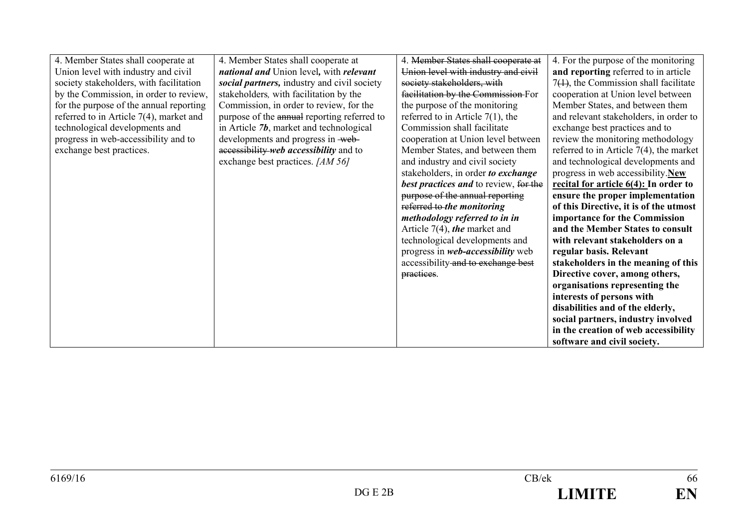| | | | |
|---|---|---|---|
| 4. Member States shall cooperate at Union level with industry and civil society stakeholders, with facilitation by the Commission, in order to review, for the purpose of the annual reporting referred to in Article 7(4), market and technological developments and progress in web-accessibility and to exchange best practices. | 4. Member States shall cooperate at ***national and*** Union level**,** with ***relevant social partners,*** industry and civil society stakeholders*,* with facilitation by the Commission, in order to review, for the purpose of the ~~annual~~ reporting referred to in Article *7b*, market and technological developments and progress in ~~web-accessibility~~ ***web accessibility*** and to exchange best practices. *[AM 56]* | 4. ~~Member States shall cooperate at Union level with industry and civil society stakeholders, with facilitation by the Commission~~ For the purpose of the monitoring referred to in Article 7(1), the Commission shall facilitate cooperation at Union level between Member States, and between them and industry and civil society stakeholders, in order ***to exchange best practices and*** to review, ~~for the purpose of the annual reporting referred to~~ ***the monitoring methodology referred to in in*** Article 7(4), ***the*** market and technological developments and progress in ***web-accessibility*** web accessibility ~~and to exchange best practices~~. | 4. For the purpose of the monitoring **and reporting** referred to in article 7~~(1)~~, the Commission shall facilitate cooperation at Union level between Member States, and between them and relevant stakeholders, in order to exchange best practices and to review the monitoring methodology referred to in Article 7(4), the market and technological developments and progress in web accessibility.**<u>New recital for article 6(4):</u> In order to ensure the proper implementation of this Directive, it is of the utmost importance for the Commission and the Member States to consult with relevant stakeholders on a regular basis. Relevant stakeholders in the meaning of this Directive cover, among others, organisations representing the interests of persons with disabilities and of the elderly, social partners, industry involved in the creation of web accessibility software and civil society.** |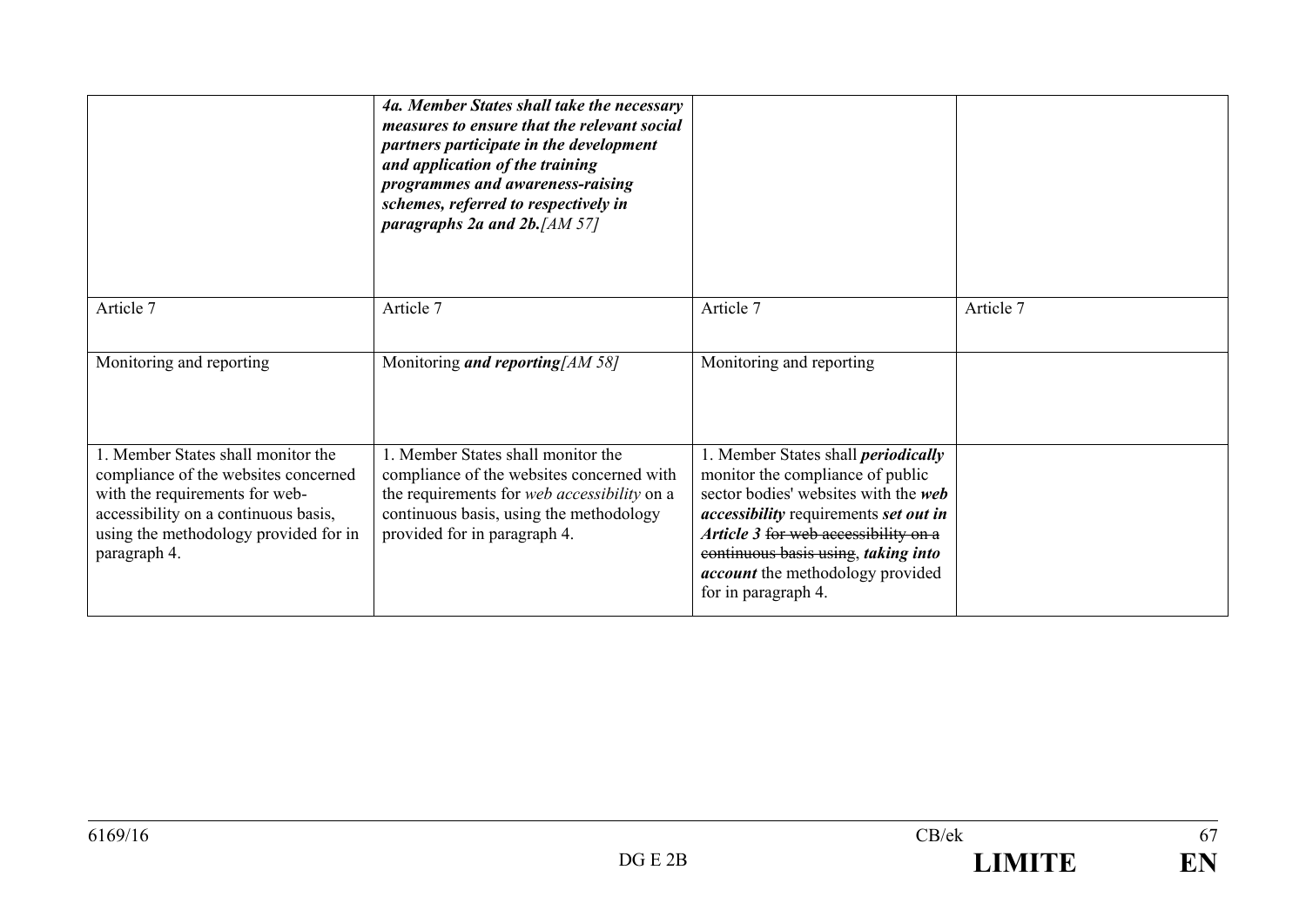| | | | |
|---|---|---|---|
| | ***4a. Member States shall take the necessary measures to ensure that the relevant social partners participate in the development and application of the training programmes and awareness-raising schemes, referred to respectively in paragraphs 2a and 2b.****[AM 57]* | | |
| Article 7 | Article 7 | Article 7 | Article 7 |
| Monitoring and reporting | Monitoring ***and reporting****[AM 58]* | Monitoring and reporting | |
| 1. Member States shall monitor the compliance of the websites concerned with the requirements for web-accessibility on a continuous basis, using the methodology provided for in paragraph 4. | 1. Member States shall monitor the compliance of the websites concerned with the requirements for *web accessibility* on a continuous basis, using the methodology provided for in paragraph 4. | 1. Member States shall ***periodically*** monitor the compliance of public sector bodies' websites with the ***web accessibility*** requirements ***set out in Article 3*** ~~for web accessibility on a continuous basis using~~, ***taking into account*** the methodology provided for in paragraph 4. | |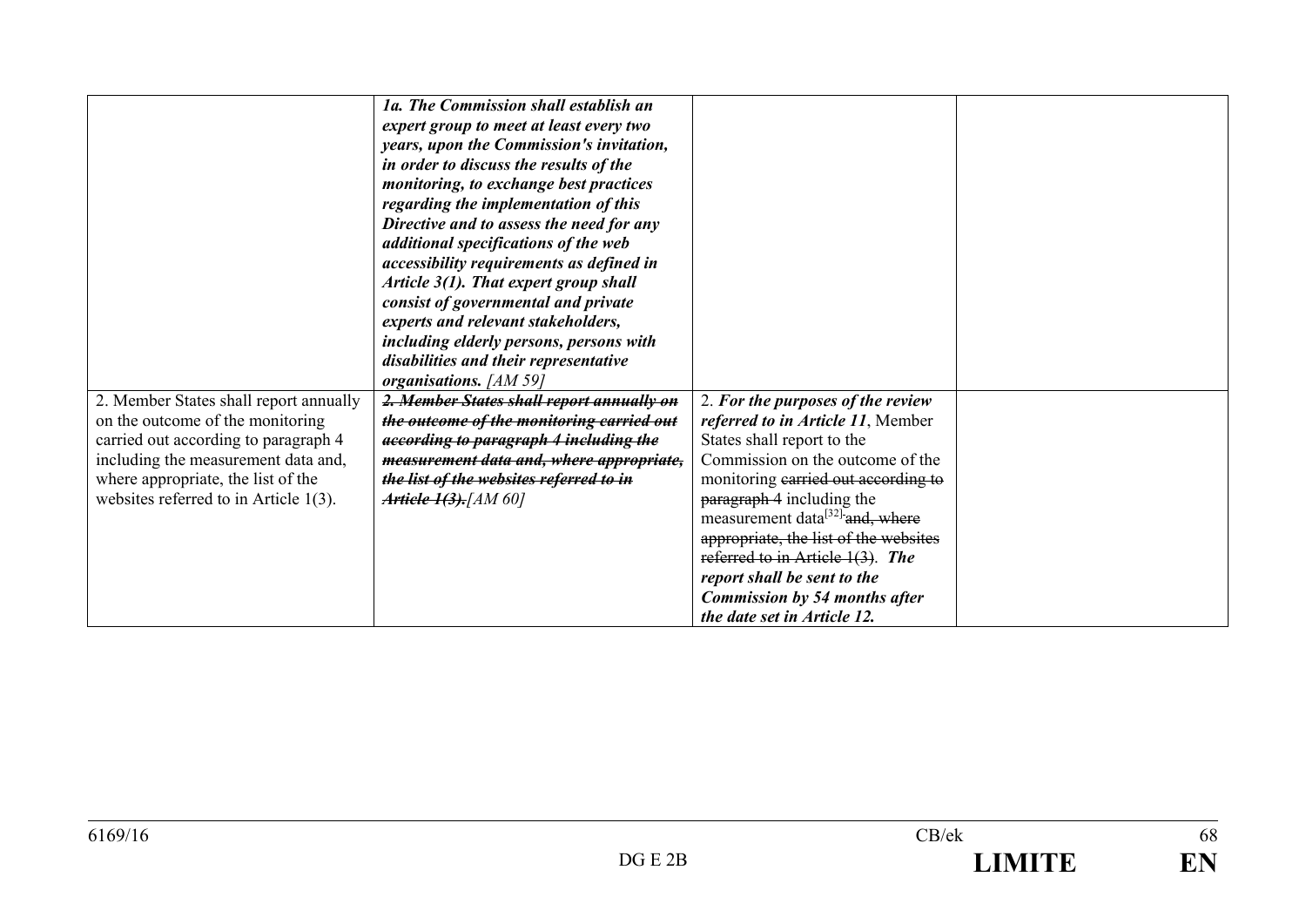| | | | |
|---|---|---|---|
| | ***1a. The Commission shall establish an expert group to meet at least every two years, upon the Commission's invitation, in order to discuss the results of the monitoring, to exchange best practices regarding the implementation of this Directive and to assess the need for any additional specifications of the web accessibility requirements as defined in Article 3(1). That expert group shall consist of governmental and private experts and relevant stakeholders, including elderly persons, persons with disabilities and their representative organisations.*** *[AM 59]* | | |
| 2. Member States shall report annually on the outcome of the monitoring carried out according to paragraph 4 including the measurement data and, where appropriate, the list of the websites referred to in Article 1(3). | ***~~2. Member States shall report annually on the outcome of the monitoring carried out according to paragraph 4 including the measurement data and, where appropriate, the list of the websites referred to in Article 1(3).~~*** *[AM 60]* | 2. ***For the purposes of the review referred to in Article 11***, Member States shall report to the Commission on the outcome of the monitoring ~~carried out according to paragraph 4~~ including the measurement data[32] ~~and, where appropriate, the list of the websites referred to in Article 1(3)~~. ***The report shall be sent to the Commission by 54 months after the date set in Article 12.*** | |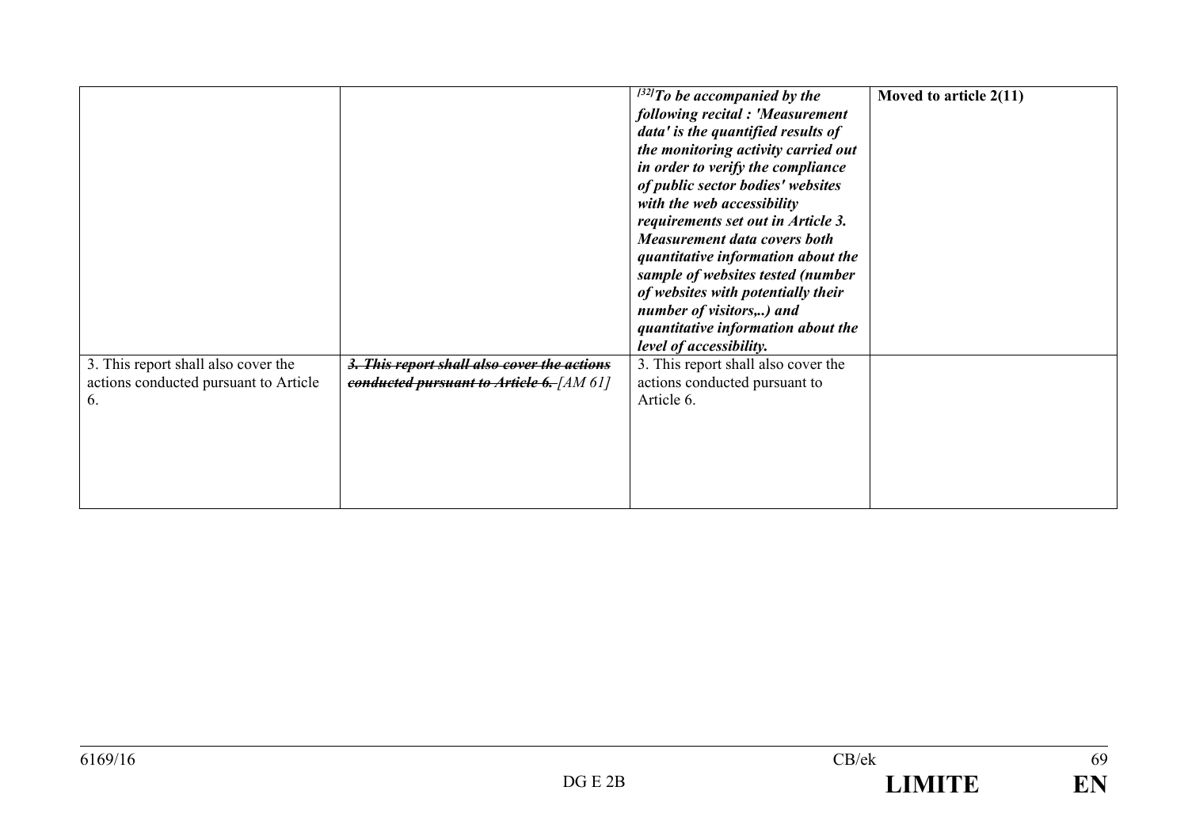| | | | |
|---|---|---|---|
| | | [32]***To be accompanied by the following recital : 'Measurement data' is the quantified results of the monitoring activity carried out in order to verify the compliance of public sector bodies' websites with the web accessibility requirements set out in Article 3. Measurement data covers both quantitative information about the sample of websites tested (number of websites with potentially their number of visitors,..) and quantitative information about the level of accessibility.*** | **Moved to article 2(11)** |
| 3. This report shall also cover the actions conducted pursuant to Article 6. | ***~~3. This report shall also cover the actions conducted pursuant to Article 6.~~*** *[AM 61]* | 3. This report shall also cover the actions conducted pursuant to Article 6. | |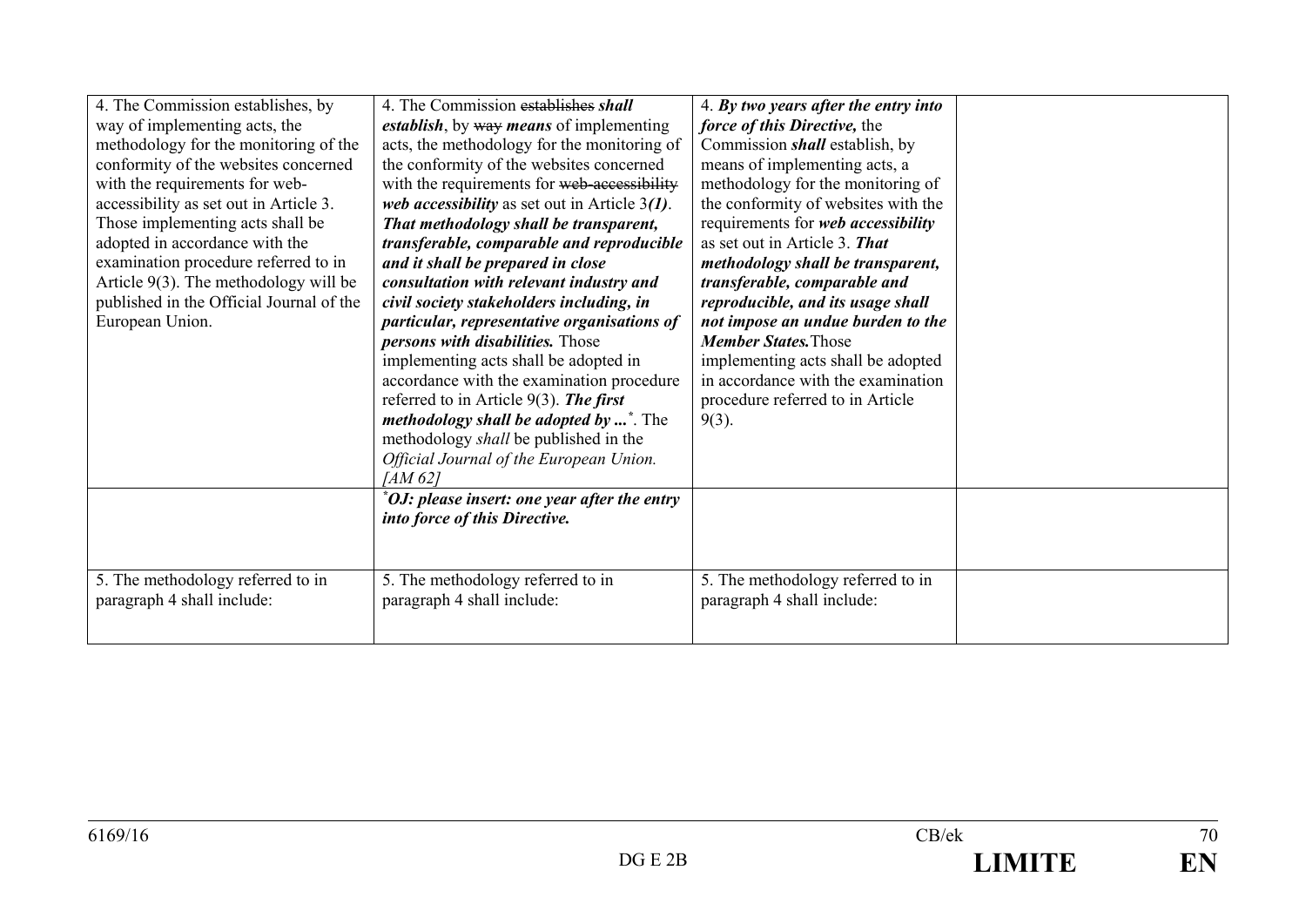| | | | |
|---|---|---|---|
| 4. The Commission establishes, by way of implementing acts, the methodology for the monitoring of the conformity of the websites concerned with the requirements for web-accessibility as set out in Article 3. Those implementing acts shall be adopted in accordance with the examination procedure referred to in Article 9(3). The methodology will be published in the Official Journal of the European Union. | 4. The Commission ~~establishes~~ ***shall establish***, by ~~way~~ ***means*** of implementing acts, the methodology for the monitoring of the conformity of the websites concerned with the requirements for ~~web-accessibility~~ ***web accessibility*** as set out in Article 3***(1)***. ***That methodology shall be transparent, transferable, comparable and reproducible and it shall be prepared in close consultation with relevant industry and civil society stakeholders including, in particular, representative organisations of persons with disabilities.*** Those implementing acts shall be adopted in accordance with the examination procedure referred to in Article 9(3). ***The first methodology shall be adopted by ...****. The methodology *shall* be published in the *Official Journal of the European Union. [AM 62]* | 4. ***By two years after the entry into force of this Directive,*** the Commission ***shall*** establish, by means of implementing acts, a methodology for the monitoring of the conformity of websites with the requirements for ***web accessibility*** as set out in Article 3. ***That methodology shall be transparent, transferable, comparable and reproducible, and its usage shall not impose an undue burden to the Member States.*** Those implementing acts shall be adopted in accordance with the examination procedure referred to in Article 9(3). | |
| | ****OJ: please insert: one year after the entry into force of this Directive.*** | | |
| 5. The methodology referred to in paragraph 4 shall include: | 5. The methodology referred to in paragraph 4 shall include: | 5. The methodology referred to in paragraph 4 shall include: | |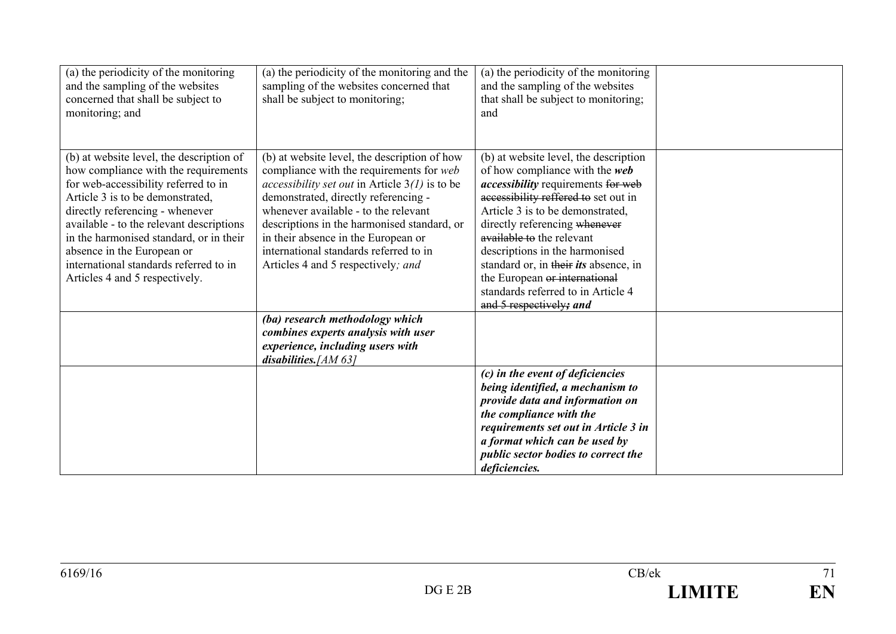| | | | |
|---|---|---|---|
| (a) the periodicity of the monitoring and the sampling of the websites concerned that shall be subject to monitoring; and | (a) the periodicity of the monitoring and the sampling of the websites concerned that shall be subject to monitoring; | (a) the periodicity of the monitoring and the sampling of the websites that shall be subject to monitoring; and | |
| (b) at website level, the description of how compliance with the requirements for web-accessibility referred to in Article 3 is to be demonstrated, directly referencing - whenever available - to the relevant descriptions in the harmonised standard, or in their absence in the European or international standards referred to in Articles 4 and 5 respectively. | (b) at website level, the description of how compliance with the requirements for *web accessibility set out* in Article 3*(1)* is to be demonstrated, directly referencing - whenever available - to the relevant descriptions in the harmonised standard, or in their absence in the European or international standards referred to in Articles 4 and 5 respectively*; and* | (b) at website level, the description of how compliance with the ***web accessibility*** requirements ~~for web accessibility reffered to~~ set out in Article 3 is to be demonstrated, directly referencing ~~whenever available to~~ the relevant descriptions in the harmonised standard or, in ~~their~~ ***its*** absence, in the European ~~or international~~ standards referred to in Article 4 ~~and 5 respectively~~***; and*** | |
| | ***(ba) research methodology which combines experts analysis with user experience, including users with disabilities.****[AM 63]* | | |
| | | ***(c) in the event of deficiencies being identified, a mechanism to provide data and information on the compliance with the requirements set out in Article 3 in a format which can be used by public sector bodies to correct the deficiencies.*** | |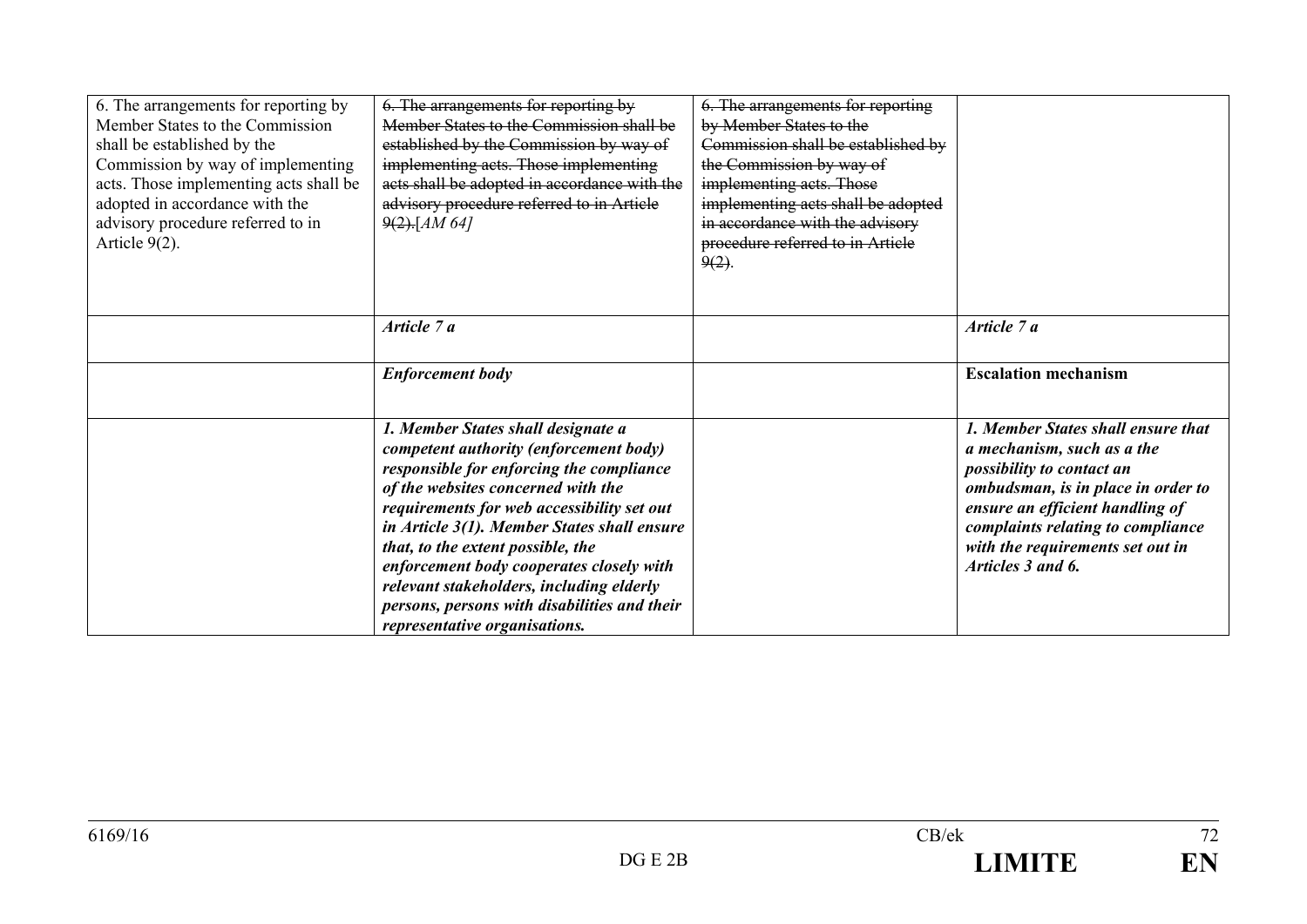| | | | |
|---|---|---|---|
| 6. The arrangements for reporting by Member States to the Commission shall be established by the Commission by way of implementing acts. Those implementing acts shall be adopted in accordance with the advisory procedure referred to in Article 9(2). | ~~6. The arrangements for reporting by Member States to the Commission shall be established by the Commission by way of implementing acts. Those implementing acts shall be adopted in accordance with the advisory procedure referred to in Article 9(2).~~*[AM 64]* | ~~6. The arrangements for reporting by Member States to the Commission shall be established by the Commission by way of implementing acts. Those implementing acts shall be adopted in accordance with the advisory procedure referred to in Article 9(2).~~ | |
| | ***Article 7 a*** | | ***Article 7 a*** |
| | ***Enforcement body*** | | **Escalation mechanism** |
| | ***1. Member States shall designate a competent authority (enforcement body) responsible for enforcing the compliance of the websites concerned with the requirements for web accessibility set out in Article 3(1). Member States shall ensure that, to the extent possible, the enforcement body cooperates closely with relevant stakeholders, including elderly persons, persons with disabilities and their representative organisations.*** | | ***1. Member States shall ensure that a mechanism, such as a the possibility to contact an ombudsman, is in place in order to ensure an efficient handling of complaints relating to compliance with the requirements set out in Articles 3 and 6.*** |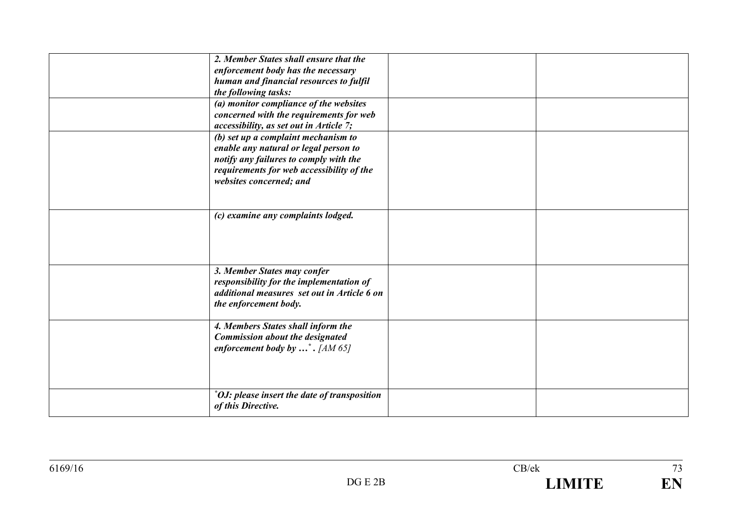| | | | |
|---|---|---|---|
| | ***2. Member States shall ensure that the enforcement body has the necessary human and financial resources to fulfil the following tasks:*** | | |
| | ***(a) monitor compliance of the websites concerned with the requirements for web accessibility, as set out in Article 7;*** | | |
| | ***(b) set up a complaint mechanism to enable any natural or legal person to notify any failures to comply with the requirements for web accessibility of the websites concerned; and*** | | |
| | ***(c) examine any complaints lodged.*** | | |
| | ***3. Member States may confer responsibility for the implementation of additional measures set out in Article 6 on the enforcement body.*** | | |
| | ***4. Members States shall inform the Commission about the designated enforcement body by …[\*] .*** *[AM 65]* | | |
| | ***[\*]OJ: please insert the date of transposition of this Directive.*** | | |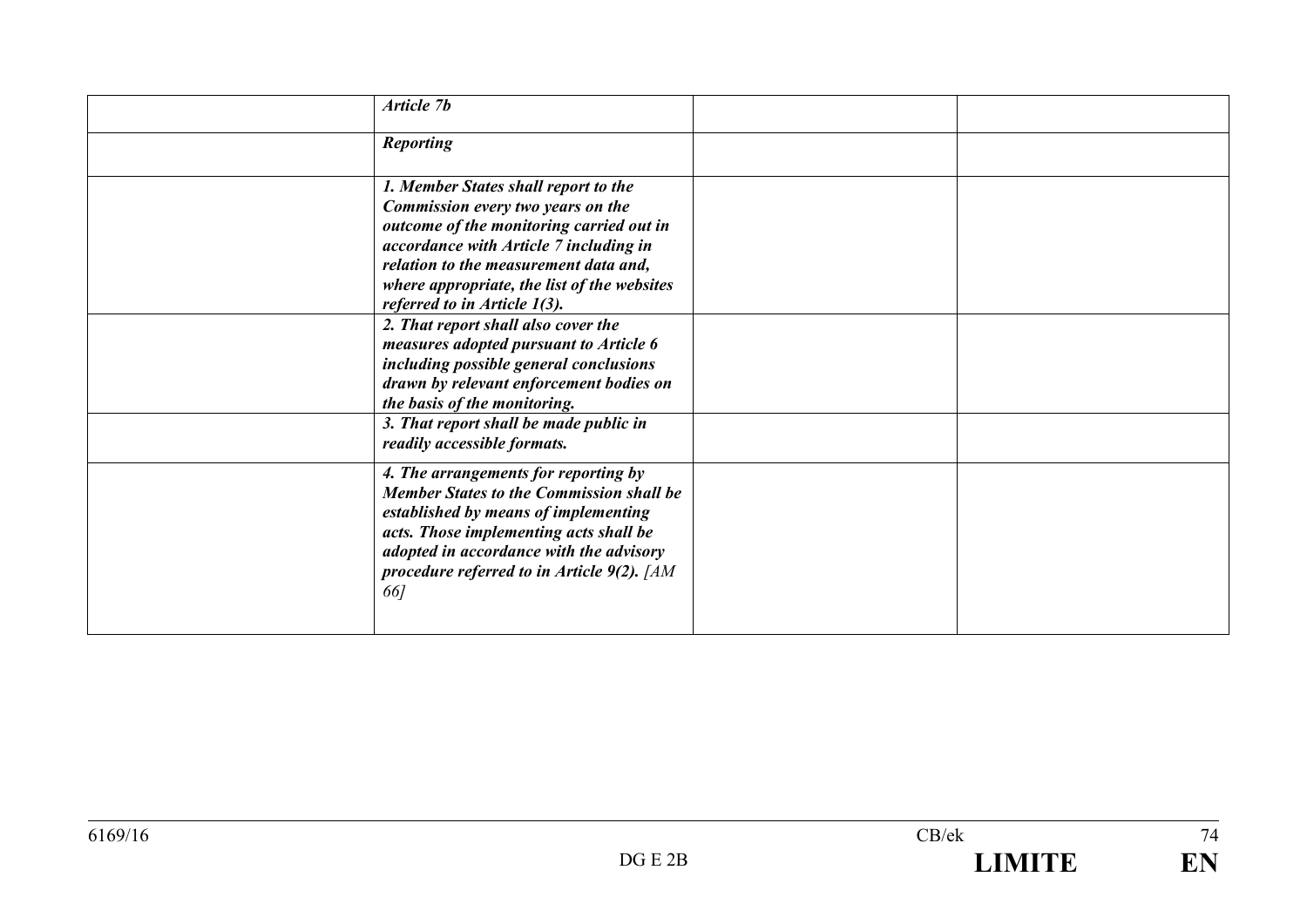| | | | |
|---|---|---|---|
| | ***Article 7b*** | | |
| | ***Reporting*** | | |
| | ***1. Member States shall report to the Commission every two years on the outcome of the monitoring carried out in accordance with Article 7 including in relation to the measurement data and, where appropriate, the list of the websites referred to in Article 1(3).*** | | |
| | ***2. That report shall also cover the measures adopted pursuant to Article 6 including possible general conclusions drawn by relevant enforcement bodies on the basis of the monitoring.*** | | |
| | ***3. That report shall be made public in readily accessible formats.*** | | |
| | ***4. The arrangements for reporting by Member States to the Commission shall be established by means of implementing acts. Those implementing acts shall be adopted in accordance with the advisory procedure referred to in Article 9(2).*** *[AM 66]* | | |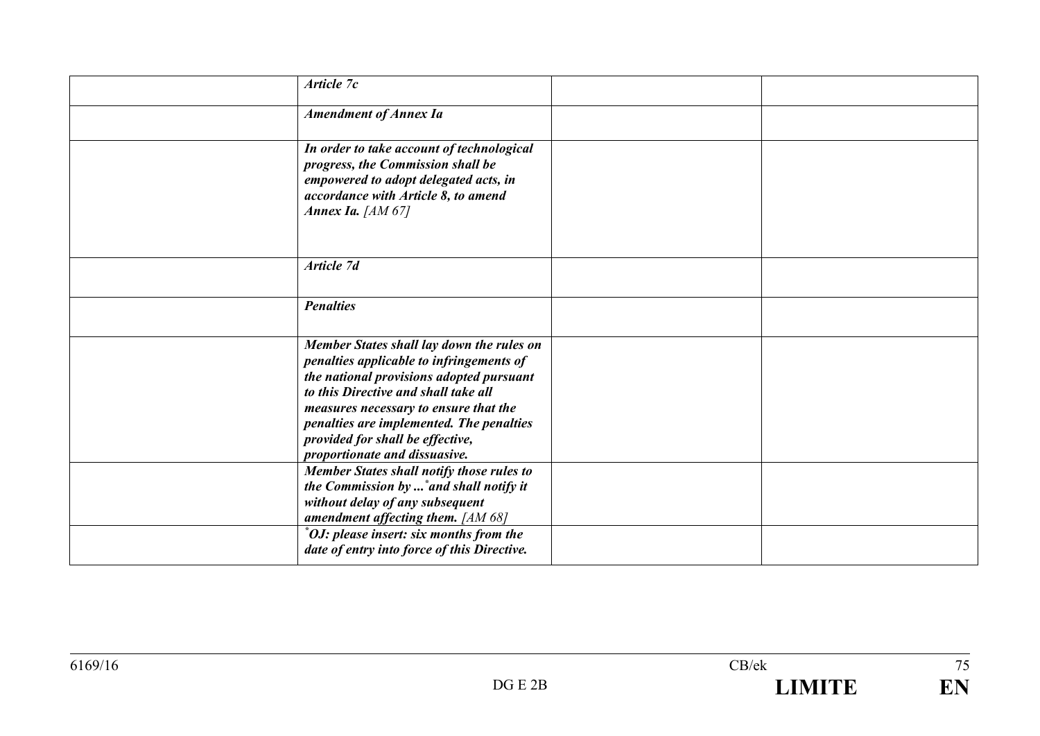| | | | |
|---|---|---|---|
| | ***Article 7c*** | | |
| | ***Amendment of Annex Ia*** | | |
| | ***In order to take account of technological progress, the Commission shall be empowered to adopt delegated acts, in accordance with Article 8, to amend Annex Ia.*** *[AM 67]* | | |
| | ***Article 7d*** | | |
| | ***Penalties*** | | |
| | ***Member States shall lay down the rules on penalties applicable to infringements of the national provisions adopted pursuant to this Directive and shall take all measures necessary to ensure that the penalties are implemented. The penalties provided for shall be effective, proportionate and dissuasive.*** | | |
| | ***Member States shall notify those rules to the Commission by ...*** [*] ***and shall notify it without delay of any subsequent amendment affecting them.*** *[AM 68]* | | |
| | [*] ***OJ: please insert: six months from the date of entry into force of this Directive.*** | | |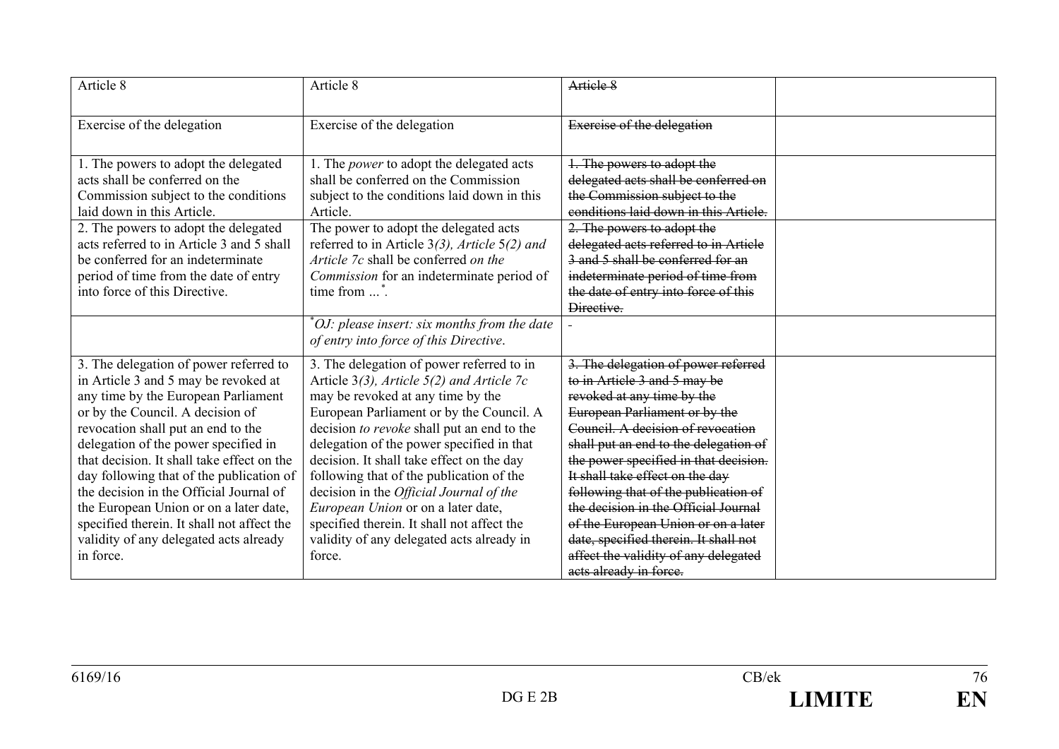| Article 8 | Article 8 | ~~Article 8~~ | |
|---|---|---|---|
| Exercise of the delegation | Exercise of the delegation | ~~Exercise of the delegation~~ | |
| 1. The powers to adopt the delegated acts shall be conferred on the Commission subject to the conditions laid down in this Article. | 1. The *power* to adopt the delegated acts shall be conferred on the Commission subject to the conditions laid down in this Article. | ~~1. The powers to adopt the delegated acts shall be conferred on the Commission subject to the conditions laid down in this Article.~~ | |
| 2. The powers to adopt the delegated acts referred to in Article 3 and 5 shall be conferred for an indeterminate period of time from the date of entry into force of this Directive. | The power to adopt the delegated acts referred to in Article 3*(3), Article 5(2) and Article 7c* shall be conferred *on the Commission* for an indeterminate period of time from ... [*]. | ~~2. The powers to adopt the delegated acts referred to in Article 3 and 5 shall be conferred for an indeterminate period of time from the date of entry into force of this Directive.~~ | |
| | [*] *OJ: please insert: six months from the date of entry into force of this Directive*. | - | |
| 3. The delegation of power referred to in Article 3 and 5 may be revoked at any time by the European Parliament or by the Council. A decision of revocation shall put an end to the delegation of the power specified in that decision. It shall take effect on the day following that of the publication of the decision in the Official Journal of the European Union or on a later date, specified therein. It shall not affect the validity of any delegated acts already in force. | 3. The delegation of power referred to in Article 3*(3), Article 5(2) and Article 7c* may be revoked at any time by the European Parliament or by the Council. A decision *to revoke* shall put an end to the delegation of the power specified in that decision. It shall take effect on the day following that of the publication of the decision in the *Official Journal of the European Union* or on a later date, specified therein. It shall not affect the validity of any delegated acts already in force. | ~~3. The delegation of power referred to in Article 3 and 5 may be revoked at any time by the European Parliament or by the Council. A decision of revocation shall put an end to the delegation of the power specified in that decision. It shall take effect on the day following that of the publication of the decision in the Official Journal of the European Union or on a later date, specified therein. It shall not affect the validity of any delegated acts already in force.~~ | |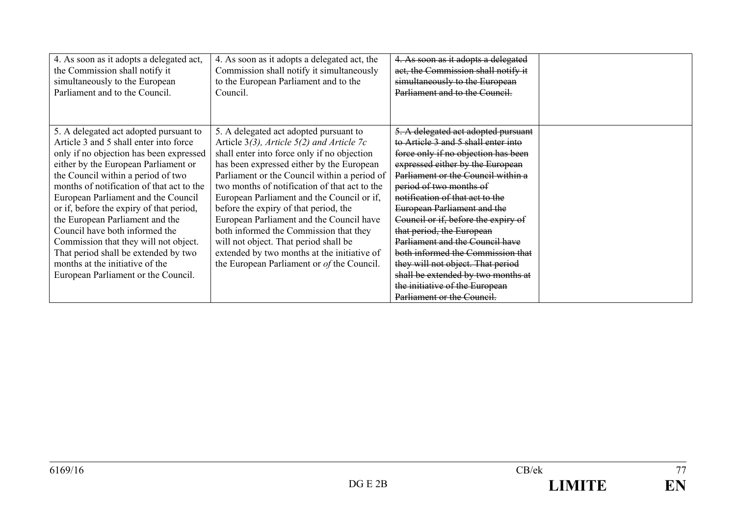| | | | |
|---|---|---|---|
| 4. As soon as it adopts a delegated act, the Commission shall notify it simultaneously to the European Parliament and to the Council. | 4. As soon as it adopts a delegated act, the Commission shall notify it simultaneously to the European Parliament and to the Council. | ~~4. As soon as it adopts a delegated act, the Commission shall notify it simultaneously to the European Parliament and to the Council.~~ | |
| 5. A delegated act adopted pursuant to Article 3 and 5 shall enter into force only if no objection has been expressed either by the European Parliament or the Council within a period of two months of notification of that act to the European Parliament and the Council or if, before the expiry of that period, the European Parliament and the Council have both informed the Commission that they will not object. That period shall be extended by two months at the initiative of the European Parliament or the Council. | 5. A delegated act adopted pursuant to Article 3*(3), Article 5(2) and Article 7c* shall enter into force only if no objection has been expressed either by the European Parliament or the Council within a period of two months of notification of that act to the European Parliament and the Council or if, before the expiry of that period, the European Parliament and the Council have both informed the Commission that they will not object. That period shall be extended by two months at the initiative of the European Parliament or *of* the Council. | ~~5. A delegated act adopted pursuant to Article 3 and 5 shall enter into force only if no objection has been expressed either by the European Parliament or the Council within a period of two months of notification of that act to the European Parliament and the Council or if, before the expiry of that period, the European Parliament and the Council have both informed the Commission that they will not object. That period shall be extended by two months at the initiative of the European Parliament or the Council.~~ | |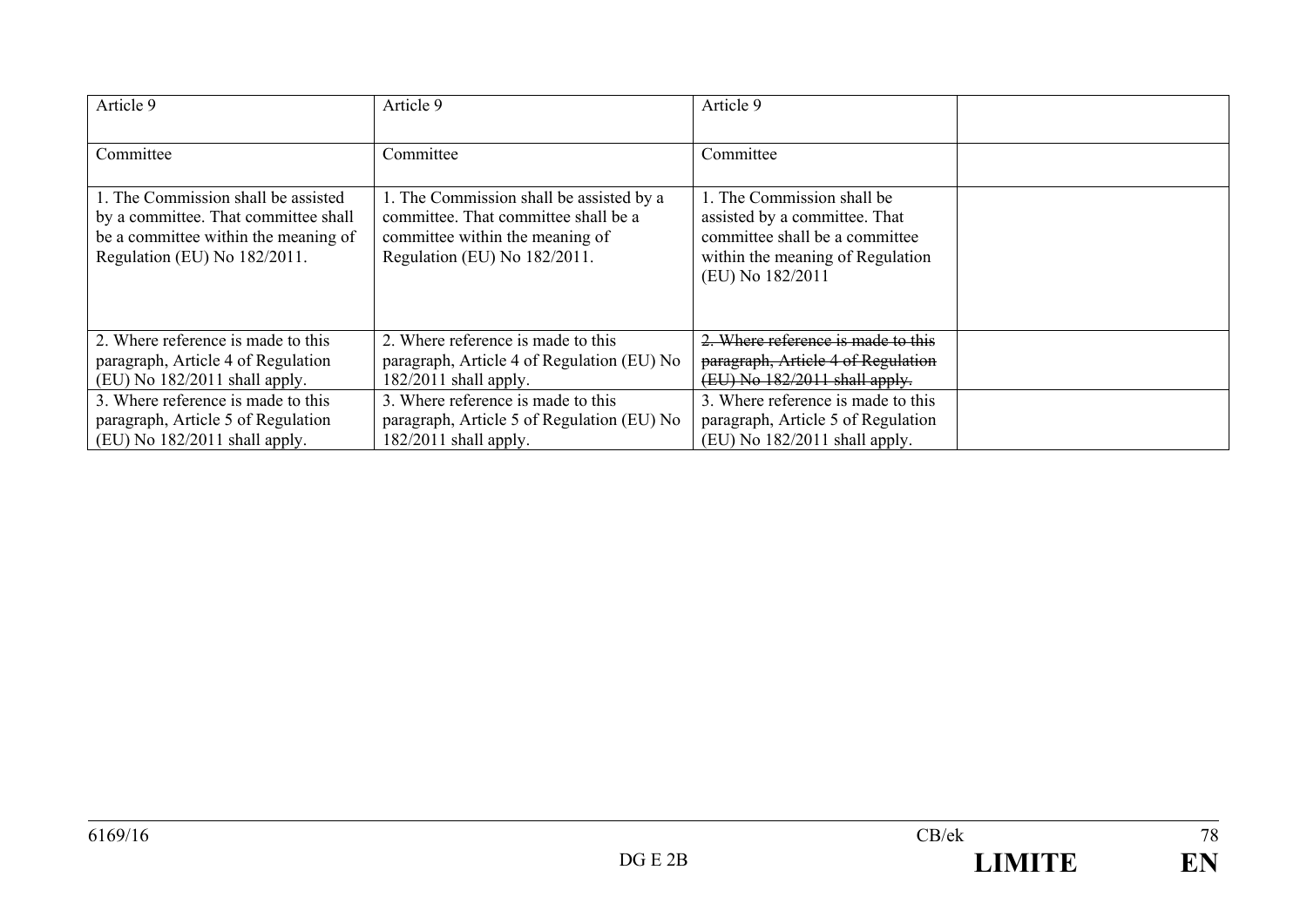| Article 9 | Article 9 | Article 9 | |
|---|---|---|---|
| Committee | Committee | Committee | |
| 1. The Commission shall be assisted by a committee. That committee shall be a committee within the meaning of Regulation (EU) No 182/2011. | 1. The Commission shall be assisted by a committee. That committee shall be a committee within the meaning of Regulation (EU) No 182/2011. | 1. The Commission shall be assisted by a committee. That committee shall be a committee within the meaning of Regulation (EU) No 182/2011 | |
| 2. Where reference is made to this paragraph, Article 4 of Regulation (EU) No 182/2011 shall apply. | 2. Where reference is made to this paragraph, Article 4 of Regulation (EU) No 182/2011 shall apply. | ~~2. Where reference is made to this paragraph, Article 4 of Regulation (EU) No 182/2011 shall apply.~~ | |
| 3. Where reference is made to this paragraph, Article 5 of Regulation (EU) No 182/2011 shall apply. | 3. Where reference is made to this paragraph, Article 5 of Regulation (EU) No 182/2011 shall apply. | 3. Where reference is made to this paragraph, Article 5 of Regulation (EU) No 182/2011 shall apply. | |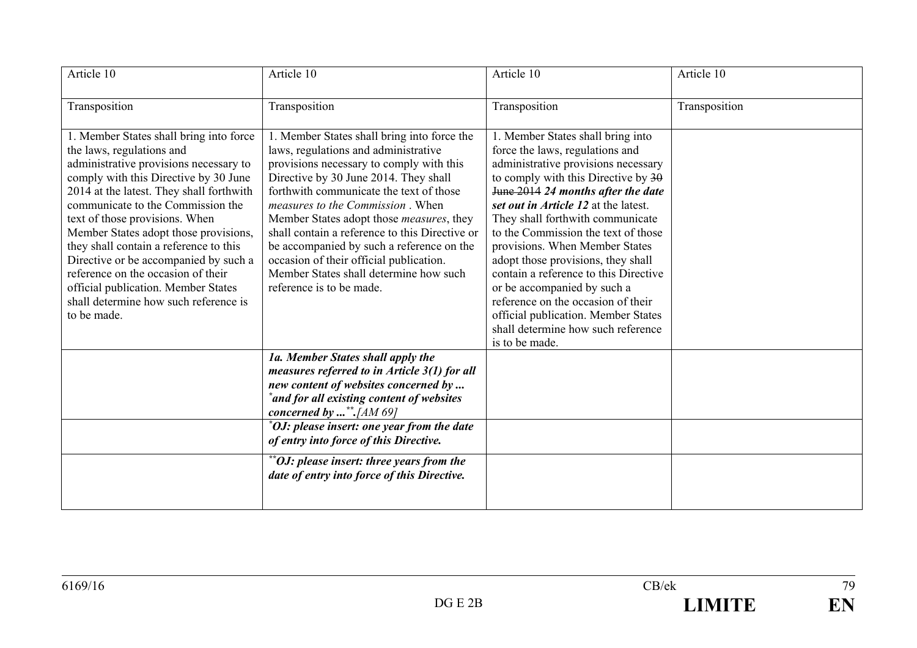| Article 10 | Article 10 | Article 10 | Article 10 |
|---|---|---|---|
| Transposition | Transposition | Transposition | Transposition |
| 1. Member States shall bring into force the laws, regulations and administrative provisions necessary to comply with this Directive by 30 June 2014 at the latest. They shall forthwith communicate to the Commission the text of those provisions. When Member States adopt those provisions, they shall contain a reference to this Directive or be accompanied by such a reference on the occasion of their official publication. Member States shall determine how such reference is to be made. | 1. Member States shall bring into force the laws, regulations and administrative provisions necessary to comply with this Directive by 30 June 2014. They shall forthwith communicate the text of those *measures to the Commission* . When Member States adopt those *measures*, they shall contain a reference to this Directive or be accompanied by such a reference on the occasion of their official publication. Member States shall determine how such reference is to be made. | 1. Member States shall bring into force the laws, regulations and administrative provisions necessary to comply with this Directive by ~~30 June 2014~~ ***24 months after the date set out in Article 12*** at the latest. They shall forthwith communicate to the Commission the text of those provisions. When Member States adopt those provisions, they shall contain a reference to this Directive or be accompanied by such a reference on the occasion of their official publication. Member States shall determine how such reference is to be made. | |
| | ***1a. Member States shall apply the measures referred to in Article 3(1) for all new content of websites concerned by ...[*] and for all existing content of websites concerned by ...[**].[AM 69]*** | | |
| | ***[*] OJ: please insert: one year from the date of entry into force of this Directive.*** | | |
| | ***[**] OJ: please insert: three years from the date of entry into force of this Directive.*** | | |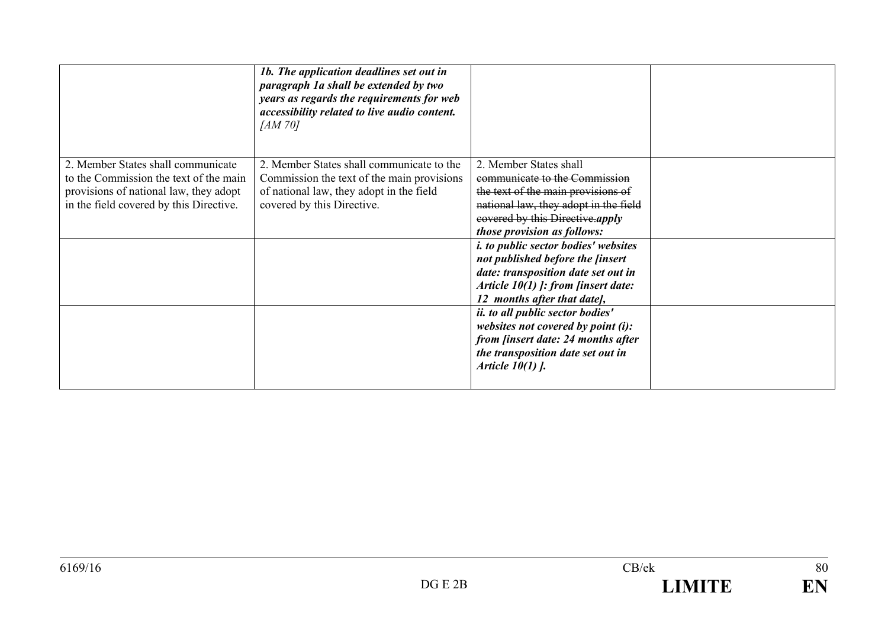| | | | |
|---|---|---|---|
| | ***1b. The application deadlines set out in paragraph 1a shall be extended by two years as regards the requirements for web accessibility related to live audio content.*** *[AM 70]* | | |
| 2. Member States shall communicate to the Commission the text of the main provisions of national law, they adopt in the field covered by this Directive. | 2. Member States shall communicate to the Commission the text of the main provisions of national law, they adopt in the field covered by this Directive. | 2. Member States shall ~~communicate to the Commission the text of the main provisions of national law, they adopt in the field covered by this Directive.~~***apply those provision as follows:*** | |
| | | ***i. to public sector bodies' websites not published before the [insert date: transposition date set out in Article 10(1) ]: from [insert date: 12 months after that date],*** | |
| | | ***ii. to all public sector bodies' websites not covered by point (i): from [insert date: 24 months after the transposition date set out in Article 10(1) ].*** | |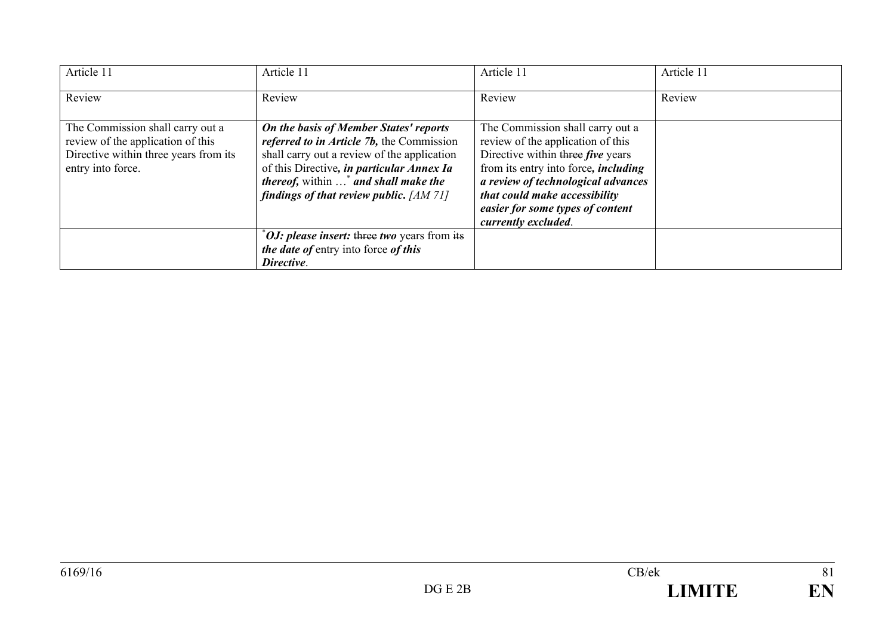| Article 11 | Article 11 | Article 11 | Article 11 |
|---|---|---|---|
| Review | Review | Review | Review |
| The Commission shall carry out a review of the application of this Directive within three years from its entry into force. | ***On the basis of Member States' reports referred to in Article 7b,*** the Commission shall carry out a review of the application of this Directive***, in particular Annex Ia thereof,*** within …[*] ***and shall make the findings of that review public.*** *[AM 71]* | The Commission shall carry out a review of the application of this Directive within ~~three~~ ***five*** years from its entry into force***, including a review of technological advances that could make accessibility easier for some types of content currently excluded***. | |
| | [*] ***OJ: please insert:*** ~~three~~ ***two*** years from ~~its~~ ***the date of*** entry into force ***of this Directive***. | | |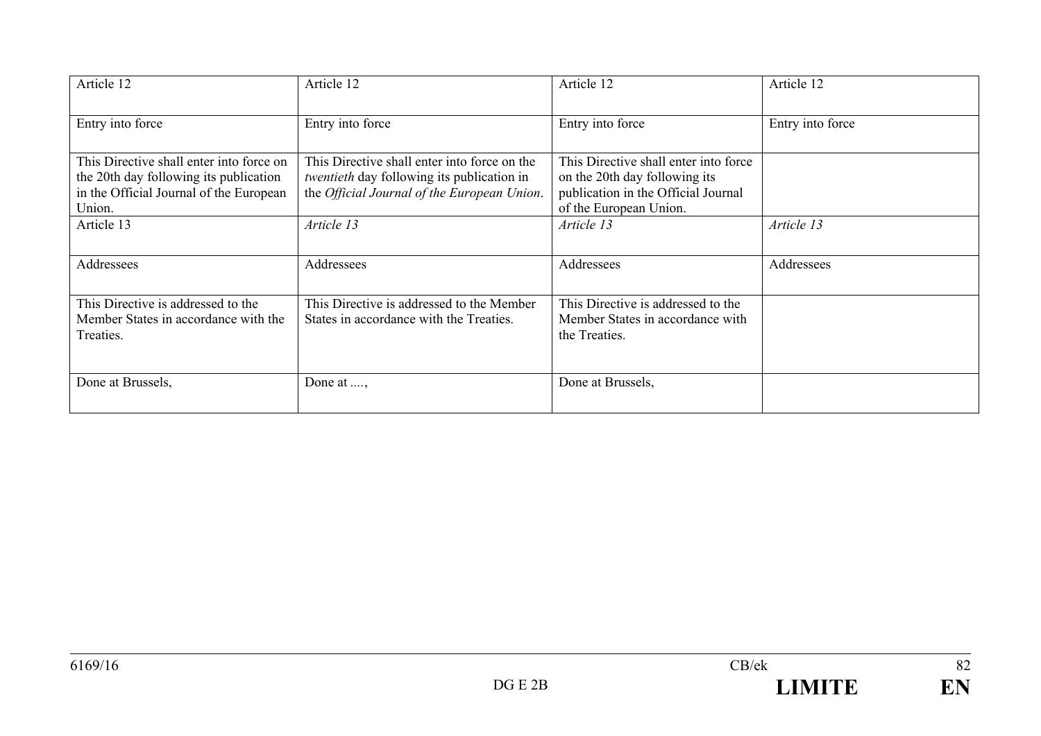| Article 12 | Article 12 | Article 12 | Article 12 |
|---|---|---|---|
| Entry into force | Entry into force | Entry into force | Entry into force |
| This Directive shall enter into force on the 20th day following its publication in the Official Journal of the European Union. | This Directive shall enter into force on the *twentieth* day following its publication in the *Official Journal of the European Union*. | This Directive shall enter into force on the 20th day following its publication in the Official Journal of the European Union. | |
| Article 13 | *Article 13* | *Article 13* | *Article 13* |
| Addressees | Addressees | Addressees | Addressees |
| This Directive is addressed to the Member States in accordance with the Treaties. | This Directive is addressed to the Member States in accordance with the Treaties. | This Directive is addressed to the Member States in accordance with the Treaties. | |
| Done at Brussels, | Done at ...., | Done at Brussels, | |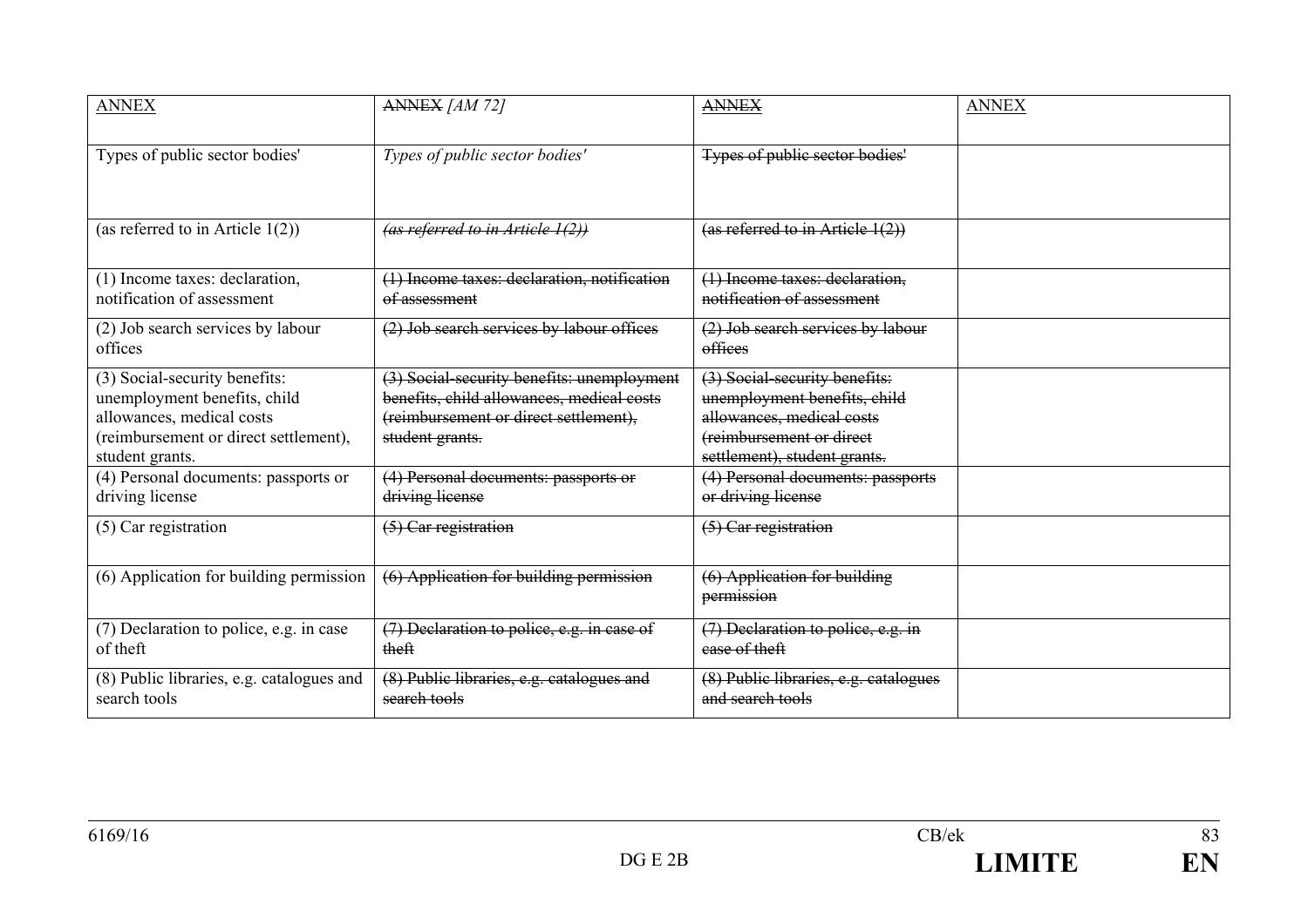| ANNEX | ~~ANNEX~~ *[AM 72]* | ~~ANNEX~~ | ANNEX |
|---|---|---|---|
| Types of public sector bodies' | *Types of public sector bodies'* | ~~Types of public sector bodies'~~ | |
| (as referred to in Article 1(2)) | ~~*(as referred to in Article 1(2))*~~ | ~~(as referred to in Article 1(2))~~ | |
| (1) Income taxes: declaration, notification of assessment | ~~(1) Income taxes: declaration, notification of assessment~~ | ~~(1) Income taxes: declaration, notification of assessment~~ | |
| (2) Job search services by labour offices | ~~(2) Job search services by labour offices~~ | ~~(2) Job search services by labour offices~~ | |
| (3) Social-security benefits: unemployment benefits, child allowances, medical costs (reimbursement or direct settlement), student grants. | ~~(3) Social-security benefits: unemployment benefits, child allowances, medical costs (reimbursement or direct settlement), student grants.~~ | ~~(3) Social-security benefits: unemployment benefits, child allowances, medical costs (reimbursement or direct settlement), student grants.~~ | |
| (4) Personal documents: passports or driving license | ~~(4) Personal documents: passports or driving license~~ | ~~(4) Personal documents: passports or driving license~~ | |
| (5) Car registration | ~~(5) Car registration~~ | ~~(5) Car registration~~ | |
| (6) Application for building permission | ~~(6) Application for building permission~~ | ~~(6) Application for building permission~~ | |
| (7) Declaration to police, e.g. in case of theft | ~~(7) Declaration to police, e.g. in case of theft~~ | ~~(7) Declaration to police, e.g. in case of theft~~ | |
| (8) Public libraries, e.g. catalogues and search tools | ~~(8) Public libraries, e.g. catalogues and search tools~~ | ~~(8) Public libraries, e.g. catalogues and search tools~~ | |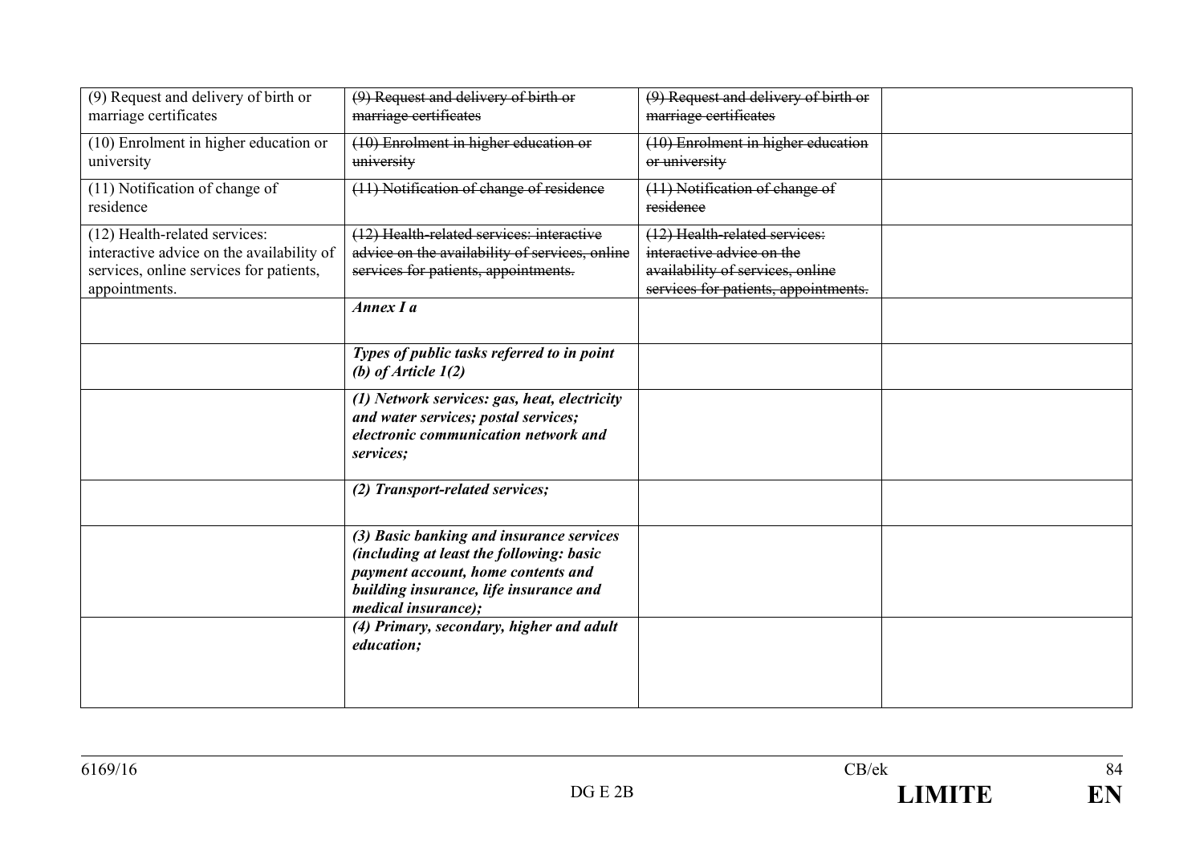| | | | |
|---|---|---|---|
| (9) Request and delivery of birth or marriage certificates | ~~(9) Request and delivery of birth or marriage certificates~~ | ~~(9) Request and delivery of birth or marriage certificates~~ | |
| (10) Enrolment in higher education or university | ~~(10) Enrolment in higher education or university~~ | ~~(10) Enrolment in higher education or university~~ | |
| (11) Notification of change of residence | ~~(11) Notification of change of residence~~ | ~~(11) Notification of change of residence~~ | |
| (12) Health-related services: interactive advice on the availability of services, online services for patients, appointments. | ~~(12) Health-related services: interactive advice on the availability of services, online services for patients, appointments.~~ | ~~(12) Health-related services: interactive advice on the availability of services, online services for patients, appointments.~~ | |
| | ***Annex I a*** | | |
| | ***Types of public tasks referred to in point (b) of Article 1(2)*** | | |
| | ***(1) Network services: gas, heat, electricity and water services; postal services; electronic communication network and services;*** | | |
| | ***(2) Transport-related services;*** | | |
| | ***(3) Basic banking and insurance services (including at least the following: basic payment account, home contents and building insurance, life insurance and medical insurance);*** | | |
| | ***(4) Primary, secondary, higher and adult education;*** | | |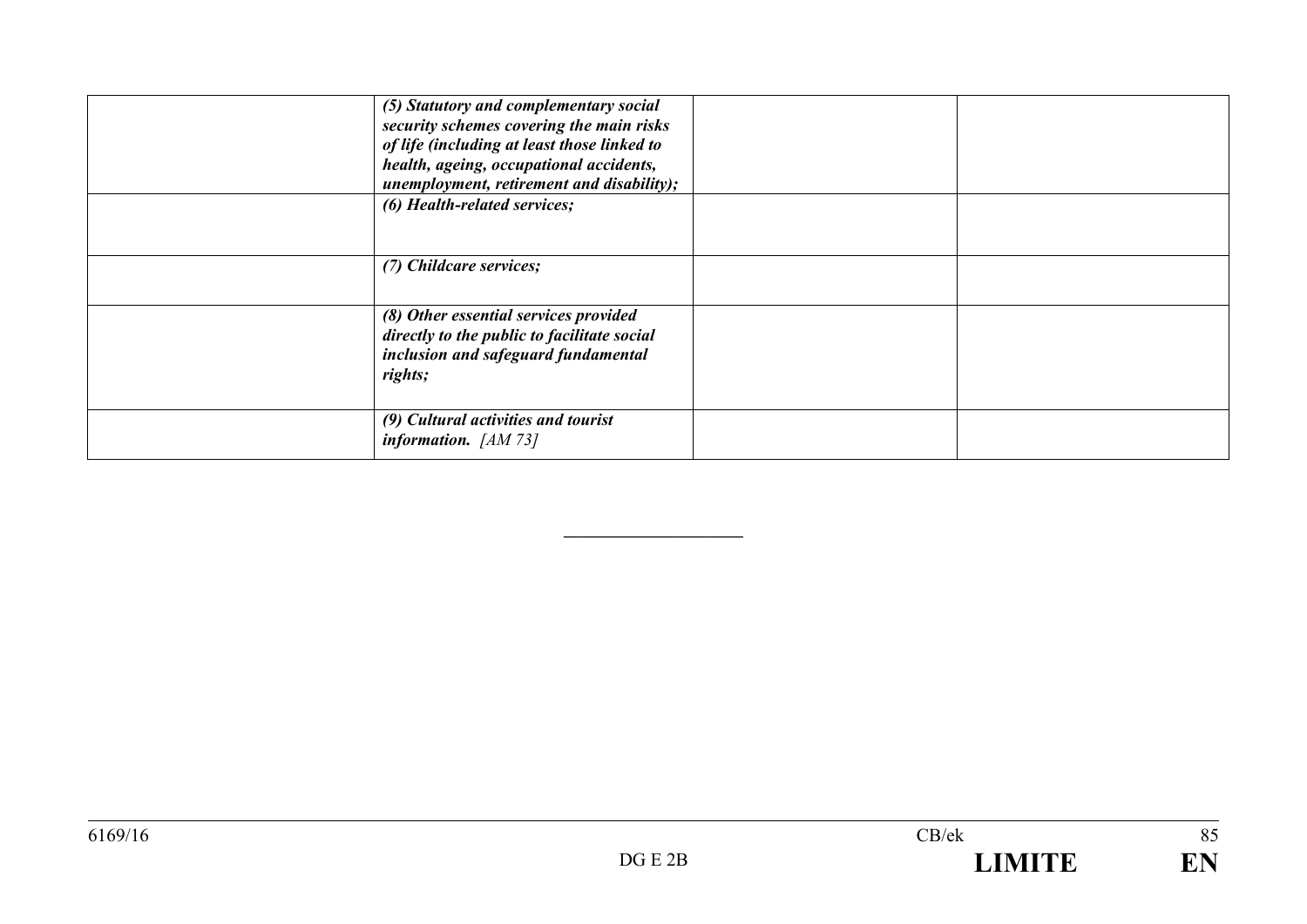| | | | |
|---|---|---|---|
| | ***(5) Statutory and complementary social security schemes covering the main risks of life (including at least those linked to health, ageing, occupational accidents, unemployment, retirement and disability);*** | | |
| | ***(6) Health-related services;*** | | |
| | ***(7) Childcare services;*** | | |
| | ***(8) Other essential services provided directly to the public to facilitate social inclusion and safeguard fundamental rights;*** | | |
| | ***(9) Cultural activities and tourist information.*** *[AM 73]* | | |

___________________